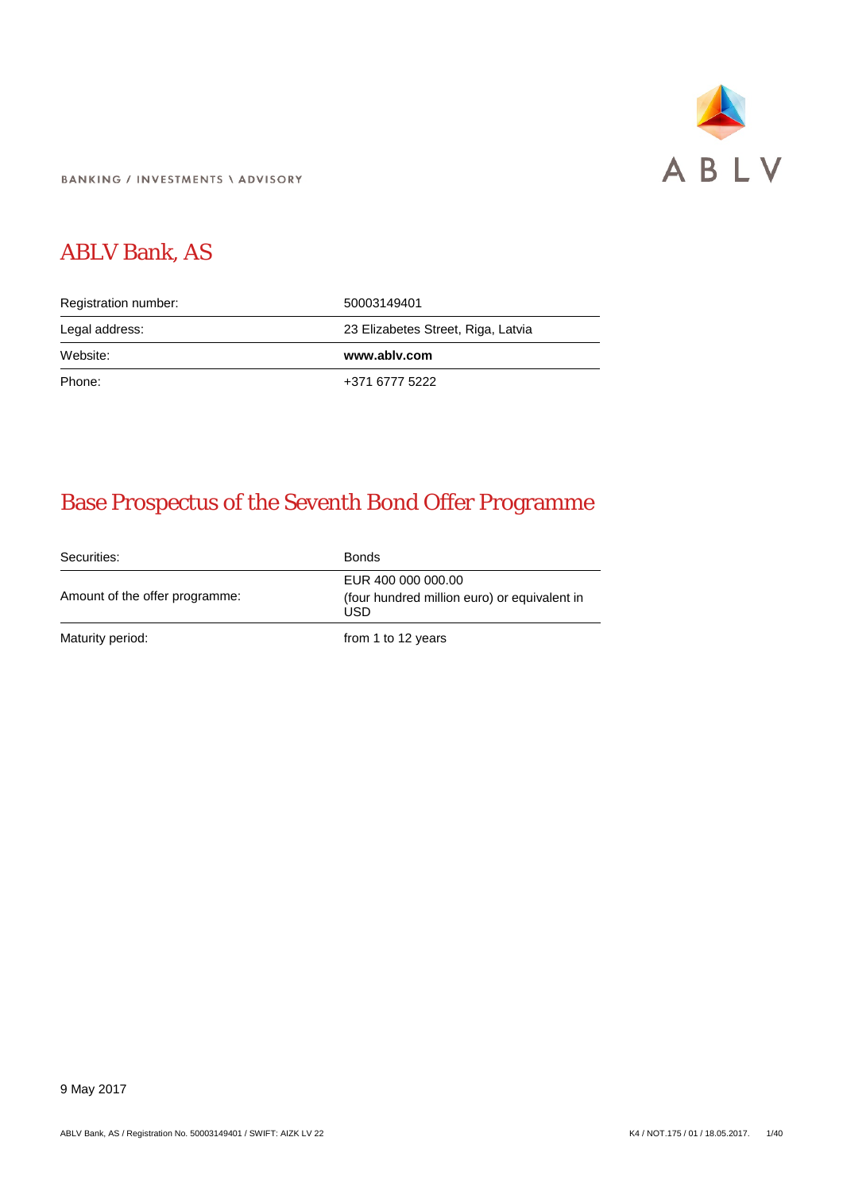BANKING / INVESTMENTS \ ADVISORY

# ABLV Bank, AS

| | |
|---|---|
| Registration number: | 50003149401 |
| Legal address: | 23 Elizabetes Street, Riga, Latvia |
| Website: | **www.ablv.com** |
| Phone: | +371 6777 5222 |

# Base Prospectus of the Seventh Bond Offer Programme

| | |
|---|---|
| Securities: | Bonds |
| Amount of the offer programme: | EUR 400 000 000.00 (four hundred million euro) or equivalent in USD |
| Maturity period: | from 1 to 12 years |

9 May 2017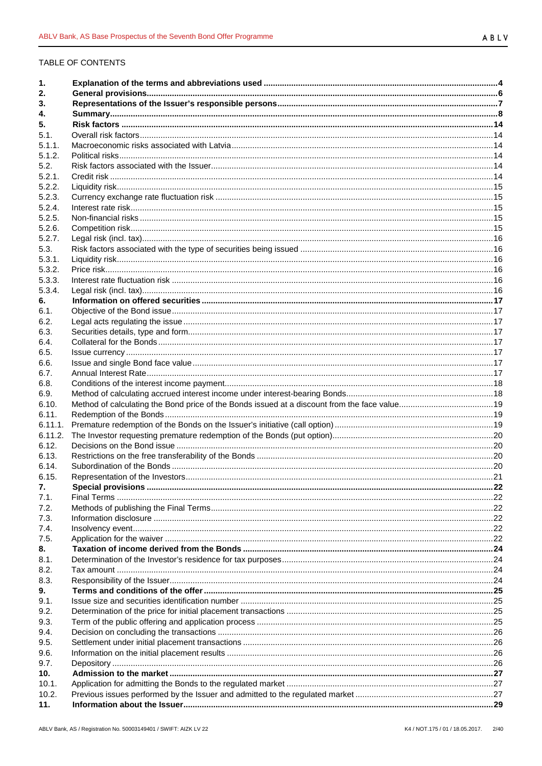TABLE OF CONTENTS

| | | |
|---|---|---|
| **1.** | **Explanation of the terms and abbreviations used** | **4** |
| **2.** | **General provisions** | **6** |
| **3.** | **Representations of the Issuer's responsible persons** | **7** |
| **4.** | **Summary** | **8** |
| **5.** | **Risk factors** | **14** |
| 5.1. | Overall risk factors | 14 |
| 5.1.1. | Macroeconomic risks associated with Latvia | 14 |
| 5.1.2. | Political risks | 14 |
| 5.2. | Risk factors associated with the Issuer | 14 |
| 5.2.1. | Credit risk | 14 |
| 5.2.2. | Liquidity risk | 15 |
| 5.2.3. | Currency exchange rate fluctuation risk | 15 |
| 5.2.4. | Interest rate risk | 15 |
| 5.2.5. | Non-financial risks | 15 |
| 5.2.6. | Competition risk | 15 |
| 5.2.7. | Legal risk (incl. tax) | 16 |
| 5.3. | Risk factors associated with the type of securities being issued | 16 |
| 5.3.1. | Liquidity risk | 16 |
| 5.3.2. | Price risk | 16 |
| 5.3.3. | Interest rate fluctuation risk | 16 |
| 5.3.4. | Legal risk (incl. tax) | 16 |
| **6.** | **Information on offered securities** | **17** |
| 6.1. | Objective of the Bond issue | 17 |
| 6.2. | Legal acts regulating the issue | 17 |
| 6.3. | Securities details, type and form | 17 |
| 6.4. | Collateral for the Bonds | 17 |
| 6.5. | Issue currency | 17 |
| 6.6. | Issue and single Bond face value | 17 |
| 6.7. | Annual Interest Rate | 17 |
| 6.8. | Conditions of the interest income payment | 18 |
| 6.9. | Method of calculating accrued interest income under interest-bearing Bonds | 18 |
| 6.10. | Method of calculating the Bond price of the Bonds issued at a discount from the face value | 19 |
| 6.11. | Redemption of the Bonds | 19 |
| 6.11.1. | Premature redemption of the Bonds on the Issuer's initiative (call option) | 19 |
| 6.11.2. | The Investor requesting premature redemption of the Bonds (put option) | 20 |
| 6.12. | Decisions on the Bond issue | 20 |
| 6.13. | Restrictions on the free transferability of the Bonds | 20 |
| 6.14. | Subordination of the Bonds | 20 |
| 6.15. | Representation of the Investors | 21 |
| **7.** | **Special provisions** | **22** |
| 7.1. | Final Terms | 22 |
| 7.2. | Methods of publishing the Final Terms | 22 |
| 7.3. | Information disclosure | 22 |
| 7.4. | Insolvency event | 22 |
| 7.5. | Application for the waiver | 22 |
| **8.** | **Taxation of income derived from the Bonds** | **24** |
| 8.1. | Determination of the Investor's residence for tax purposes | 24 |
| 8.2. | Tax amount | 24 |
| 8.3. | Responsibility of the Issuer | 24 |
| **9.** | **Terms and conditions of the offer** | **25** |
| 9.1. | Issue size and securities identification number | 25 |
| 9.2. | Determination of the price for initial placement transactions | 25 |
| 9.3. | Term of the public offering and application process | 25 |
| 9.4. | Decision on concluding the transactions | 26 |
| 9.5. | Settlement under initial placement transactions | 26 |
| 9.6. | Information on the initial placement results | 26 |
| 9.7. | Depository | 26 |
| **10.** | **Admission to the market** | **27** |
| 10.1. | Application for admitting the Bonds to the regulated market | 27 |
| 10.2. | Previous issues performed by the Issuer and admitted to the regulated market | 27 |
| **11.** | **Information about the Issuer** | **29** |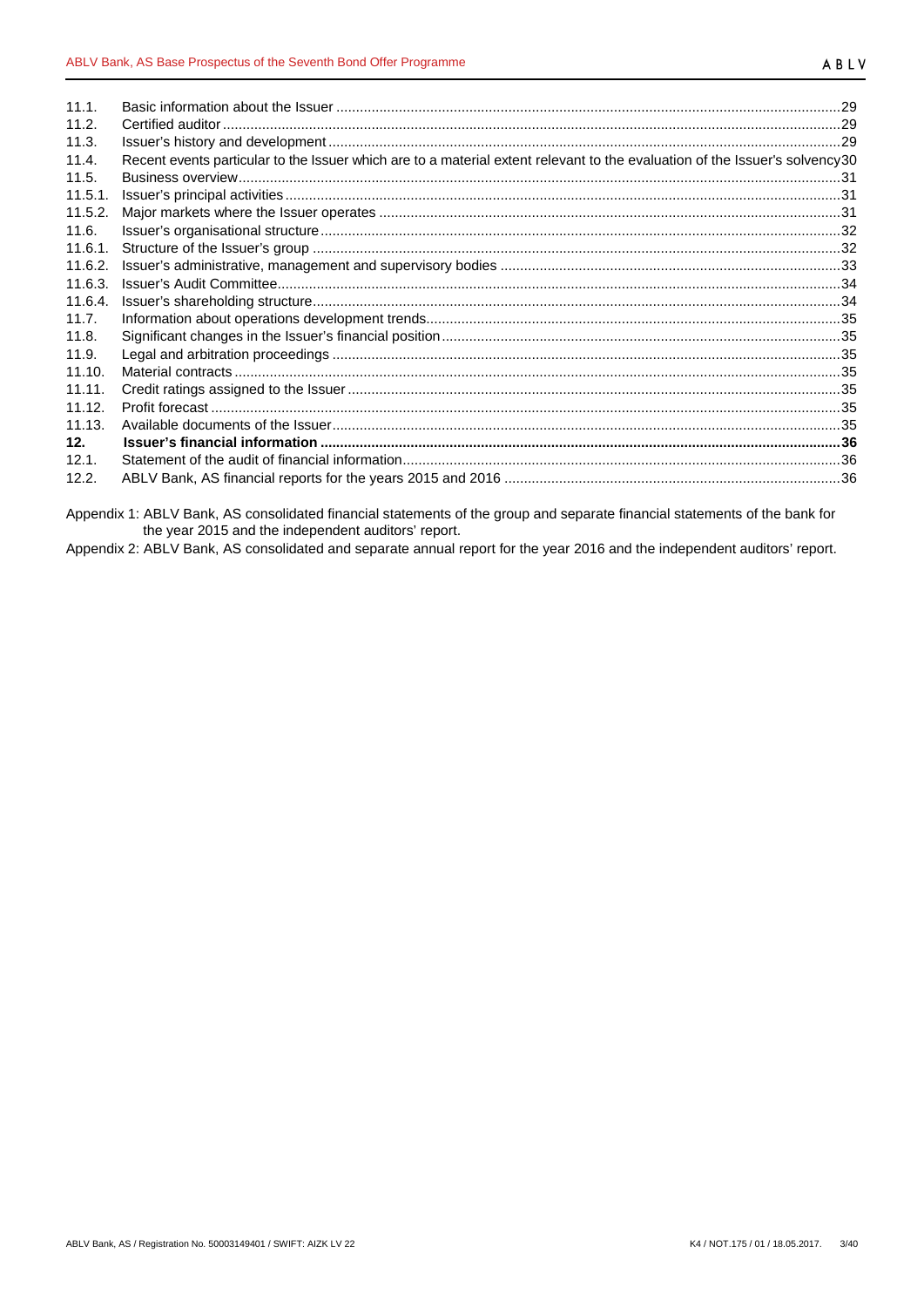| | | |
|---|---|---|
| 11.1. | Basic information about the Issuer | 29 |
| 11.2. | Certified auditor | 29 |
| 11.3. | Issuer's history and development | 29 |
| 11.4. | Recent events particular to the Issuer which are to a material extent relevant to the evaluation of the Issuer's solvency | 30 |
| 11.5. | Business overview | 31 |
| 11.5.1. | Issuer's principal activities | 31 |
| 11.5.2. | Major markets where the Issuer operates | 31 |
| 11.6. | Issuer's organisational structure | 32 |
| 11.6.1. | Structure of the Issuer's group | 32 |
| 11.6.2. | Issuer's administrative, management and supervisory bodies | 33 |
| 11.6.3. | Issuer's Audit Committee | 34 |
| 11.6.4. | Issuer's shareholding structure | 34 |
| 11.7. | Information about operations development trends | 35 |
| 11.8. | Significant changes in the Issuer's financial position | 35 |
| 11.9. | Legal and arbitration proceedings | 35 |
| 11.10. | Material contracts | 35 |
| 11.11. | Credit ratings assigned to the Issuer | 35 |
| 11.12. | Profit forecast | 35 |
| 11.13. | Available documents of the Issuer | 35 |
| **12.** | **Issuer's financial information** | **36** |
| 12.1. | Statement of the audit of financial information | 36 |
| 12.2. | ABLV Bank, AS financial reports for the years 2015 and 2016 | 36 |

Appendix 1: ABLV Bank, AS consolidated financial statements of the group and separate financial statements of the bank for the year 2015 and the independent auditors' report.

Appendix 2: ABLV Bank, AS consolidated and separate annual report for the year 2016 and the independent auditors' report.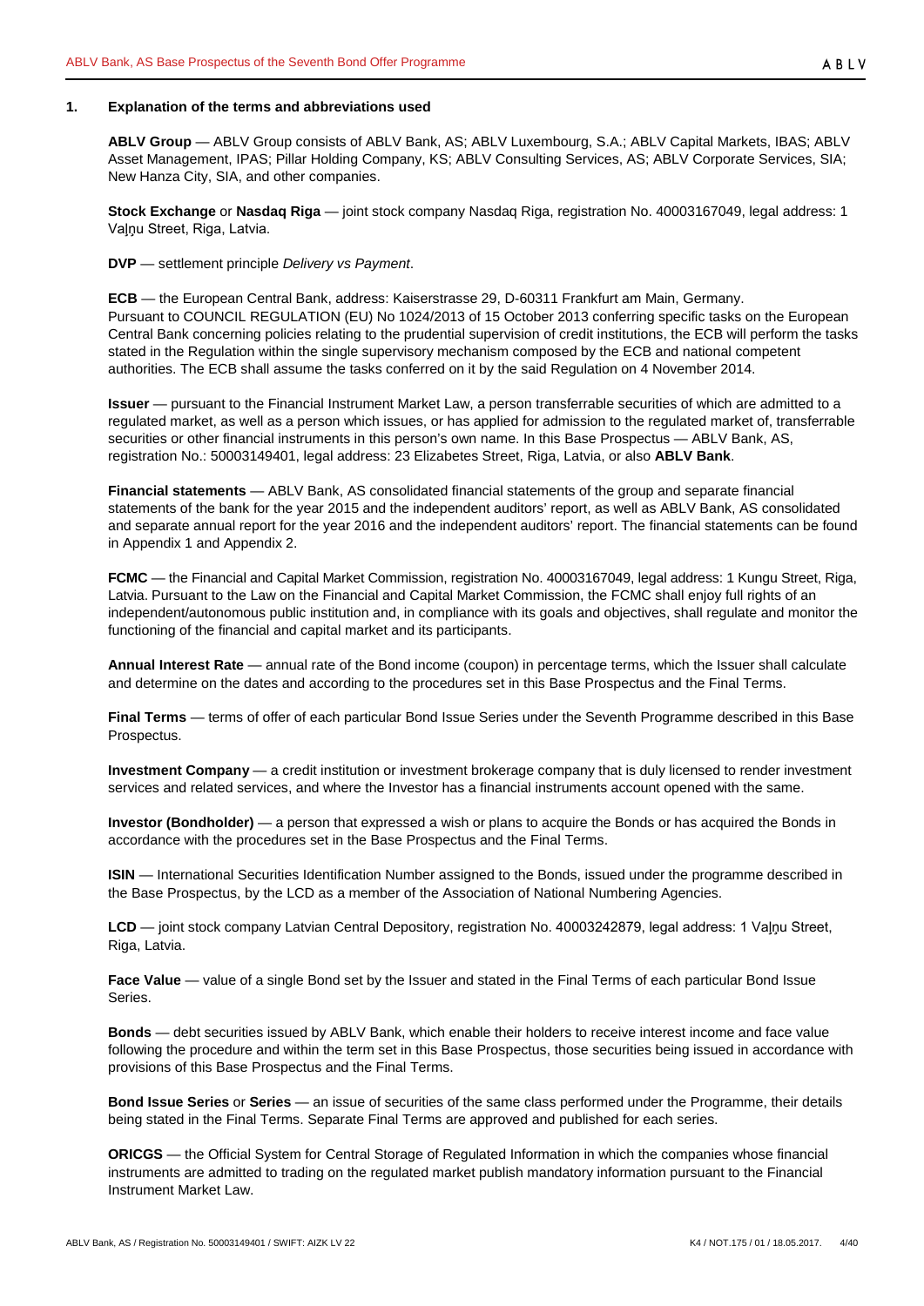## 1. Explanation of the terms and abbreviations used

**ABLV Group** — ABLV Group consists of ABLV Bank, AS; ABLV Luxembourg, S.A.; ABLV Capital Markets, IBAS; ABLV Asset Management, IPAS; Pillar Holding Company, KS; ABLV Consulting Services, AS; ABLV Corporate Services, SIA; New Hanza City, SIA, and other companies.

**Stock Exchange** or **Nasdaq Riga** — joint stock company Nasdaq Riga, registration No. 40003167049, legal address: 1 Vaļņu Street, Riga, Latvia.

**DVP** — settlement principle *Delivery vs Payment*.

**ECB** — the European Central Bank, address: Kaiserstrasse 29, D-60311 Frankfurt am Main, Germany. Pursuant to COUNCIL REGULATION (EU) No 1024/2013 of 15 October 2013 conferring specific tasks on the European Central Bank concerning policies relating to the prudential supervision of credit institutions, the ECB will perform the tasks stated in the Regulation within the single supervisory mechanism composed by the ECB and national competent authorities. The ECB shall assume the tasks conferred on it by the said Regulation on 4 November 2014.

**Issuer** — pursuant to the Financial Instrument Market Law, a person transferrable securities of which are admitted to a regulated market, as well as a person which issues, or has applied for admission to the regulated market of, transferrable securities or other financial instruments in this person's own name. In this Base Prospectus — ABLV Bank, AS, registration No.: 50003149401, legal address: 23 Elizabetes Street, Riga, Latvia, or also **ABLV Bank**.

**Financial statements** — ABLV Bank, AS consolidated financial statements of the group and separate financial statements of the bank for the year 2015 and the independent auditors' report, as well as ABLV Bank, AS consolidated and separate annual report for the year 2016 and the independent auditors' report. The financial statements can be found in Appendix 1 and Appendix 2.

**FCMC** — the Financial and Capital Market Commission, registration No. 40003167049, legal address: 1 Kungu Street, Riga, Latvia. Pursuant to the Law on the Financial and Capital Market Commission, the FCMC shall enjoy full rights of an independent/autonomous public institution and, in compliance with its goals and objectives, shall regulate and monitor the functioning of the financial and capital market and its participants.

**Annual Interest Rate** — annual rate of the Bond income (coupon) in percentage terms, which the Issuer shall calculate and determine on the dates and according to the procedures set in this Base Prospectus and the Final Terms.

**Final Terms** — terms of offer of each particular Bond Issue Series under the Seventh Programme described in this Base Prospectus.

**Investment Company** — a credit institution or investment brokerage company that is duly licensed to render investment services and related services, and where the Investor has a financial instruments account opened with the same.

**Investor (Bondholder)** — a person that expressed a wish or plans to acquire the Bonds or has acquired the Bonds in accordance with the procedures set in the Base Prospectus and the Final Terms.

**ISIN** — International Securities Identification Number assigned to the Bonds, issued under the programme described in the Base Prospectus, by the LCD as a member of the Association of National Numbering Agencies.

**LCD** — joint stock company Latvian Central Depository, registration No. 40003242879, legal address: 1 Vaļņu Street, Riga, Latvia.

**Face Value** — value of a single Bond set by the Issuer and stated in the Final Terms of each particular Bond Issue Series.

**Bonds** — debt securities issued by ABLV Bank, which enable their holders to receive interest income and face value following the procedure and within the term set in this Base Prospectus, those securities being issued in accordance with provisions of this Base Prospectus and the Final Terms.

**Bond Issue Series** or **Series** — an issue of securities of the same class performed under the Programme, their details being stated in the Final Terms. Separate Final Terms are approved and published for each series.

**ORICGS** — the Official System for Central Storage of Regulated Information in which the companies whose financial instruments are admitted to trading on the regulated market publish mandatory information pursuant to the Financial Instrument Market Law.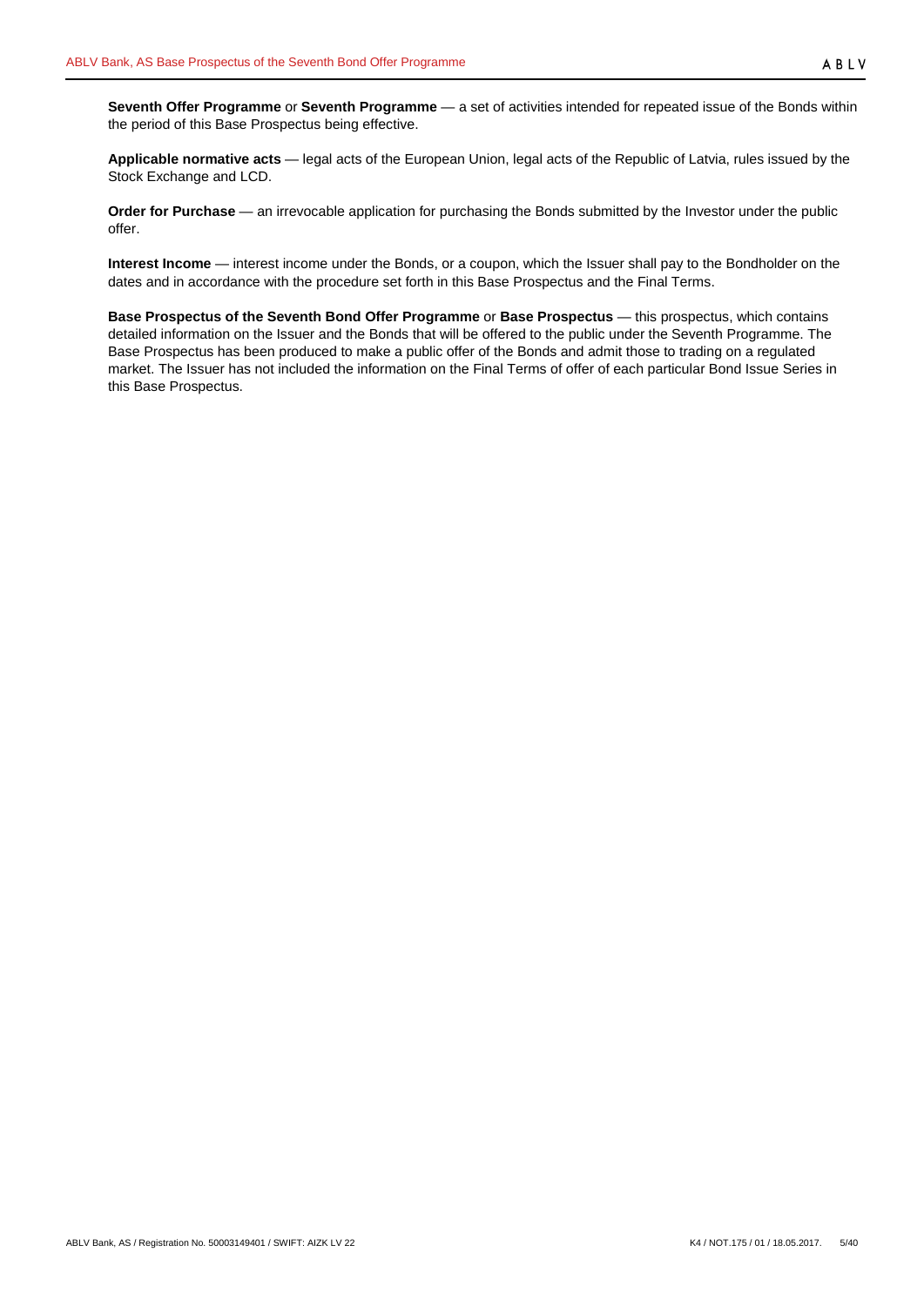**Seventh Offer Programme** or **Seventh Programme** — a set of activities intended for repeated issue of the Bonds within the period of this Base Prospectus being effective.

**Applicable normative acts** — legal acts of the European Union, legal acts of the Republic of Latvia, rules issued by the Stock Exchange and LCD.

**Order for Purchase** — an irrevocable application for purchasing the Bonds submitted by the Investor under the public offer.

**Interest Income** — interest income under the Bonds, or a coupon, which the Issuer shall pay to the Bondholder on the dates and in accordance with the procedure set forth in this Base Prospectus and the Final Terms.

**Base Prospectus of the Seventh Bond Offer Programme** or **Base Prospectus** — this prospectus, which contains detailed information on the Issuer and the Bonds that will be offered to the public under the Seventh Programme. The Base Prospectus has been produced to make a public offer of the Bonds and admit those to trading on a regulated market. The Issuer has not included the information on the Final Terms of offer of each particular Bond Issue Series in this Base Prospectus.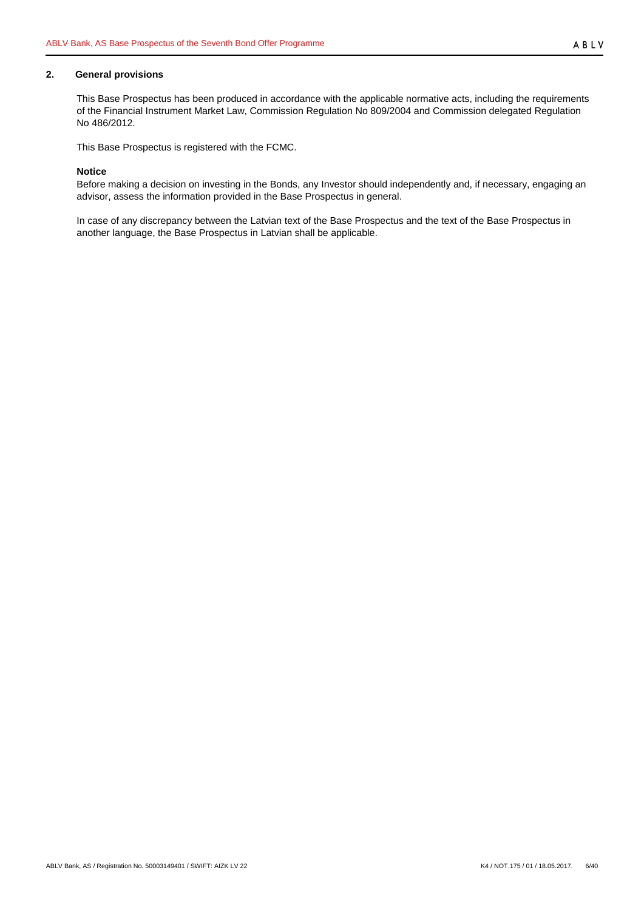## 2. General provisions

This Base Prospectus has been produced in accordance with the applicable normative acts, including the requirements of the Financial Instrument Market Law, Commission Regulation No 809/2004 and Commission delegated Regulation No 486/2012.

This Base Prospectus is registered with the FCMC.

**Notice**

Before making a decision on investing in the Bonds, any Investor should independently and, if necessary, engaging an advisor, assess the information provided in the Base Prospectus in general.

In case of any discrepancy between the Latvian text of the Base Prospectus and the text of the Base Prospectus in another language, the Base Prospectus in Latvian shall be applicable.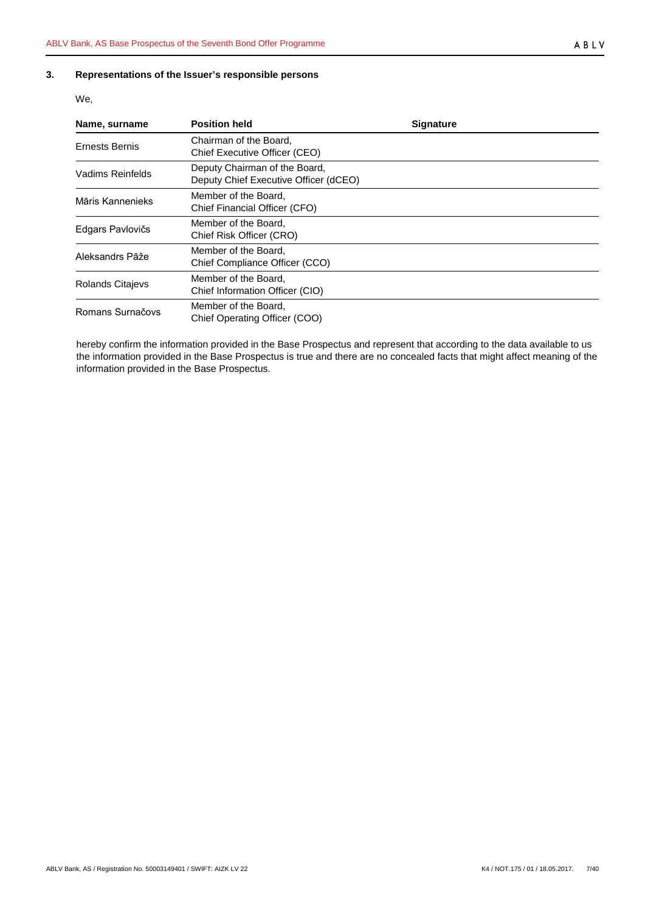## 3. Representations of the Issuer's responsible persons

We,

| Name, surname | Position held | Signature |
| --- | --- | --- |
| Ernests Bernis | Chairman of the Board, Chief Executive Officer (CEO) | |
| Vadims Reinfelds | Deputy Chairman of the Board, Deputy Chief Executive Officer (dCEO) | |
| Māris Kannenieks | Member of the Board, Chief Financial Officer (CFO) | |
| Edgars Pavlovičs | Member of the Board, Chief Risk Officer (CRO) | |
| Aleksandrs Pāže | Member of the Board, Chief Compliance Officer (CCO) | |
| Rolands Citajevs | Member of the Board, Chief Information Officer (CIO) | |
| Romans Surnačovs | Member of the Board, Chief Operating Officer (COO) | |

hereby confirm the information provided in the Base Prospectus and represent that according to the data available to us the information provided in the Base Prospectus is true and there are no concealed facts that might affect meaning of the information provided in the Base Prospectus.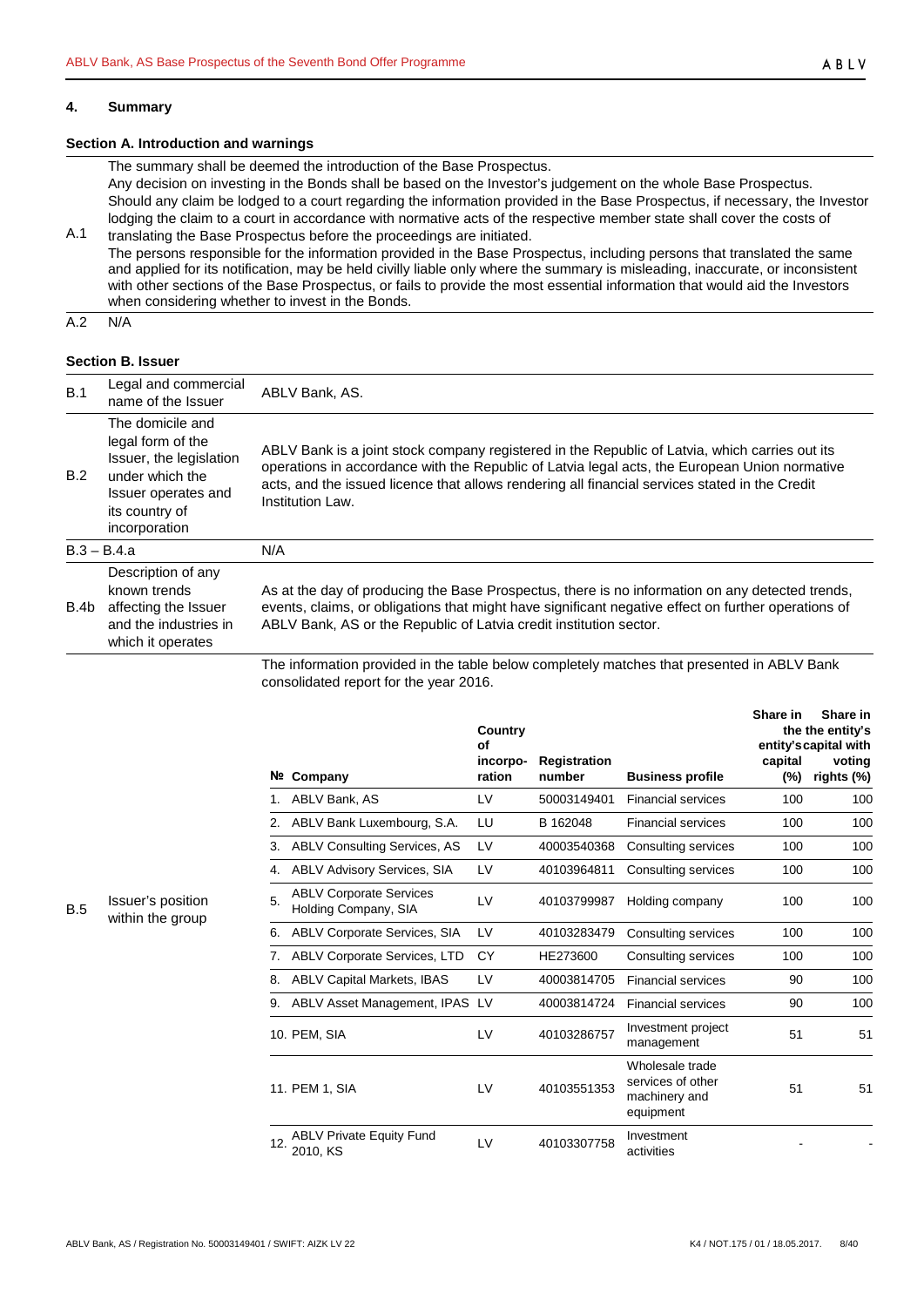## 4. Summary

### Section A. Introduction and warnings

| | |
|---|---|
| A.1 | The summary shall be deemed the introduction of the Base Prospectus.<br>Any decision on investing in the Bonds shall be based on the Investor's judgement on the whole Base Prospectus.<br>Should any claim be lodged to a court regarding the information provided in the Base Prospectus, if necessary, the Investor lodging the claim to a court in accordance with normative acts of the respective member state shall cover the costs of translating the Base Prospectus before the proceedings are initiated.<br>The persons responsible for the information provided in the Base Prospectus, including persons that translated the same and applied for its notification, may be held civilly liable only where the summary is misleading, inaccurate, or inconsistent with other sections of the Base Prospectus, or fails to provide the most essential information that would aid the Investors when considering whether to invest in the Bonds. |
| A.2 | N/A |

### Section B. Issuer

| | | |
|---|---|---|
| B.1 | Legal and commercial name of the Issuer | ABLV Bank, AS. |
| B.2 | The domicile and legal form of the Issuer, the legislation under which the Issuer operates and its country of incorporation | ABLV Bank is a joint stock company registered in the Republic of Latvia, which carries out its operations in accordance with the Republic of Latvia legal acts, the European Union normative acts, and the issued licence that allows rendering all financial services stated in the Credit Institution Law. |
| B.3 – B.4.a | | N/A |
| B.4b | Description of any known trends affecting the Issuer and the industries in which it operates | As at the day of producing the Base Prospectus, there is no information on any detected trends, events, claims, or obligations that might have significant negative effect on further operations of ABLV Bank, AS or the Republic of Latvia credit institution sector. |
| B.5 | Issuer's position within the group | The information provided in the table below completely matches that presented in ABLV Bank consolidated report for the year 2016. |

| № | Company | Country of incorpo-ration | Registration number | Business profile | Share in the entity's capital (%) | Share in the entity's voting rights (%) |
|---|---|---|---|---|---|---|
| 1. | ABLV Bank, AS | LV | 50003149401 | Financial services | 100 | 100 |
| 2. | ABLV Bank Luxembourg, S.A. | LU | B 162048 | Financial services | 100 | 100 |
| 3. | ABLV Consulting Services, AS | LV | 40003540368 | Consulting services | 100 | 100 |
| 4. | ABLV Advisory Services, SIA | LV | 40103964811 | Consulting services | 100 | 100 |
| 5. | ABLV Corporate Services Holding Company, SIA | LV | 40103799987 | Holding company | 100 | 100 |
| 6. | ABLV Corporate Services, SIA | LV | 40103283479 | Consulting services | 100 | 100 |
| 7. | ABLV Corporate Services, LTD | CY | HE273600 | Consulting services | 100 | 100 |
| 8. | ABLV Capital Markets, IBAS | LV | 40003814705 | Financial services | 90 | 100 |
| 9. | ABLV Asset Management, IPAS | LV | 40003814724 | Financial services | 90 | 100 |
| 10. | PEM, SIA | LV | 40103286757 | Investment project management | 51 | 51 |
| 11. | PEM 1, SIA | LV | 40103551353 | Wholesale trade services of other machinery and equipment | 51 | 51 |
| 12. | ABLV Private Equity Fund 2010, KS | LV | 40103307758 | Investment activities | - | - |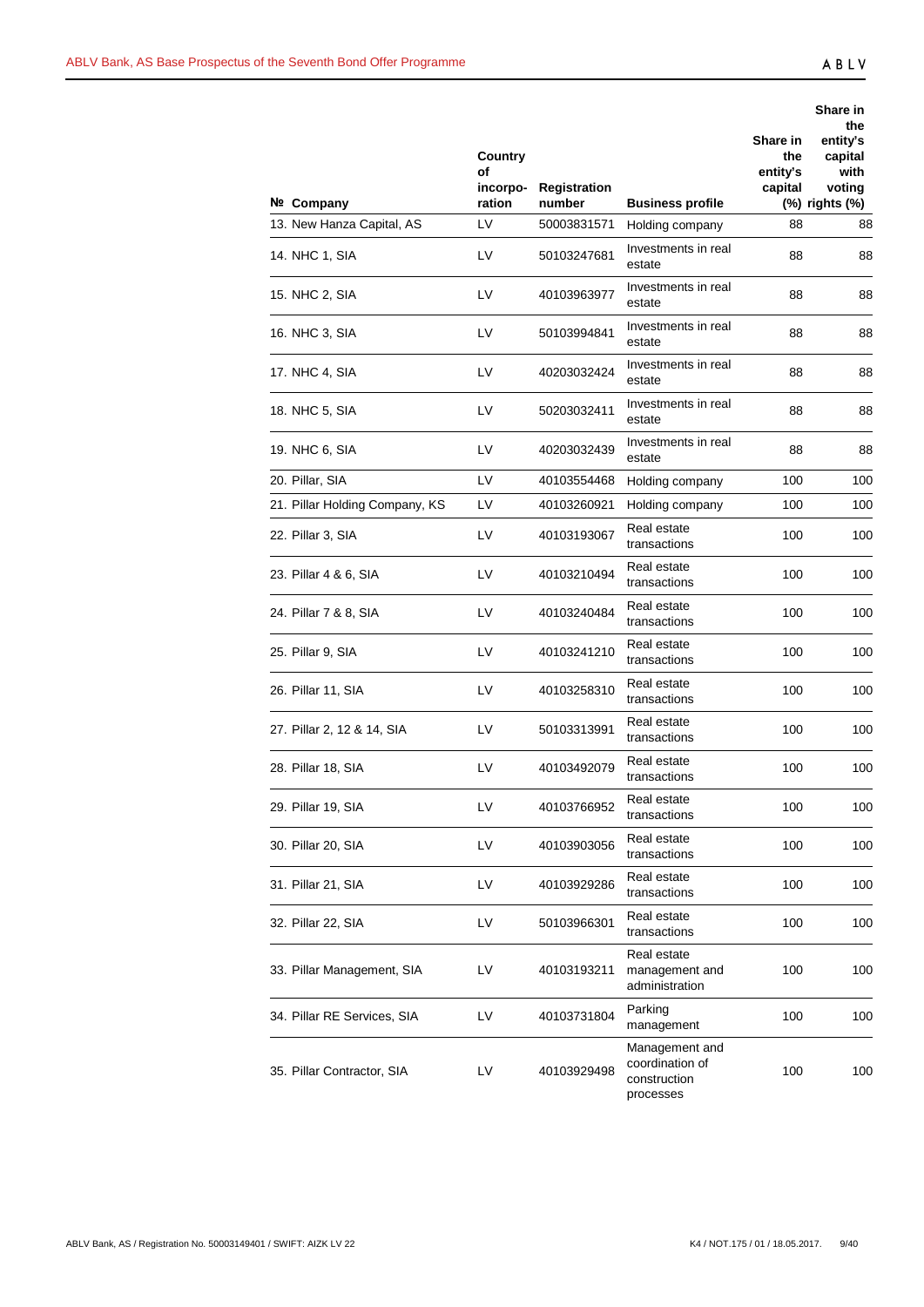| № | Company | Country of incorpo-ration | Registration number | Business profile | Share in the entity's capital (%) | Share in the entity's capital with voting rights (%) |
|---|---|---|---|---|---|---|
| 13. | New Hanza Capital, AS | LV | 50003831571 | Holding company | 88 | 88 |
| 14. | NHC 1, SIA | LV | 50103247681 | Investments in real estate | 88 | 88 |
| 15. | NHC 2, SIA | LV | 40103963977 | Investments in real estate | 88 | 88 |
| 16. | NHC 3, SIA | LV | 50103994841 | Investments in real estate | 88 | 88 |
| 17. | NHC 4, SIA | LV | 40203032424 | Investments in real estate | 88 | 88 |
| 18. | NHC 5, SIA | LV | 50203032411 | Investments in real estate | 88 | 88 |
| 19. | NHC 6, SIA | LV | 40203032439 | Investments in real estate | 88 | 88 |
| 20. | Pillar, SIA | LV | 40103554468 | Holding company | 100 | 100 |
| 21. | Pillar Holding Company, KS | LV | 40103260921 | Holding company | 100 | 100 |
| 22. | Pillar 3, SIA | LV | 40103193067 | Real estate transactions | 100 | 100 |
| 23. | Pillar 4 & 6, SIA | LV | 40103210494 | Real estate transactions | 100 | 100 |
| 24. | Pillar 7 & 8, SIA | LV | 40103240484 | Real estate transactions | 100 | 100 |
| 25. | Pillar 9, SIA | LV | 40103241210 | Real estate transactions | 100 | 100 |
| 26. | Pillar 11, SIA | LV | 40103258310 | Real estate transactions | 100 | 100 |
| 27. | Pillar 2, 12 & 14, SIA | LV | 50103313991 | Real estate transactions | 100 | 100 |
| 28. | Pillar 18, SIA | LV | 40103492079 | Real estate transactions | 100 | 100 |
| 29. | Pillar 19, SIA | LV | 40103766952 | Real estate transactions | 100 | 100 |
| 30. | Pillar 20, SIA | LV | 40103903056 | Real estate transactions | 100 | 100 |
| 31. | Pillar 21, SIA | LV | 40103929286 | Real estate transactions | 100 | 100 |
| 32. | Pillar 22, SIA | LV | 50103966301 | Real estate transactions | 100 | 100 |
| 33. | Pillar Management, SIA | LV | 40103193211 | Real estate management and administration | 100 | 100 |
| 34. | Pillar RE Services, SIA | LV | 40103731804 | Parking management | 100 | 100 |
| 35. | Pillar Contractor, SIA | LV | 40103929498 | Management and coordination of construction processes | 100 | 100 |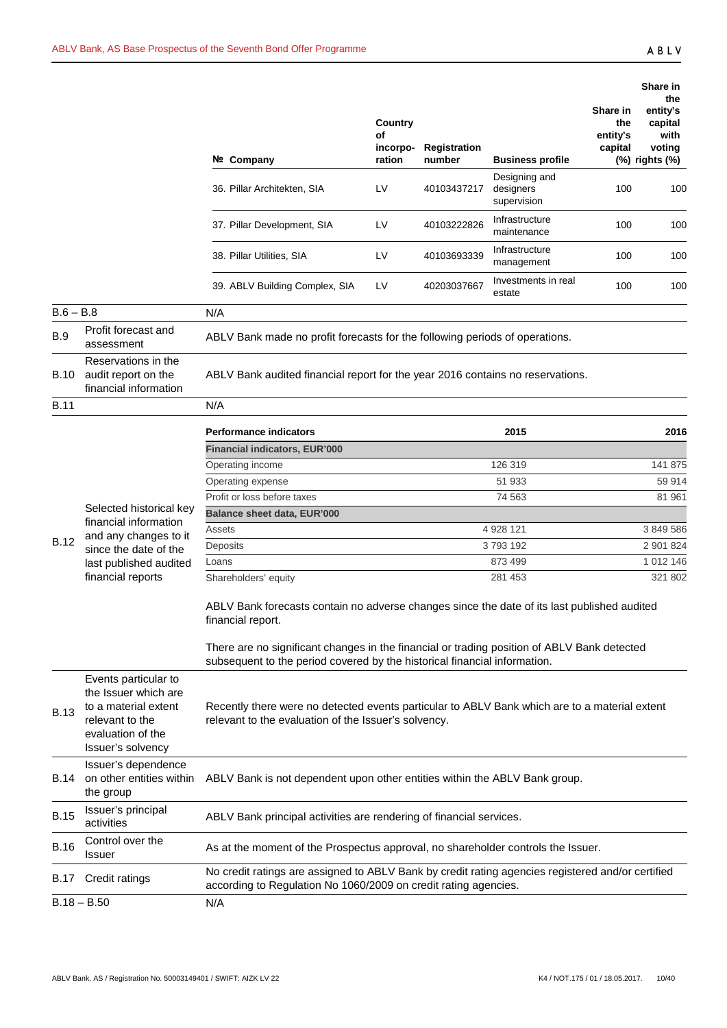| № Company | Country of incorporation | Registration number | Business profile | Share in the entity's capital (%) | Share in the entity's capital with voting rights (%) |
|---|---|---|---|---|---|
| 36. Pillar Architekten, SIA | LV | 40103437217 | Designing and designers supervision | 100 | 100 |
| 37. Pillar Development, SIA | LV | 40103222826 | Infrastructure maintenance | 100 | 100 |
| 38. Pillar Utilities, SIA | LV | 40103693339 | Infrastructure management | 100 | 100 |
| 39. ABLV Building Complex, SIA | LV | 40203037667 | Investments in real estate | 100 | 100 |

| | | |
|---|---|---|
| B.6 – B.8 | | N/A |
| B.9 | Profit forecast and assessment | ABLV Bank made no profit forecasts for the following periods of operations. |
| B.10 | Reservations in the audit report on the financial information | ABLV Bank audited financial report for the year 2016 contains no reservations. |
| B.11 | | N/A |
| B.12 | Selected historical key financial information and any changes to it since the date of the last published audited financial reports | See table and statements below |

| Performance indicators | 2015 | 2016 |
|---|---|---|
| **Financial indicators, EUR'000** | | |
| Operating income | 126 319 | 141 875 |
| Operating expense | 51 933 | 59 914 |
| Profit or loss before taxes | 74 563 | 81 961 |
| **Balance sheet data, EUR'000** | | |
| Assets | 4 928 121 | 3 849 586 |
| Deposits | 3 793 192 | 2 901 824 |
| Loans | 873 499 | 1 012 146 |
| Shareholders' equity | 281 453 | 321 802 |

ABLV Bank forecasts contain no adverse changes since the date of its last published audited financial report.

There are no significant changes in the financial or trading position of ABLV Bank detected subsequent to the period covered by the historical financial information.

| | | |
|---|---|---|
| B.13 | Events particular to the Issuer which are to a material extent relevant to the evaluation of the Issuer's solvency | Recently there were no detected events particular to ABLV Bank which are to a material extent relevant to the evaluation of the Issuer's solvency. |
| B.14 | Issuer's dependence on other entities within the group | ABLV Bank is not dependent upon other entities within the ABLV Bank group. |
| B.15 | Issuer's principal activities | ABLV Bank principal activities are rendering of financial services. |
| B.16 | Control over the Issuer | As at the moment of the Prospectus approval, no shareholder controls the Issuer. |
| B.17 | Credit ratings | No credit ratings are assigned to ABLV Bank by credit rating agencies registered and/or certified according to Regulation No 1060/2009 on credit rating agencies. |
| B.18 – B.50 | | N/A |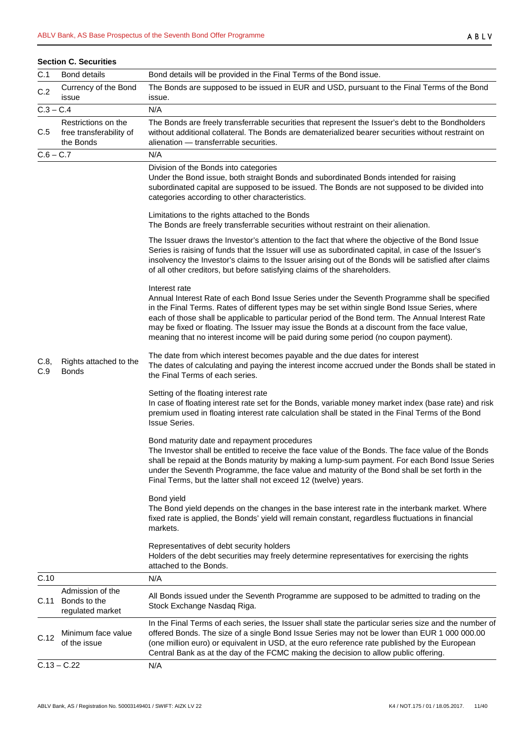**Section C. Securities**

| | | |
|---|---|---|
| C.1 | Bond details | Bond details will be provided in the Final Terms of the Bond issue. |
| C.2 | Currency of the Bond issue | The Bonds are supposed to be issued in EUR and USD, pursuant to the Final Terms of the Bond issue. |
| C.3 – C.4 | | N/A |
| C.5 | Restrictions on the free transferability of the Bonds | The Bonds are freely transferrable securities that represent the Issuer's debt to the Bondholders without additional collateral. The Bonds are dematerialized bearer securities without restraint on alienation — transferrable securities. |
| C.6 – C.7 | | N/A |
| C.8, C.9 | Rights attached to the Bonds | Division of the Bonds into categories<br>Under the Bond issue, both straight Bonds and subordinated Bonds intended for raising subordinated capital are supposed to be issued. The Bonds are not supposed to be divided into categories according to other characteristics.<br><br>Limitations to the rights attached to the Bonds<br>The Bonds are freely transferrable securities without restraint on their alienation.<br><br>The Issuer draws the Investor's attention to the fact that where the objective of the Bond Issue Series is raising of funds that the Issuer will use as subordinated capital, in case of the Issuer's insolvency the Investor's claims to the Issuer arising out of the Bonds will be satisfied after claims of all other creditors, but before satisfying claims of the shareholders.<br><br>Interest rate<br>Annual Interest Rate of each Bond Issue Series under the Seventh Programme shall be specified in the Final Terms. Rates of different types may be set within single Bond Issue Series, where each of those shall be applicable to particular period of the Bond term. The Annual Interest Rate may be fixed or floating. The Issuer may issue the Bonds at a discount from the face value, meaning that no interest income will be paid during some period (no coupon payment).<br><br>The date from which interest becomes payable and the due dates for interest<br>The dates of calculating and paying the interest income accrued under the Bonds shall be stated in the Final Terms of each series.<br><br>Setting of the floating interest rate<br>In case of floating interest rate set for the Bonds, variable money market index (base rate) and risk premium used in floating interest rate calculation shall be stated in the Final Terms of the Bond Issue Series.<br><br>Bond maturity date and repayment procedures<br>The Investor shall be entitled to receive the face value of the Bonds. The face value of the Bonds shall be repaid at the Bonds maturity by making a lump-sum payment. For each Bond Issue Series under the Seventh Programme, the face value and maturity of the Bond shall be set forth in the Final Terms, but the latter shall not exceed 12 (twelve) years.<br><br>Bond yield<br>The Bond yield depends on the changes in the base interest rate in the interbank market. Where fixed rate is applied, the Bonds' yield will remain constant, regardless fluctuations in financial markets.<br><br>Representatives of debt security holders<br>Holders of the debt securities may freely determine representatives for exercising the rights attached to the Bonds. |
| C.10 | | N/A |
| C.11 | Admission of the Bonds to the regulated market | All Bonds issued under the Seventh Programme are supposed to be admitted to trading on the Stock Exchange Nasdaq Riga. |
| C.12 | Minimum face value of the issue | In the Final Terms of each series, the Issuer shall state the particular series size and the number of offered Bonds. The size of a single Bond Issue Series may not be lower than EUR 1 000 000.00 (one million euro) or equivalent in USD, at the euro reference rate published by the European Central Bank as at the day of the FCMC making the decision to allow public offering. |
| C.13 – C.22 | | N/A |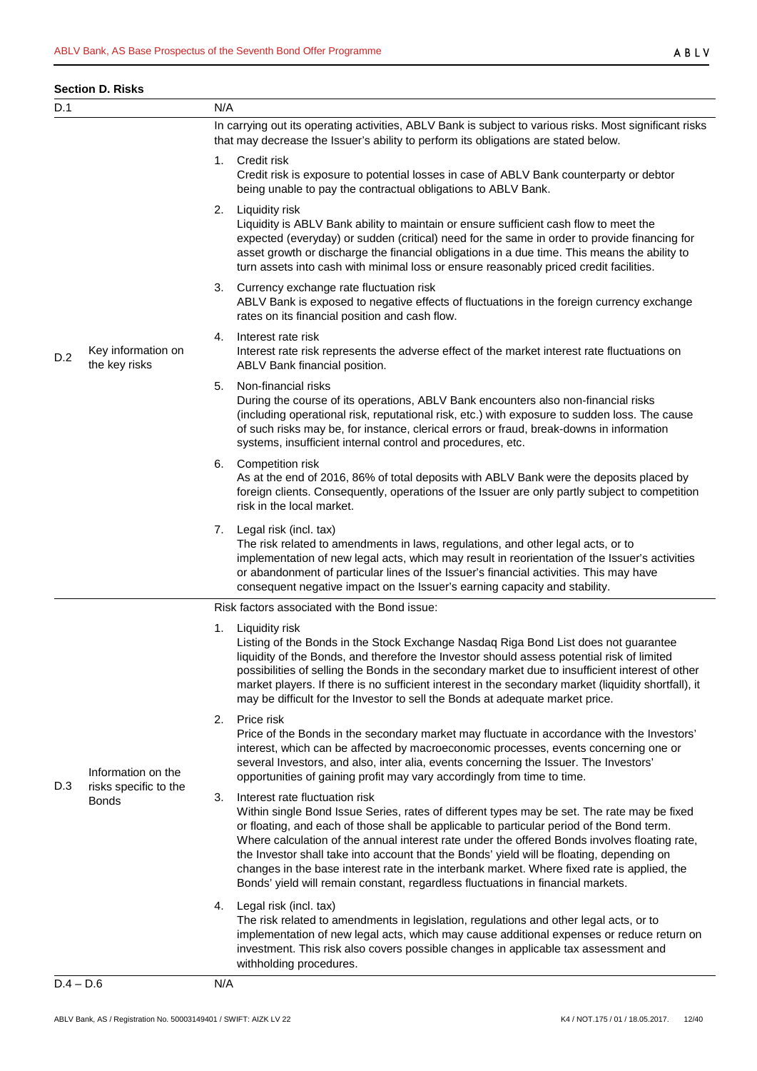**Section D. Risks**

| | | |
|---|---|---|
| D.1 | | N/A |
| D.2 | Key information on the key risks | In carrying out its operating activities, ABLV Bank is subject to various risks. Most significant risks that may decrease the Issuer's ability to perform its obligations are stated below.<br><br>1. Credit risk<br>Credit risk is exposure to potential losses in case of ABLV Bank counterparty or debtor being unable to pay the contractual obligations to ABLV Bank.<br><br>2. Liquidity risk<br>Liquidity is ABLV Bank ability to maintain or ensure sufficient cash flow to meet the expected (everyday) or sudden (critical) need for the same in order to provide financing for asset growth or discharge the financial obligations in a due time. This means the ability to turn assets into cash with minimal loss or ensure reasonably priced credit facilities.<br><br>3. Currency exchange rate fluctuation risk<br>ABLV Bank is exposed to negative effects of fluctuations in the foreign currency exchange rates on its financial position and cash flow.<br><br>4. Interest rate risk<br>Interest rate risk represents the adverse effect of the market interest rate fluctuations on ABLV Bank financial position.<br><br>5. Non-financial risks<br>During the course of its operations, ABLV Bank encounters also non-financial risks (including operational risk, reputational risk, etc.) with exposure to sudden loss. The cause of such risks may be, for instance, clerical errors or fraud, break-downs in information systems, insufficient internal control and procedures, etc.<br><br>6. Competition risk<br>As at the end of 2016, 86% of total deposits with ABLV Bank were the deposits placed by foreign clients. Consequently, operations of the Issuer are only partly subject to competition risk in the local market.<br><br>7. Legal risk (incl. tax)<br>The risk related to amendments in laws, regulations, and other legal acts, or to implementation of new legal acts, which may result in reorientation of the Issuer's activities or abandonment of particular lines of the Issuer's financial activities. This may have consequent negative impact on the Issuer's earning capacity and stability. |
| D.3 | Information on the risks specific to the Bonds | Risk factors associated with the Bond issue:<br><br>1. Liquidity risk<br>Listing of the Bonds in the Stock Exchange Nasdaq Riga Bond List does not guarantee liquidity of the Bonds, and therefore the Investor should assess potential risk of limited possibilities of selling the Bonds in the secondary market due to insufficient interest of other market players. If there is no sufficient interest in the secondary market (liquidity shortfall), it may be difficult for the Investor to sell the Bonds at adequate market price.<br><br>2. Price risk<br>Price of the Bonds in the secondary market may fluctuate in accordance with the Investors' interest, which can be affected by macroeconomic processes, events concerning one or several Investors, and also, inter alia, events concerning the Issuer. The Investors' opportunities of gaining profit may vary accordingly from time to time.<br><br>3. Interest rate fluctuation risk<br>Within single Bond Issue Series, rates of different types may be set. The rate may be fixed or floating, and each of those shall be applicable to particular period of the Bond term. Where calculation of the annual interest rate under the offered Bonds involves floating rate, the Investor shall take into account that the Bonds' yield will be floating, depending on changes in the base interest rate in the interbank market. Where fixed rate is applied, the Bonds' yield will remain constant, regardless fluctuations in financial markets.<br><br>4. Legal risk (incl. tax)<br>The risk related to amendments in legislation, regulations and other legal acts, or to implementation of new legal acts, which may cause additional expenses or reduce return on investment. This risk also covers possible changes in applicable tax assessment and withholding procedures. |
| D.4 – D.6 | | N/A |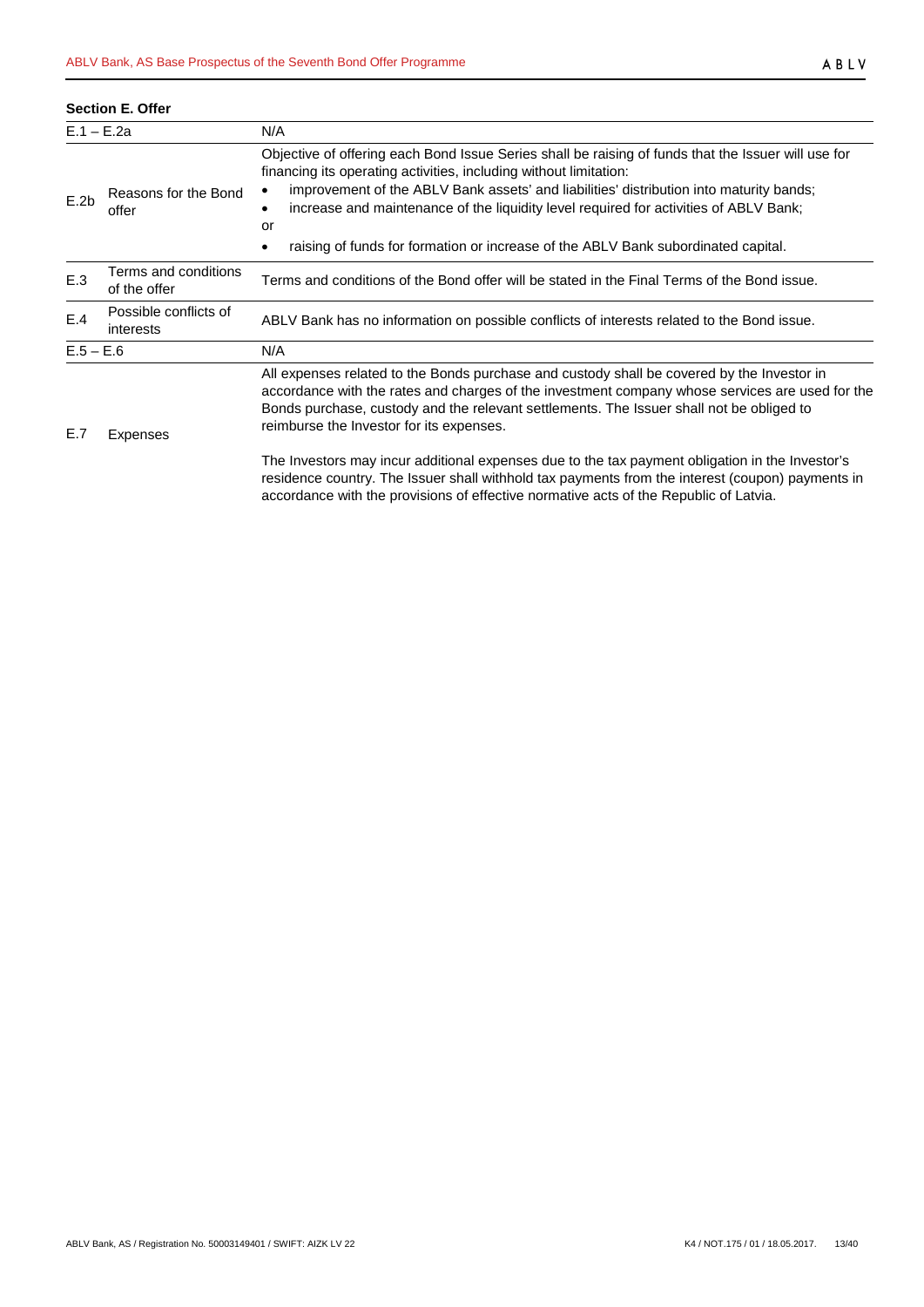**Section E. Offer**

| | | |
|---|---|---|
| E.1 – E.2a | | N/A |
| E.2b | Reasons for the Bond offer | Objective of offering each Bond Issue Series shall be raising of funds that the Issuer will use for financing its operating activities, including without limitation:<br>• improvement of the ABLV Bank assets' and liabilities' distribution into maturity bands;<br>• increase and maintenance of the liquidity level required for activities of ABLV Bank;<br>or<br>• raising of funds for formation or increase of the ABLV Bank subordinated capital. |
| E.3 | Terms and conditions of the offer | Terms and conditions of the Bond offer will be stated in the Final Terms of the Bond issue. |
| E.4 | Possible conflicts of interests | ABLV Bank has no information on possible conflicts of interests related to the Bond issue. |
| E.5 – E.6 | | N/A |
| E.7 | Expenses | All expenses related to the Bonds purchase and custody shall be covered by the Investor in accordance with the rates and charges of the investment company whose services are used for the Bonds purchase, custody and the relevant settlements. The Issuer shall not be obliged to reimburse the Investor for its expenses.<br><br>The Investors may incur additional expenses due to the tax payment obligation in the Investor's residence country. The Issuer shall withhold tax payments from the interest (coupon) payments in accordance with the provisions of effective normative acts of the Republic of Latvia. |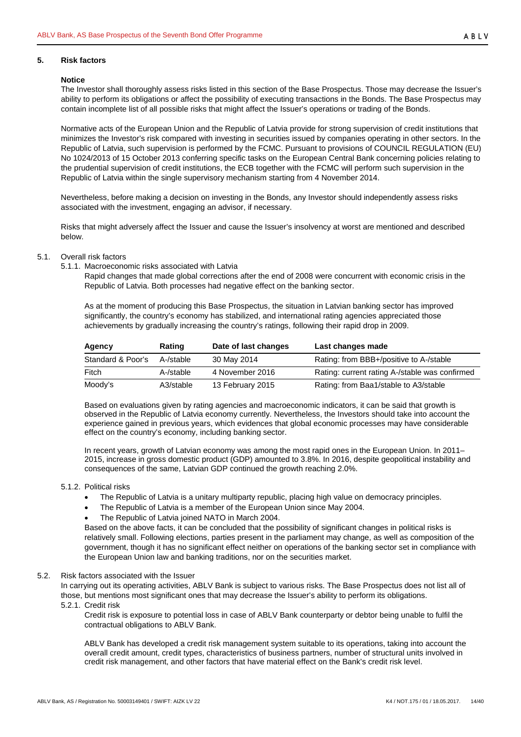## 5. Risk factors

**Notice**

The Investor shall thoroughly assess risks listed in this section of the Base Prospectus. Those may decrease the Issuer's ability to perform its obligations or affect the possibility of executing transactions in the Bonds. The Base Prospectus may contain incomplete list of all possible risks that might affect the Issuer's operations or trading of the Bonds.

Normative acts of the European Union and the Republic of Latvia provide for strong supervision of credit institutions that minimizes the Investor's risk compared with investing in securities issued by companies operating in other sectors. In the Republic of Latvia, such supervision is performed by the FCMC. Pursuant to provisions of COUNCIL REGULATION (EU) No 1024/2013 of 15 October 2013 conferring specific tasks on the European Central Bank concerning policies relating to the prudential supervision of credit institutions, the ECB together with the FCMC will perform such supervision in the Republic of Latvia within the single supervisory mechanism starting from 4 November 2014.

Nevertheless, before making a decision on investing in the Bonds, any Investor should independently assess risks associated with the investment, engaging an advisor, if necessary.

Risks that might adversely affect the Issuer and cause the Issuer's insolvency at worst are mentioned and described below.

### 5.1. Overall risk factors

#### 5.1.1. Macroeconomic risks associated with Latvia

Rapid changes that made global corrections after the end of 2008 were concurrent with economic crisis in the Republic of Latvia. Both processes had negative effect on the banking sector.

As at the moment of producing this Base Prospectus, the situation in Latvian banking sector has improved significantly, the country's economy has stabilized, and international rating agencies appreciated those achievements by gradually increasing the country's ratings, following their rapid drop in 2009.

| Agency | Rating | Date of last changes | Last changes made |
|---|---|---|---|
| Standard & Poor's | A-/stable | 30 May 2014 | Rating: from BBB+/positive to A-/stable |
| Fitch | A-/stable | 4 November 2016 | Rating: current rating A-/stable was confirmed |
| Moody's | A3/stable | 13 February 2015 | Rating: from Baa1/stable to A3/stable |

Based on evaluations given by rating agencies and macroeconomic indicators, it can be said that growth is observed in the Republic of Latvia economy currently. Nevertheless, the Investors should take into account the experience gained in previous years, which evidences that global economic processes may have considerable effect on the country's economy, including banking sector.

In recent years, growth of Latvian economy was among the most rapid ones in the European Union. In 2011–2015, increase in gross domestic product (GDP) amounted to 3.8%. In 2016, despite geopolitical instability and consequences of the same, Latvian GDP continued the growth reaching 2.0%.

#### 5.1.2. Political risks

- The Republic of Latvia is a unitary multiparty republic, placing high value on democracy principles.
- The Republic of Latvia is a member of the European Union since May 2004.
- The Republic of Latvia joined NATO in March 2004.

Based on the above facts, it can be concluded that the possibility of significant changes in political risks is relatively small. Following elections, parties present in the parliament may change, as well as composition of the government, though it has no significant effect neither on operations of the banking sector set in compliance with the European Union law and banking traditions, nor on the securities market.

### 5.2. Risk factors associated with the Issuer

In carrying out its operating activities, ABLV Bank is subject to various risks. The Base Prospectus does not list all of those, but mentions most significant ones that may decrease the Issuer's ability to perform its obligations.

#### 5.2.1. Credit risk

Credit risk is exposure to potential loss in case of ABLV Bank counterparty or debtor being unable to fulfil the contractual obligations to ABLV Bank.

ABLV Bank has developed a credit risk management system suitable to its operations, taking into account the overall credit amount, credit types, characteristics of business partners, number of structural units involved in credit risk management, and other factors that have material effect on the Bank's credit risk level.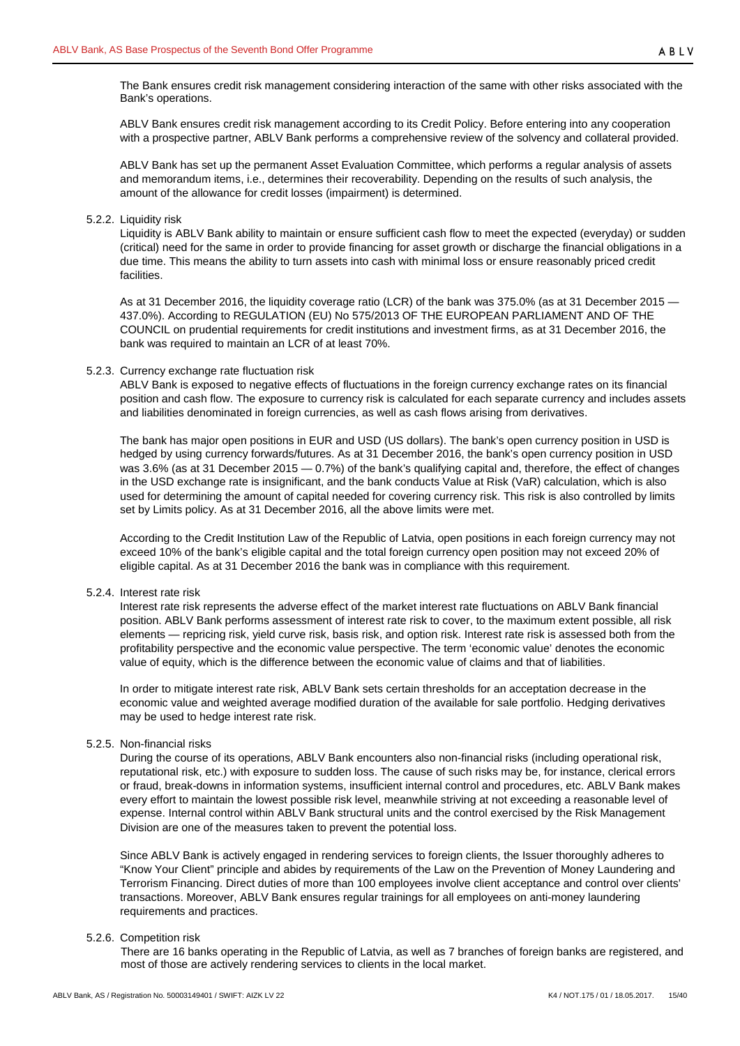The Bank ensures credit risk management considering interaction of the same with other risks associated with the Bank's operations.

ABLV Bank ensures credit risk management according to its Credit Policy. Before entering into any cooperation with a prospective partner, ABLV Bank performs a comprehensive review of the solvency and collateral provided.

ABLV Bank has set up the permanent Asset Evaluation Committee, which performs a regular analysis of assets and memorandum items, i.e., determines their recoverability. Depending on the results of such analysis, the amount of the allowance for credit losses (impairment) is determined.

### 5.2.2. Liquidity risk

Liquidity is ABLV Bank ability to maintain or ensure sufficient cash flow to meet the expected (everyday) or sudden (critical) need for the same in order to provide financing for asset growth or discharge the financial obligations in a due time. This means the ability to turn assets into cash with minimal loss or ensure reasonably priced credit facilities.

As at 31 December 2016, the liquidity coverage ratio (LCR) of the bank was 375.0% (as at 31 December 2015 — 437.0%). According to REGULATION (EU) No 575/2013 OF THE EUROPEAN PARLIAMENT AND OF THE COUNCIL on prudential requirements for credit institutions and investment firms, as at 31 December 2016, the bank was required to maintain an LCR of at least 70%.

### 5.2.3. Currency exchange rate fluctuation risk

ABLV Bank is exposed to negative effects of fluctuations in the foreign currency exchange rates on its financial position and cash flow. The exposure to currency risk is calculated for each separate currency and includes assets and liabilities denominated in foreign currencies, as well as cash flows arising from derivatives.

The bank has major open positions in EUR and USD (US dollars). The bank's open currency position in USD is hedged by using currency forwards/futures. As at 31 December 2016, the bank's open currency position in USD was 3.6% (as at 31 December 2015 — 0.7%) of the bank's qualifying capital and, therefore, the effect of changes in the USD exchange rate is insignificant, and the bank conducts Value at Risk (VaR) calculation, which is also used for determining the amount of capital needed for covering currency risk. This risk is also controlled by limits set by Limits policy. As at 31 December 2016, all the above limits were met.

According to the Credit Institution Law of the Republic of Latvia, open positions in each foreign currency may not exceed 10% of the bank's eligible capital and the total foreign currency open position may not exceed 20% of eligible capital. As at 31 December 2016 the bank was in compliance with this requirement.

### 5.2.4. Interest rate risk

Interest rate risk represents the adverse effect of the market interest rate fluctuations on ABLV Bank financial position. ABLV Bank performs assessment of interest rate risk to cover, to the maximum extent possible, all risk elements — repricing risk, yield curve risk, basis risk, and option risk. Interest rate risk is assessed both from the profitability perspective and the economic value perspective. The term 'economic value' denotes the economic value of equity, which is the difference between the economic value of claims and that of liabilities.

In order to mitigate interest rate risk, ABLV Bank sets certain thresholds for an acceptation decrease in the economic value and weighted average modified duration of the available for sale portfolio. Hedging derivatives may be used to hedge interest rate risk.

### 5.2.5. Non-financial risks

During the course of its operations, ABLV Bank encounters also non-financial risks (including operational risk, reputational risk, etc.) with exposure to sudden loss. The cause of such risks may be, for instance, clerical errors or fraud, break-downs in information systems, insufficient internal control and procedures, etc. ABLV Bank makes every effort to maintain the lowest possible risk level, meanwhile striving at not exceeding a reasonable level of expense. Internal control within ABLV Bank structural units and the control exercised by the Risk Management Division are one of the measures taken to prevent the potential loss.

Since ABLV Bank is actively engaged in rendering services to foreign clients, the Issuer thoroughly adheres to "Know Your Client" principle and abides by requirements of the Law on the Prevention of Money Laundering and Terrorism Financing. Direct duties of more than 100 employees involve client acceptance and control over clients' transactions. Moreover, ABLV Bank ensures regular trainings for all employees on anti-money laundering requirements and practices.

### 5.2.6. Competition risk

There are 16 banks operating in the Republic of Latvia, as well as 7 branches of foreign banks are registered, and most of those are actively rendering services to clients in the local market.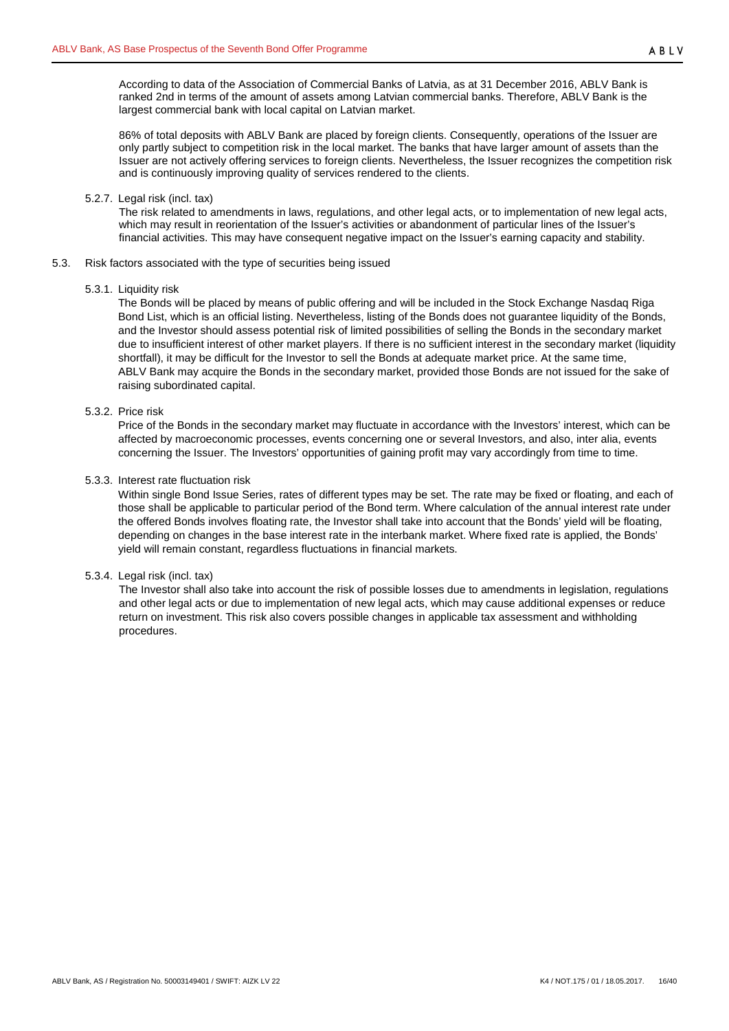According to data of the Association of Commercial Banks of Latvia, as at 31 December 2016, ABLV Bank is ranked 2nd in terms of the amount of assets among Latvian commercial banks. Therefore, ABLV Bank is the largest commercial bank with local capital on Latvian market.

86% of total deposits with ABLV Bank are placed by foreign clients. Consequently, operations of the Issuer are only partly subject to competition risk in the local market. The banks that have larger amount of assets than the Issuer are not actively offering services to foreign clients. Nevertheless, the Issuer recognizes the competition risk and is continuously improving quality of services rendered to the clients.

5.2.7. Legal risk (incl. tax)

The risk related to amendments in laws, regulations, and other legal acts, or to implementation of new legal acts, which may result in reorientation of the Issuer's activities or abandonment of particular lines of the Issuer's financial activities. This may have consequent negative impact on the Issuer's earning capacity and stability.

5.3. Risk factors associated with the type of securities being issued

5.3.1. Liquidity risk

The Bonds will be placed by means of public offering and will be included in the Stock Exchange Nasdaq Riga Bond List, which is an official listing. Nevertheless, listing of the Bonds does not guarantee liquidity of the Bonds, and the Investor should assess potential risk of limited possibilities of selling the Bonds in the secondary market due to insufficient interest of other market players. If there is no sufficient interest in the secondary market (liquidity shortfall), it may be difficult for the Investor to sell the Bonds at adequate market price. At the same time, ABLV Bank may acquire the Bonds in the secondary market, provided those Bonds are not issued for the sake of raising subordinated capital.

5.3.2. Price risk

Price of the Bonds in the secondary market may fluctuate in accordance with the Investors' interest, which can be affected by macroeconomic processes, events concerning one or several Investors, and also, inter alia, events concerning the Issuer. The Investors' opportunities of gaining profit may vary accordingly from time to time.

5.3.3. Interest rate fluctuation risk

Within single Bond Issue Series, rates of different types may be set. The rate may be fixed or floating, and each of those shall be applicable to particular period of the Bond term. Where calculation of the annual interest rate under the offered Bonds involves floating rate, the Investor shall take into account that the Bonds' yield will be floating, depending on changes in the base interest rate in the interbank market. Where fixed rate is applied, the Bonds' yield will remain constant, regardless fluctuations in financial markets.

5.3.4. Legal risk (incl. tax)

The Investor shall also take into account the risk of possible losses due to amendments in legislation, regulations and other legal acts or due to implementation of new legal acts, which may cause additional expenses or reduce return on investment. This risk also covers possible changes in applicable tax assessment and withholding procedures.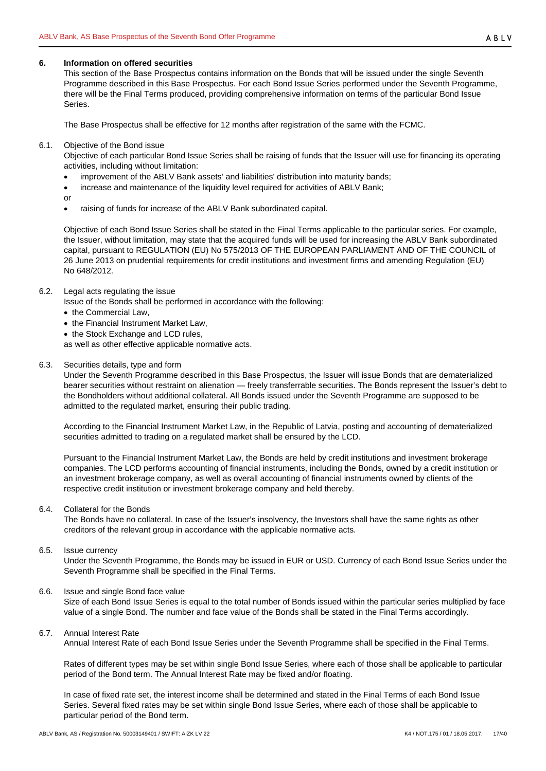## 6. Information on offered securities

This section of the Base Prospectus contains information on the Bonds that will be issued under the single Seventh Programme described in this Base Prospectus. For each Bond Issue Series performed under the Seventh Programme, there will be the Final Terms produced, providing comprehensive information on terms of the particular Bond Issue Series.

The Base Prospectus shall be effective for 12 months after registration of the same with the FCMC.

### 6.1. Objective of the Bond issue

Objective of each particular Bond Issue Series shall be raising of funds that the Issuer will use for financing its operating activities, including without limitation:

- improvement of the ABLV Bank assets' and liabilities' distribution into maturity bands;
- increase and maintenance of the liquidity level required for activities of ABLV Bank;

or

- raising of funds for increase of the ABLV Bank subordinated capital.

Objective of each Bond Issue Series shall be stated in the Final Terms applicable to the particular series. For example, the Issuer, without limitation, may state that the acquired funds will be used for increasing the ABLV Bank subordinated capital, pursuant to REGULATION (EU) No 575/2013 OF THE EUROPEAN PARLIAMENT AND OF THE COUNCIL of 26 June 2013 on prudential requirements for credit institutions and investment firms and amending Regulation (EU) No 648/2012.

### 6.2. Legal acts regulating the issue

Issue of the Bonds shall be performed in accordance with the following:

- the Commercial Law,
- the Financial Instrument Market Law,
- the Stock Exchange and LCD rules,

as well as other effective applicable normative acts.

### 6.3. Securities details, type and form

Under the Seventh Programme described in this Base Prospectus, the Issuer will issue Bonds that are dematerialized bearer securities without restraint on alienation — freely transferrable securities. The Bonds represent the Issuer's debt to the Bondholders without additional collateral. All Bonds issued under the Seventh Programme are supposed to be admitted to the regulated market, ensuring their public trading.

According to the Financial Instrument Market Law, in the Republic of Latvia, posting and accounting of dematerialized securities admitted to trading on a regulated market shall be ensured by the LCD.

Pursuant to the Financial Instrument Market Law, the Bonds are held by credit institutions and investment brokerage companies. The LCD performs accounting of financial instruments, including the Bonds, owned by a credit institution or an investment brokerage company, as well as overall accounting of financial instruments owned by clients of the respective credit institution or investment brokerage company and held thereby.

### 6.4. Collateral for the Bonds

The Bonds have no collateral. In case of the Issuer's insolvency, the Investors shall have the same rights as other creditors of the relevant group in accordance with the applicable normative acts.

### 6.5. Issue currency

Under the Seventh Programme, the Bonds may be issued in EUR or USD. Currency of each Bond Issue Series under the Seventh Programme shall be specified in the Final Terms.

### 6.6. Issue and single Bond face value

Size of each Bond Issue Series is equal to the total number of Bonds issued within the particular series multiplied by face value of a single Bond. The number and face value of the Bonds shall be stated in the Final Terms accordingly.

### 6.7. Annual Interest Rate

Annual Interest Rate of each Bond Issue Series under the Seventh Programme shall be specified in the Final Terms.

Rates of different types may be set within single Bond Issue Series, where each of those shall be applicable to particular period of the Bond term. The Annual Interest Rate may be fixed and/or floating.

In case of fixed rate set, the interest income shall be determined and stated in the Final Terms of each Bond Issue Series. Several fixed rates may be set within single Bond Issue Series, where each of those shall be applicable to particular period of the Bond term.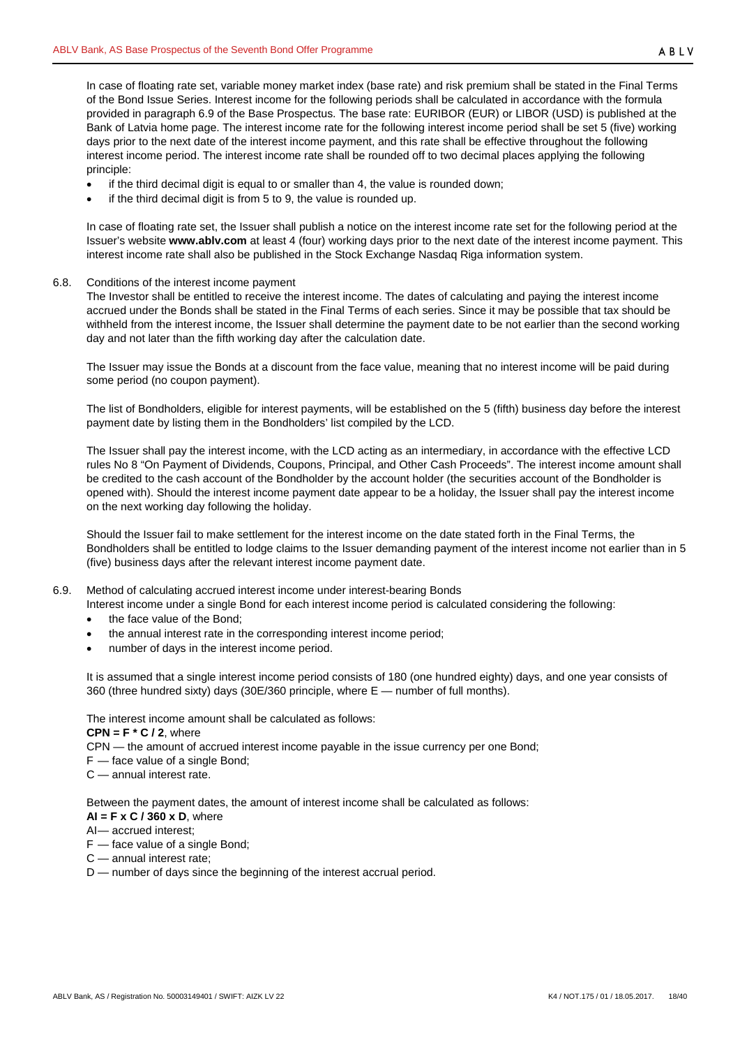In case of floating rate set, variable money market index (base rate) and risk premium shall be stated in the Final Terms of the Bond Issue Series. Interest income for the following periods shall be calculated in accordance with the formula provided in paragraph 6.9 of the Base Prospectus. The base rate: EURIBOR (EUR) or LIBOR (USD) is published at the Bank of Latvia home page. The interest income rate for the following interest income period shall be set 5 (five) working days prior to the next date of the interest income payment, and this rate shall be effective throughout the following interest income period. The interest income rate shall be rounded off to two decimal places applying the following principle:

- if the third decimal digit is equal to or smaller than 4, the value is rounded down;
- if the third decimal digit is from 5 to 9, the value is rounded up.

In case of floating rate set, the Issuer shall publish a notice on the interest income rate set for the following period at the Issuer's website **www.ablv.com** at least 4 (four) working days prior to the next date of the interest income payment. This interest income rate shall also be published in the Stock Exchange Nasdaq Riga information system.

6.8. Conditions of the interest income payment

The Investor shall be entitled to receive the interest income. The dates of calculating and paying the interest income accrued under the Bonds shall be stated in the Final Terms of each series. Since it may be possible that tax should be withheld from the interest income, the Issuer shall determine the payment date to be not earlier than the second working day and not later than the fifth working day after the calculation date.

The Issuer may issue the Bonds at a discount from the face value, meaning that no interest income will be paid during some period (no coupon payment).

The list of Bondholders, eligible for interest payments, will be established on the 5 (fifth) business day before the interest payment date by listing them in the Bondholders' list compiled by the LCD.

The Issuer shall pay the interest income, with the LCD acting as an intermediary, in accordance with the effective LCD rules No 8 "On Payment of Dividends, Coupons, Principal, and Other Cash Proceeds". The interest income amount shall be credited to the cash account of the Bondholder by the account holder (the securities account of the Bondholder is opened with). Should the interest income payment date appear to be a holiday, the Issuer shall pay the interest income on the next working day following the holiday.

Should the Issuer fail to make settlement for the interest income on the date stated forth in the Final Terms, the Bondholders shall be entitled to lodge claims to the Issuer demanding payment of the interest income not earlier than in 5 (five) business days after the relevant interest income payment date.

6.9. Method of calculating accrued interest income under interest-bearing Bonds

Interest income under a single Bond for each interest income period is calculated considering the following:

- the face value of the Bond;
- the annual interest rate in the corresponding interest income period;
- number of days in the interest income period.

It is assumed that a single interest income period consists of 180 (one hundred eighty) days, and one year consists of 360 (three hundred sixty) days (30E/360 principle, where E — number of full months).

The interest income amount shall be calculated as follows:

**$CPN = F * C / 2$**, where

CPN — the amount of accrued interest income payable in the issue currency per one Bond;

F — face value of a single Bond;

C — annual interest rate.

Between the payment dates, the amount of interest income shall be calculated as follows:

**$AI = F \times C / 360 \times D$**, where

AI— accrued interest;

F — face value of a single Bond;

C — annual interest rate;

D — number of days since the beginning of the interest accrual period.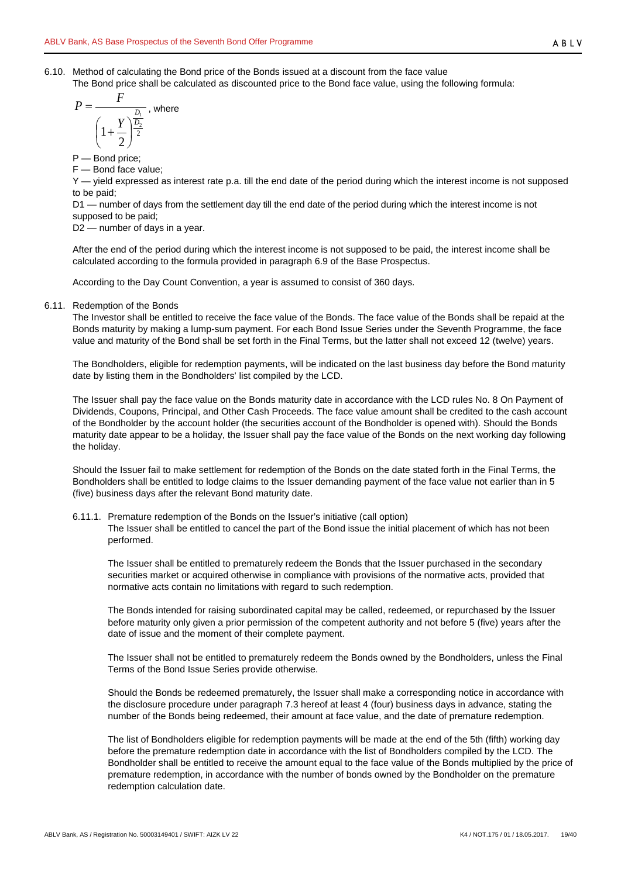6.10. Method of calculating the Bond price of the Bonds issued at a discount from the face value

The Bond price shall be calculated as discounted price to the Bond face value, using the following formula:

$$P = \frac{F}{\left(1+\frac{Y}{2}\right)^{\frac{D_1/D_2}{2}}}$$, where

P — Bond price;

F — Bond face value;

Y — yield expressed as interest rate p.a. till the end date of the period during which the interest income is not supposed to be paid;

D1 — number of days from the settlement day till the end date of the period during which the interest income is not supposed to be paid;

D2 — number of days in a year.

After the end of the period during which the interest income is not supposed to be paid, the interest income shall be calculated according to the formula provided in paragraph 6.9 of the Base Prospectus.

According to the Day Count Convention, a year is assumed to consist of 360 days.

6.11. Redemption of the Bonds

The Investor shall be entitled to receive the face value of the Bonds. The face value of the Bonds shall be repaid at the Bonds maturity by making a lump-sum payment. For each Bond Issue Series under the Seventh Programme, the face value and maturity of the Bond shall be set forth in the Final Terms, but the latter shall not exceed 12 (twelve) years.

The Bondholders, eligible for redemption payments, will be indicated on the last business day before the Bond maturity date by listing them in the Bondholders' list compiled by the LCD.

The Issuer shall pay the face value on the Bonds maturity date in accordance with the LCD rules No. 8 On Payment of Dividends, Coupons, Principal, and Other Cash Proceeds. The face value amount shall be credited to the cash account of the Bondholder by the account holder (the securities account of the Bondholder is opened with). Should the Bonds maturity date appear to be a holiday, the Issuer shall pay the face value of the Bonds on the next working day following the holiday.

Should the Issuer fail to make settlement for redemption of the Bonds on the date stated forth in the Final Terms, the Bondholders shall be entitled to lodge claims to the Issuer demanding payment of the face value not earlier than in 5 (five) business days after the relevant Bond maturity date.

6.11.1. Premature redemption of the Bonds on the Issuer's initiative (call option)

The Issuer shall be entitled to cancel the part of the Bond issue the initial placement of which has not been performed.

The Issuer shall be entitled to prematurely redeem the Bonds that the Issuer purchased in the secondary securities market or acquired otherwise in compliance with provisions of the normative acts, provided that normative acts contain no limitations with regard to such redemption.

The Bonds intended for raising subordinated capital may be called, redeemed, or repurchased by the Issuer before maturity only given a prior permission of the competent authority and not before 5 (five) years after the date of issue and the moment of their complete payment.

The Issuer shall not be entitled to prematurely redeem the Bonds owned by the Bondholders, unless the Final Terms of the Bond Issue Series provide otherwise.

Should the Bonds be redeemed prematurely, the Issuer shall make a corresponding notice in accordance with the disclosure procedure under paragraph 7.3 hereof at least 4 (four) business days in advance, stating the number of the Bonds being redeemed, their amount at face value, and the date of premature redemption.

The list of Bondholders eligible for redemption payments will be made at the end of the 5th (fifth) working day before the premature redemption date in accordance with the list of Bondholders compiled by the LCD. The Bondholder shall be entitled to receive the amount equal to the face value of the Bonds multiplied by the price of premature redemption, in accordance with the number of bonds owned by the Bondholder on the premature redemption calculation date.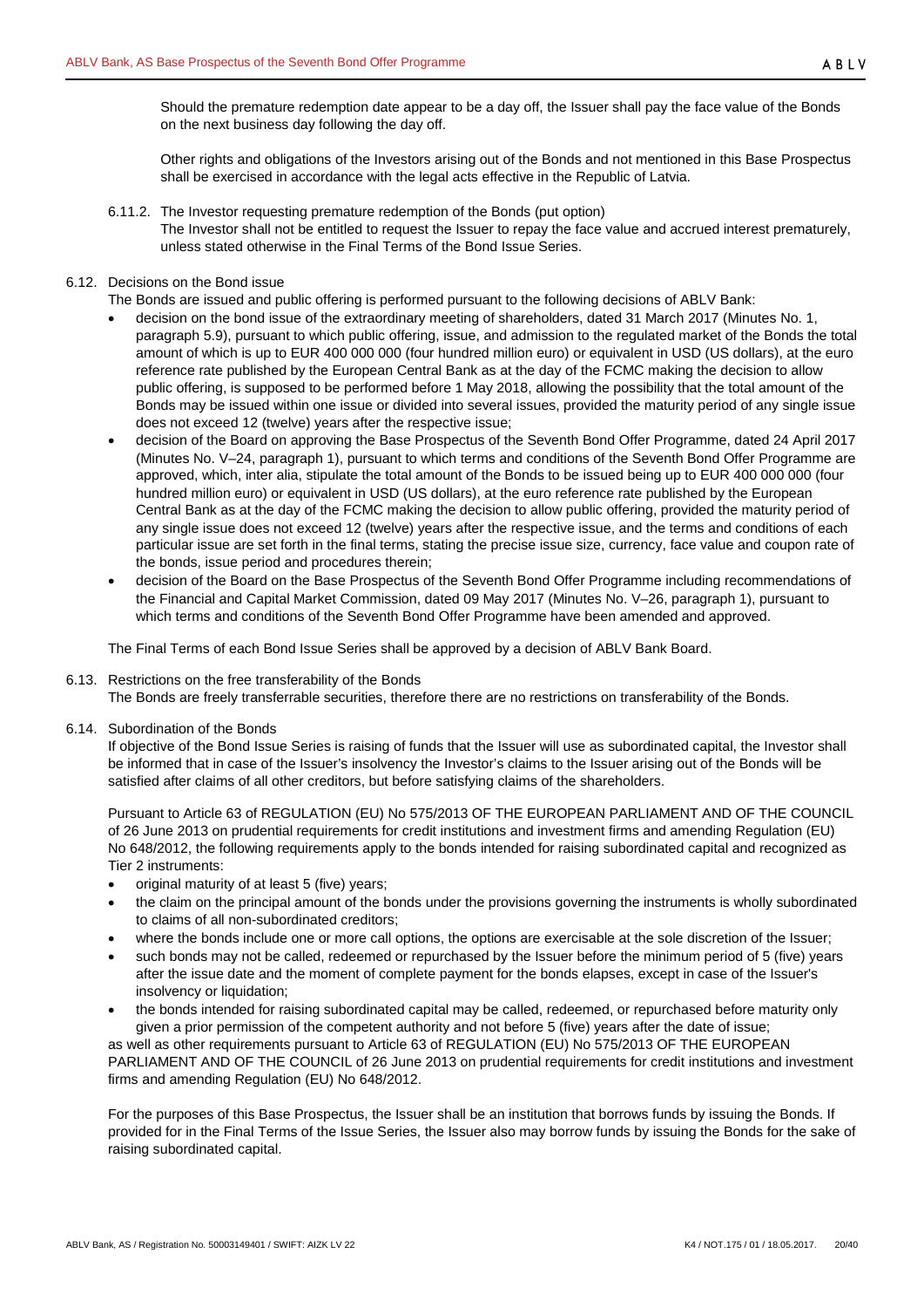Should the premature redemption date appear to be a day off, the Issuer shall pay the face value of the Bonds on the next business day following the day off.

Other rights and obligations of the Investors arising out of the Bonds and not mentioned in this Base Prospectus shall be exercised in accordance with the legal acts effective in the Republic of Latvia.

6.11.2. The Investor requesting premature redemption of the Bonds (put option)

The Investor shall not be entitled to request the Issuer to repay the face value and accrued interest prematurely, unless stated otherwise in the Final Terms of the Bond Issue Series.

6.12. Decisions on the Bond issue

The Bonds are issued and public offering is performed pursuant to the following decisions of ABLV Bank:

- decision on the bond issue of the extraordinary meeting of shareholders, dated 31 March 2017 (Minutes No. 1, paragraph 5.9), pursuant to which public offering, issue, and admission to the regulated market of the Bonds the total amount of which is up to EUR 400 000 000 (four hundred million euro) or equivalent in USD (US dollars), at the euro reference rate published by the European Central Bank as at the day of the FCMC making the decision to allow public offering, is supposed to be performed before 1 May 2018, allowing the possibility that the total amount of the Bonds may be issued within one issue or divided into several issues, provided the maturity period of any single issue does not exceed 12 (twelve) years after the respective issue;
- decision of the Board on approving the Base Prospectus of the Seventh Bond Offer Programme, dated 24 April 2017 (Minutes No. V–24, paragraph 1), pursuant to which terms and conditions of the Seventh Bond Offer Programme are approved, which, inter alia, stipulate the total amount of the Bonds to be issued being up to EUR 400 000 000 (four hundred million euro) or equivalent in USD (US dollars), at the euro reference rate published by the European Central Bank as at the day of the FCMC making the decision to allow public offering, provided the maturity period of any single issue does not exceed 12 (twelve) years after the respective issue, and the terms and conditions of each particular issue are set forth in the final terms, stating the precise issue size, currency, face value and coupon rate of the bonds, issue period and procedures therein;
- decision of the Board on the Base Prospectus of the Seventh Bond Offer Programme including recommendations of the Financial and Capital Market Commission, dated 09 May 2017 (Minutes No. V–26, paragraph 1), pursuant to which terms and conditions of the Seventh Bond Offer Programme have been amended and approved.

The Final Terms of each Bond Issue Series shall be approved by a decision of ABLV Bank Board.

6.13. Restrictions on the free transferability of the Bonds

The Bonds are freely transferrable securities, therefore there are no restrictions on transferability of the Bonds.

6.14. Subordination of the Bonds

If objective of the Bond Issue Series is raising of funds that the Issuer will use as subordinated capital, the Investor shall be informed that in case of the Issuer's insolvency the Investor's claims to the Issuer arising out of the Bonds will be satisfied after claims of all other creditors, but before satisfying claims of the shareholders.

Pursuant to Article 63 of REGULATION (EU) No 575/2013 OF THE EUROPEAN PARLIAMENT AND OF THE COUNCIL of 26 June 2013 on prudential requirements for credit institutions and investment firms and amending Regulation (EU) No 648/2012, the following requirements apply to the bonds intended for raising subordinated capital and recognized as Tier 2 instruments:

- original maturity of at least 5 (five) years;
- the claim on the principal amount of the bonds under the provisions governing the instruments is wholly subordinated to claims of all non-subordinated creditors;
- where the bonds include one or more call options, the options are exercisable at the sole discretion of the Issuer;
- such bonds may not be called, redeemed or repurchased by the Issuer before the minimum period of 5 (five) years after the issue date and the moment of complete payment for the bonds elapses, except in case of the Issuer's insolvency or liquidation;
- the bonds intended for raising subordinated capital may be called, redeemed, or repurchased before maturity only given a prior permission of the competent authority and not before 5 (five) years after the date of issue;

as well as other requirements pursuant to Article 63 of REGULATION (EU) No 575/2013 OF THE EUROPEAN PARLIAMENT AND OF THE COUNCIL of 26 June 2013 on prudential requirements for credit institutions and investment firms and amending Regulation (EU) No 648/2012.

For the purposes of this Base Prospectus, the Issuer shall be an institution that borrows funds by issuing the Bonds. If provided for in the Final Terms of the Issue Series, the Issuer also may borrow funds by issuing the Bonds for the sake of raising subordinated capital.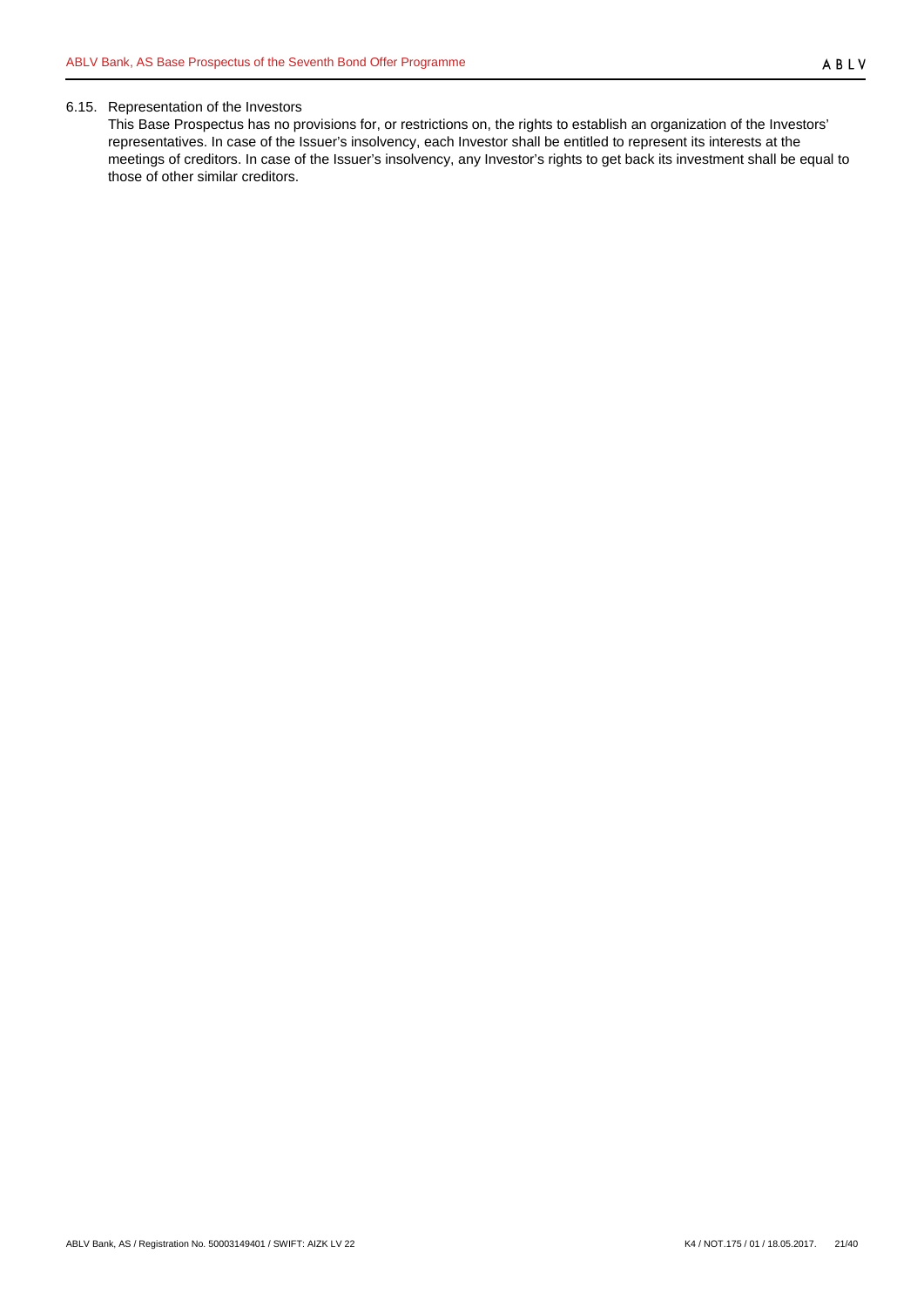### 6.15. Representation of the Investors

This Base Prospectus has no provisions for, or restrictions on, the rights to establish an organization of the Investors' representatives. In case of the Issuer's insolvency, each Investor shall be entitled to represent its interests at the meetings of creditors. In case of the Issuer's insolvency, any Investor's rights to get back its investment shall be equal to those of other similar creditors.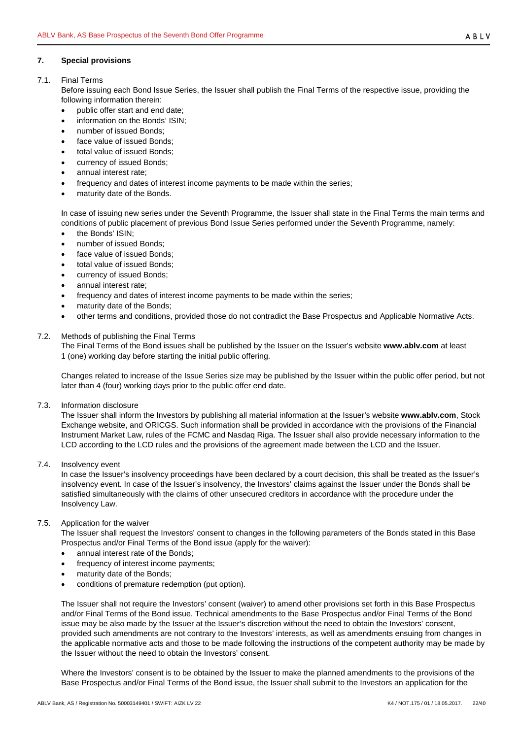## 7. Special provisions

### 7.1. Final Terms

Before issuing each Bond Issue Series, the Issuer shall publish the Final Terms of the respective issue, providing the following information therein:

- public offer start and end date;
- information on the Bonds' ISIN;
- number of issued Bonds;
- face value of issued Bonds;
- total value of issued Bonds;
- currency of issued Bonds;
- annual interest rate;
- frequency and dates of interest income payments to be made within the series;
- maturity date of the Bonds.

In case of issuing new series under the Seventh Programme, the Issuer shall state in the Final Terms the main terms and conditions of public placement of previous Bond Issue Series performed under the Seventh Programme, namely:

- the Bonds' ISIN;
- number of issued Bonds;
- face value of issued Bonds;
- total value of issued Bonds;
- currency of issued Bonds;
- annual interest rate;
- frequency and dates of interest income payments to be made within the series;
- maturity date of the Bonds;
- other terms and conditions, provided those do not contradict the Base Prospectus and Applicable Normative Acts.

### 7.2. Methods of publishing the Final Terms

The Final Terms of the Bond issues shall be published by the Issuer on the Issuer's website **www.ablv.com** at least 1 (one) working day before starting the initial public offering.

Changes related to increase of the Issue Series size may be published by the Issuer within the public offer period, but not later than 4 (four) working days prior to the public offer end date.

### 7.3. Information disclosure

The Issuer shall inform the Investors by publishing all material information at the Issuer's website **www.ablv.com**, Stock Exchange website, and ORICGS. Such information shall be provided in accordance with the provisions of the Financial Instrument Market Law, rules of the FCMC and Nasdaq Riga. The Issuer shall also provide necessary information to the LCD according to the LCD rules and the provisions of the agreement made between the LCD and the Issuer.

### 7.4. Insolvency event

In case the Issuer's insolvency proceedings have been declared by a court decision, this shall be treated as the Issuer's insolvency event. In case of the Issuer's insolvency, the Investors' claims against the Issuer under the Bonds shall be satisfied simultaneously with the claims of other unsecured creditors in accordance with the procedure under the Insolvency Law.

### 7.5. Application for the waiver

The Issuer shall request the Investors' consent to changes in the following parameters of the Bonds stated in this Base Prospectus and/or Final Terms of the Bond issue (apply for the waiver):

- annual interest rate of the Bonds;
- frequency of interest income payments;
- maturity date of the Bonds;
- conditions of premature redemption (put option).

The Issuer shall not require the Investors' consent (waiver) to amend other provisions set forth in this Base Prospectus and/or Final Terms of the Bond issue. Technical amendments to the Base Prospectus and/or Final Terms of the Bond issue may be also made by the Issuer at the Issuer's discretion without the need to obtain the Investors' consent, provided such amendments are not contrary to the Investors' interests, as well as amendments ensuing from changes in the applicable normative acts and those to be made following the instructions of the competent authority may be made by the Issuer without the need to obtain the Investors' consent.

Where the Investors' consent is to be obtained by the Issuer to make the planned amendments to the provisions of the Base Prospectus and/or Final Terms of the Bond issue, the Issuer shall submit to the Investors an application for the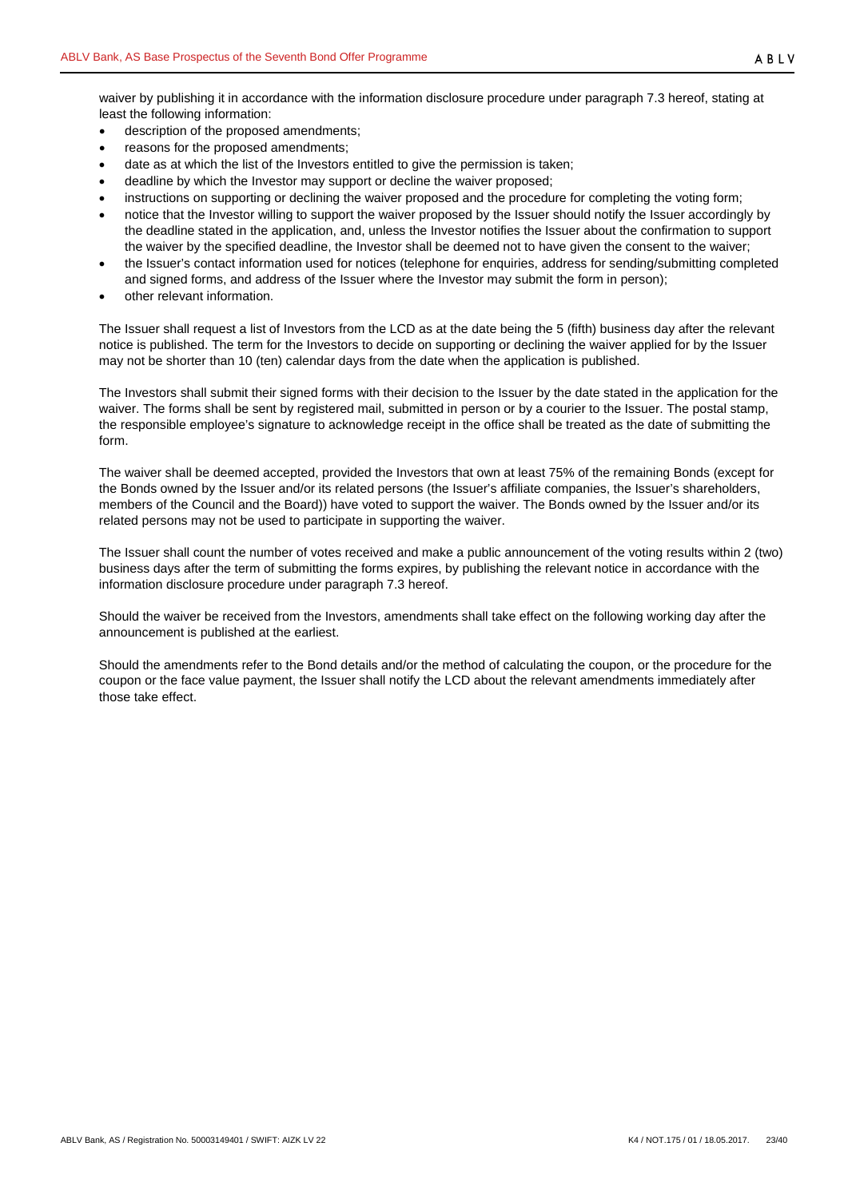waiver by publishing it in accordance with the information disclosure procedure under paragraph 7.3 hereof, stating at least the following information:

- description of the proposed amendments;
- reasons for the proposed amendments;
- date as at which the list of the Investors entitled to give the permission is taken;
- deadline by which the Investor may support or decline the waiver proposed;
- instructions on supporting or declining the waiver proposed and the procedure for completing the voting form;
- notice that the Investor willing to support the waiver proposed by the Issuer should notify the Issuer accordingly by the deadline stated in the application, and, unless the Investor notifies the Issuer about the confirmation to support the waiver by the specified deadline, the Investor shall be deemed not to have given the consent to the waiver;
- the Issuer's contact information used for notices (telephone for enquiries, address for sending/submitting completed and signed forms, and address of the Issuer where the Investor may submit the form in person);
- other relevant information.

The Issuer shall request a list of Investors from the LCD as at the date being the 5 (fifth) business day after the relevant notice is published. The term for the Investors to decide on supporting or declining the waiver applied for by the Issuer may not be shorter than 10 (ten) calendar days from the date when the application is published.

The Investors shall submit their signed forms with their decision to the Issuer by the date stated in the application for the waiver. The forms shall be sent by registered mail, submitted in person or by a courier to the Issuer. The postal stamp, the responsible employee's signature to acknowledge receipt in the office shall be treated as the date of submitting the form.

The waiver shall be deemed accepted, provided the Investors that own at least 75% of the remaining Bonds (except for the Bonds owned by the Issuer and/or its related persons (the Issuer's affiliate companies, the Issuer's shareholders, members of the Council and the Board)) have voted to support the waiver. The Bonds owned by the Issuer and/or its related persons may not be used to participate in supporting the waiver.

The Issuer shall count the number of votes received and make a public announcement of the voting results within 2 (two) business days after the term of submitting the forms expires, by publishing the relevant notice in accordance with the information disclosure procedure under paragraph 7.3 hereof.

Should the waiver be received from the Investors, amendments shall take effect on the following working day after the announcement is published at the earliest.

Should the amendments refer to the Bond details and/or the method of calculating the coupon, or the procedure for the coupon or the face value payment, the Issuer shall notify the LCD about the relevant amendments immediately after those take effect.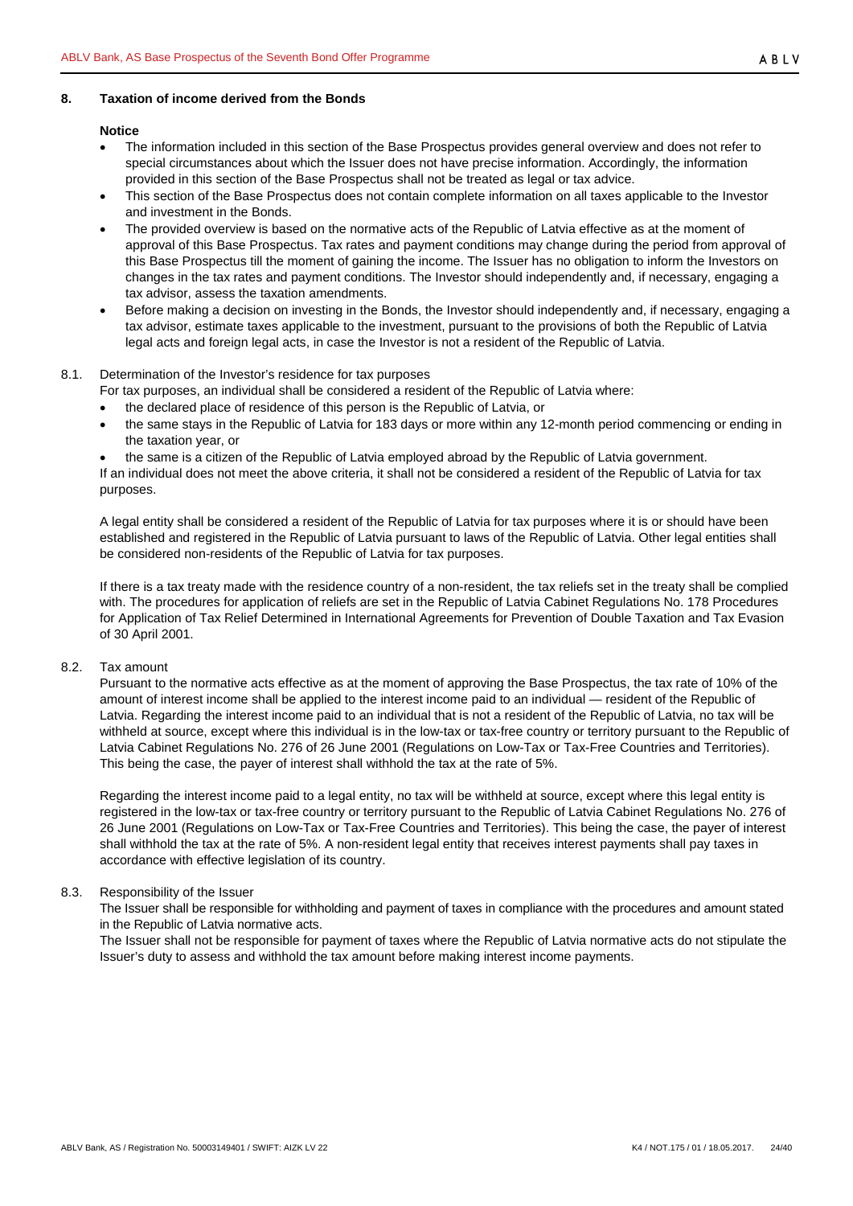## 8. Taxation of income derived from the Bonds

**Notice**

- The information included in this section of the Base Prospectus provides general overview and does not refer to special circumstances about which the Issuer does not have precise information. Accordingly, the information provided in this section of the Base Prospectus shall not be treated as legal or tax advice.
- This section of the Base Prospectus does not contain complete information on all taxes applicable to the Investor and investment in the Bonds.
- The provided overview is based on the normative acts of the Republic of Latvia effective as at the moment of approval of this Base Prospectus. Tax rates and payment conditions may change during the period from approval of this Base Prospectus till the moment of gaining the income. The Issuer has no obligation to inform the Investors on changes in the tax rates and payment conditions. The Investor should independently and, if necessary, engaging a tax advisor, assess the taxation amendments.
- Before making a decision on investing in the Bonds, the Investor should independently and, if necessary, engaging a tax advisor, estimate taxes applicable to the investment, pursuant to the provisions of both the Republic of Latvia legal acts and foreign legal acts, in case the Investor is not a resident of the Republic of Latvia.

### 8.1. Determination of the Investor's residence for tax purposes

For tax purposes, an individual shall be considered a resident of the Republic of Latvia where:

- the declared place of residence of this person is the Republic of Latvia, or
- the same stays in the Republic of Latvia for 183 days or more within any 12-month period commencing or ending in the taxation year, or
- the same is a citizen of the Republic of Latvia employed abroad by the Republic of Latvia government.

If an individual does not meet the above criteria, it shall not be considered a resident of the Republic of Latvia for tax purposes.

A legal entity shall be considered a resident of the Republic of Latvia for tax purposes where it is or should have been established and registered in the Republic of Latvia pursuant to laws of the Republic of Latvia. Other legal entities shall be considered non-residents of the Republic of Latvia for tax purposes.

If there is a tax treaty made with the residence country of a non-resident, the tax reliefs set in the treaty shall be complied with. The procedures for application of reliefs are set in the Republic of Latvia Cabinet Regulations No. 178 Procedures for Application of Tax Relief Determined in International Agreements for Prevention of Double Taxation and Tax Evasion of 30 April 2001.

### 8.2. Tax amount

Pursuant to the normative acts effective as at the moment of approving the Base Prospectus, the tax rate of 10% of the amount of interest income shall be applied to the interest income paid to an individual — resident of the Republic of Latvia. Regarding the interest income paid to an individual that is not a resident of the Republic of Latvia, no tax will be withheld at source, except where this individual is in the low-tax or tax-free country or territory pursuant to the Republic of Latvia Cabinet Regulations No. 276 of 26 June 2001 (Regulations on Low-Tax or Tax-Free Countries and Territories). This being the case, the payer of interest shall withhold the tax at the rate of 5%.

Regarding the interest income paid to a legal entity, no tax will be withheld at source, except where this legal entity is registered in the low-tax or tax-free country or territory pursuant to the Republic of Latvia Cabinet Regulations No. 276 of 26 June 2001 (Regulations on Low-Tax or Tax-Free Countries and Territories). This being the case, the payer of interest shall withhold the tax at the rate of 5%. A non-resident legal entity that receives interest payments shall pay taxes in accordance with effective legislation of its country.

### 8.3. Responsibility of the Issuer

The Issuer shall be responsible for withholding and payment of taxes in compliance with the procedures and amount stated in the Republic of Latvia normative acts.

The Issuer shall not be responsible for payment of taxes where the Republic of Latvia normative acts do not stipulate the Issuer's duty to assess and withhold the tax amount before making interest income payments.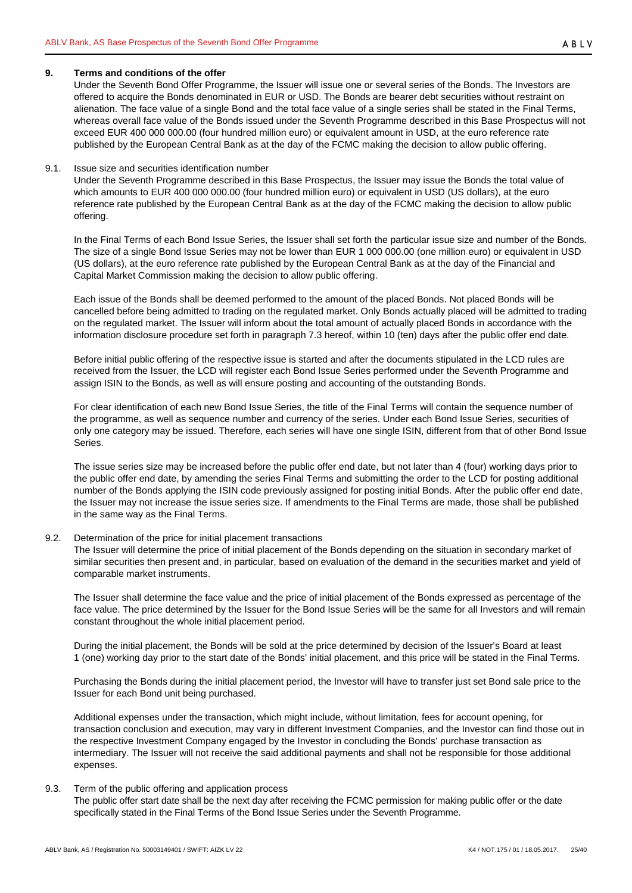## 9. Terms and conditions of the offer

Under the Seventh Bond Offer Programme, the Issuer will issue one or several series of the Bonds. The Investors are offered to acquire the Bonds denominated in EUR or USD. The Bonds are bearer debt securities without restraint on alienation. The face value of a single Bond and the total face value of a single series shall be stated in the Final Terms, whereas overall face value of the Bonds issued under the Seventh Programme described in this Base Prospectus will not exceed EUR 400 000 000.00 (four hundred million euro) or equivalent amount in USD, at the euro reference rate published by the European Central Bank as at the day of the FCMC making the decision to allow public offering.

### 9.1. Issue size and securities identification number

Under the Seventh Programme described in this Base Prospectus, the Issuer may issue the Bonds the total value of which amounts to EUR 400 000 000.00 (four hundred million euro) or equivalent in USD (US dollars), at the euro reference rate published by the European Central Bank as at the day of the FCMC making the decision to allow public offering.

In the Final Terms of each Bond Issue Series, the Issuer shall set forth the particular issue size and number of the Bonds. The size of a single Bond Issue Series may not be lower than EUR 1 000 000.00 (one million euro) or equivalent in USD (US dollars), at the euro reference rate published by the European Central Bank as at the day of the Financial and Capital Market Commission making the decision to allow public offering.

Each issue of the Bonds shall be deemed performed to the amount of the placed Bonds. Not placed Bonds will be cancelled before being admitted to trading on the regulated market. Only Bonds actually placed will be admitted to trading on the regulated market. The Issuer will inform about the total amount of actually placed Bonds in accordance with the information disclosure procedure set forth in paragraph 7.3 hereof, within 10 (ten) days after the public offer end date.

Before initial public offering of the respective issue is started and after the documents stipulated in the LCD rules are received from the Issuer, the LCD will register each Bond Issue Series performed under the Seventh Programme and assign ISIN to the Bonds, as well as will ensure posting and accounting of the outstanding Bonds.

For clear identification of each new Bond Issue Series, the title of the Final Terms will contain the sequence number of the programme, as well as sequence number and currency of the series. Under each Bond Issue Series, securities of only one category may be issued. Therefore, each series will have one single ISIN, different from that of other Bond Issue Series.

The issue series size may be increased before the public offer end date, but not later than 4 (four) working days prior to the public offer end date, by amending the series Final Terms and submitting the order to the LCD for posting additional number of the Bonds applying the ISIN code previously assigned for posting initial Bonds. After the public offer end date, the Issuer may not increase the issue series size. If amendments to the Final Terms are made, those shall be published in the same way as the Final Terms.

### 9.2. Determination of the price for initial placement transactions

The Issuer will determine the price of initial placement of the Bonds depending on the situation in secondary market of similar securities then present and, in particular, based on evaluation of the demand in the securities market and yield of comparable market instruments.

The Issuer shall determine the face value and the price of initial placement of the Bonds expressed as percentage of the face value. The price determined by the Issuer for the Bond Issue Series will be the same for all Investors and will remain constant throughout the whole initial placement period.

During the initial placement, the Bonds will be sold at the price determined by decision of the Issuer's Board at least 1 (one) working day prior to the start date of the Bonds' initial placement, and this price will be stated in the Final Terms.

Purchasing the Bonds during the initial placement period, the Investor will have to transfer just set Bond sale price to the Issuer for each Bond unit being purchased.

Additional expenses under the transaction, which might include, without limitation, fees for account opening, for transaction conclusion and execution, may vary in different Investment Companies, and the Investor can find those out in the respective Investment Company engaged by the Investor in concluding the Bonds' purchase transaction as intermediary. The Issuer will not receive the said additional payments and shall not be responsible for those additional expenses.

### 9.3. Term of the public offering and application process

The public offer start date shall be the next day after receiving the FCMC permission for making public offer or the date specifically stated in the Final Terms of the Bond Issue Series under the Seventh Programme.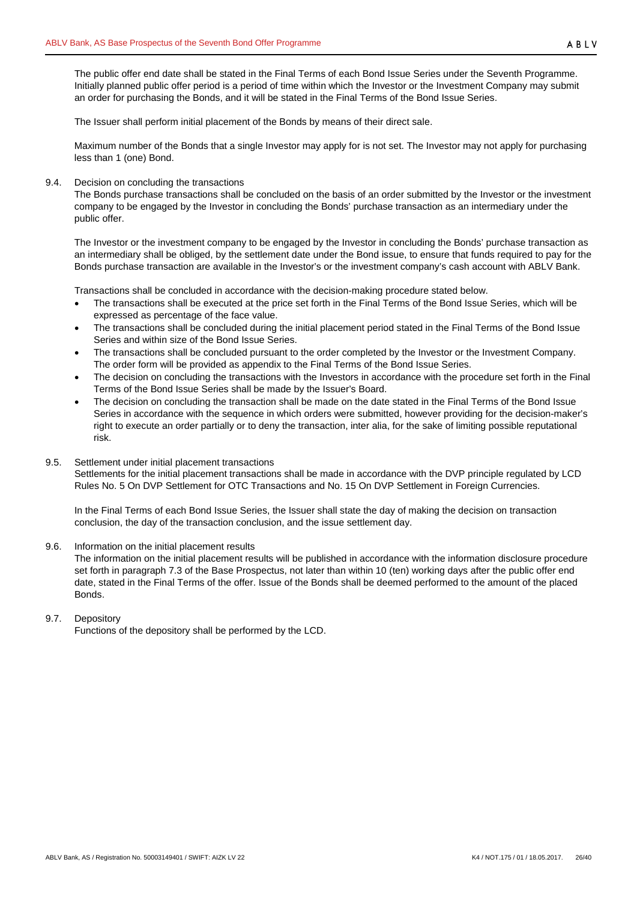The public offer end date shall be stated in the Final Terms of each Bond Issue Series under the Seventh Programme. Initially planned public offer period is a period of time within which the Investor or the Investment Company may submit an order for purchasing the Bonds, and it will be stated in the Final Terms of the Bond Issue Series.

The Issuer shall perform initial placement of the Bonds by means of their direct sale.

Maximum number of the Bonds that a single Investor may apply for is not set. The Investor may not apply for purchasing less than 1 (one) Bond.

9.4. Decision on concluding the transactions

The Bonds purchase transactions shall be concluded on the basis of an order submitted by the Investor or the investment company to be engaged by the Investor in concluding the Bonds' purchase transaction as an intermediary under the public offer.

The Investor or the investment company to be engaged by the Investor in concluding the Bonds' purchase transaction as an intermediary shall be obliged, by the settlement date under the Bond issue, to ensure that funds required to pay for the Bonds purchase transaction are available in the Investor's or the investment company's cash account with ABLV Bank.

Transactions shall be concluded in accordance with the decision-making procedure stated below.

- The transactions shall be executed at the price set forth in the Final Terms of the Bond Issue Series, which will be expressed as percentage of the face value.
- The transactions shall be concluded during the initial placement period stated in the Final Terms of the Bond Issue Series and within size of the Bond Issue Series.
- The transactions shall be concluded pursuant to the order completed by the Investor or the Investment Company. The order form will be provided as appendix to the Final Terms of the Bond Issue Series.
- The decision on concluding the transactions with the Investors in accordance with the procedure set forth in the Final Terms of the Bond Issue Series shall be made by the Issuer's Board.
- The decision on concluding the transaction shall be made on the date stated in the Final Terms of the Bond Issue Series in accordance with the sequence in which orders were submitted, however providing for the decision-maker's right to execute an order partially or to deny the transaction, inter alia, for the sake of limiting possible reputational risk.

9.5. Settlement under initial placement transactions

Settlements for the initial placement transactions shall be made in accordance with the DVP principle regulated by LCD Rules No. 5 On DVP Settlement for OTC Transactions and No. 15 On DVP Settlement in Foreign Currencies.

In the Final Terms of each Bond Issue Series, the Issuer shall state the day of making the decision on transaction conclusion, the day of the transaction conclusion, and the issue settlement day.

9.6. Information on the initial placement results

The information on the initial placement results will be published in accordance with the information disclosure procedure set forth in paragraph 7.3 of the Base Prospectus, not later than within 10 (ten) working days after the public offer end date, stated in the Final Terms of the offer. Issue of the Bonds shall be deemed performed to the amount of the placed Bonds.

9.7. Depository

Functions of the depository shall be performed by the LCD.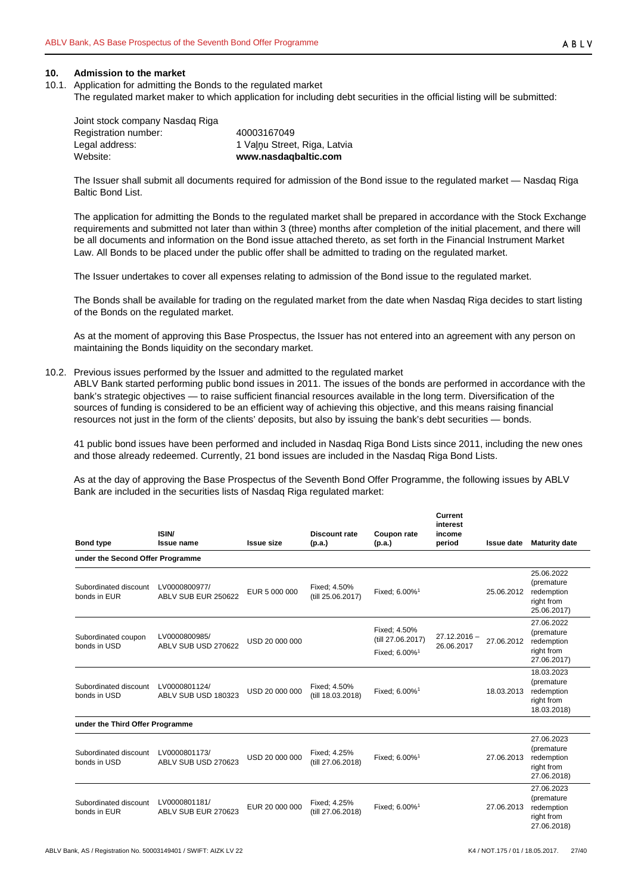## 10. Admission to the market

10.1. Application for admitting the Bonds to the regulated market

The regulated market maker to which application for including debt securities in the official listing will be submitted:

Joint stock company Nasdaq Riga
Registration number: 40003167049
Legal address: 1 Vaļņu Street, Riga, Latvia
Website: **www.nasdaqbaltic.com**

The Issuer shall submit all documents required for admission of the Bond issue to the regulated market — Nasdaq Riga Baltic Bond List.

The application for admitting the Bonds to the regulated market shall be prepared in accordance with the Stock Exchange requirements and submitted not later than within 3 (three) months after completion of the initial placement, and there will be all documents and information on the Bond issue attached thereto, as set forth in the Financial Instrument Market Law. All Bonds to be placed under the public offer shall be admitted to trading on the regulated market.

The Issuer undertakes to cover all expenses relating to admission of the Bond issue to the regulated market.

The Bonds shall be available for trading on the regulated market from the date when Nasdaq Riga decides to start listing of the Bonds on the regulated market.

As at the moment of approving this Base Prospectus, the Issuer has not entered into an agreement with any person on maintaining the Bonds liquidity on the secondary market.

10.2. Previous issues performed by the Issuer and admitted to the regulated market

ABLV Bank started performing public bond issues in 2011. The issues of the bonds are performed in accordance with the bank's strategic objectives — to raise sufficient financial resources available in the long term. Diversification of the sources of funding is considered to be an efficient way of achieving this objective, and this means raising financial resources not just in the form of the clients' deposits, but also by issuing the bank's debt securities — bonds.

41 public bond issues have been performed and included in Nasdaq Riga Bond Lists since 2011, including the new ones and those already redeemed. Currently, 21 bond issues are included in the Nasdaq Riga Bond Lists.

As at the day of approving the Base Prospectus of the Seventh Bond Offer Programme, the following issues by ABLV Bank are included in the securities lists of Nasdaq Riga regulated market:

| Bond type | ISIN/ Issue name | Issue size | Discount rate (p.a.) | Coupon rate (p.a.) | Current interest income period | Issue date | Maturity date |
|---|---|---|---|---|---|---|---|
| **under the Second Offer Programme** | | | | | | | |
| Subordinated discount bonds in EUR | LV0000800977/ ABLV SUB EUR 250622 | EUR 5 000 000 | Fixed; 4.50% (till 25.06.2017) | Fixed; 6.00%[1] | | 25.06.2012 | 25.06.2022 (premature redemption right from 25.06.2017) |
| Subordinated coupon bonds in USD | LV0000800985/ ABLV SUB USD 270622 | USD 20 000 000 | | Fixed; 4.50% (till 27.06.2017) Fixed; 6.00%[1] | 27.12.2016 – 26.06.2017 | 27.06.2012 | 27.06.2022 (premature redemption right from 27.06.2017) |
| Subordinated discount bonds in USD | LV0000801124/ ABLV SUB USD 180323 | USD 20 000 000 | Fixed; 4.50% (till 18.03.2018) | Fixed; 6.00%[1] | | 18.03.2013 | 18.03.2023 (premature redemption right from 18.03.2018) |
| **under the Third Offer Programme** | | | | | | | |
| Subordinated discount bonds in USD | LV0000801173/ ABLV SUB USD 270623 | USD 20 000 000 | Fixed; 4.25% (till 27.06.2018) | Fixed; 6.00%[1] | | 27.06.2013 | 27.06.2023 (premature redemption right from 27.06.2018) |
| Subordinated discount bonds in EUR | LV0000801181/ ABLV SUB EUR 270623 | EUR 20 000 000 | Fixed; 4.25% (till 27.06.2018) | Fixed; 6.00%[1] | | 27.06.2013 | 27.06.2023 (premature redemption right from 27.06.2018) |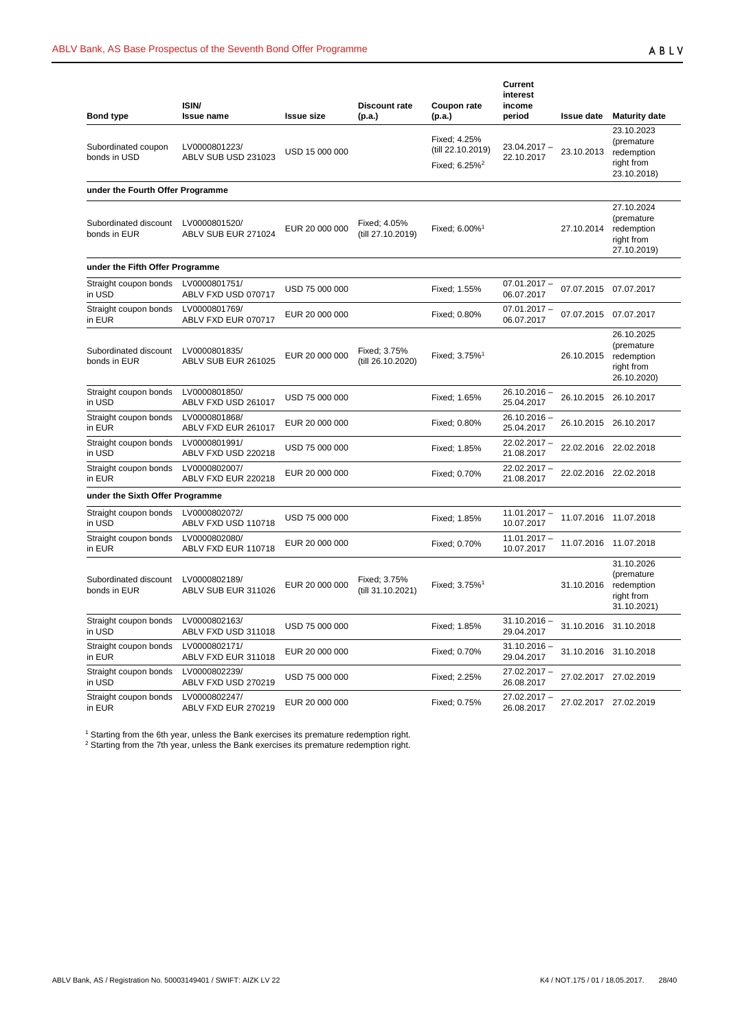| Bond type | ISIN/ Issue name | Issue size | Discount rate (p.a.) | Coupon rate (p.a.) | Current interest income period | Issue date | Maturity date |
|---|---|---|---|---|---|---|---|
| Subordinated coupon bonds in USD | LV0000801223/ ABLV SUB USD 231023 | USD 15 000 000 | | Fixed; 4.25% (till 22.10.2019) Fixed; 6.25%[2] | 23.04.2017 – 22.10.2017 | 23.10.2013 | 23.10.2023 (premature redemption right from 23.10.2018) |
| **under the Fourth Offer Programme** | | | | | | | |
| Subordinated discount bonds in EUR | LV0000801520/ ABLV SUB EUR 271024 | EUR 20 000 000 | Fixed; 4.05% (till 27.10.2019) | Fixed; 6.00%[1] | | 27.10.2014 | 27.10.2024 (premature redemption right from 27.10.2019) |
| **under the Fifth Offer Programme** | | | | | | | |
| Straight coupon bonds in USD | LV0000801751/ ABLV FXD USD 070717 | USD 75 000 000 | | Fixed; 1.55% | 07.01.2017 – 06.07.2017 | 07.07.2015 | 07.07.2017 |
| Straight coupon bonds in EUR | LV0000801769/ ABLV FXD EUR 070717 | EUR 20 000 000 | | Fixed; 0.80% | 07.01.2017 – 06.07.2017 | 07.07.2015 | 07.07.2017 |
| Subordinated discount bonds in EUR | LV0000801835/ ABLV SUB EUR 261025 | EUR 20 000 000 | Fixed; 3.75% (till 26.10.2020) | Fixed; 3.75%[1] | | 26.10.2015 | 26.10.2025 (premature redemption right from 26.10.2020) |
| Straight coupon bonds in USD | LV0000801850/ ABLV FXD USD 261017 | USD 75 000 000 | | Fixed; 1.65% | 26.10.2016 – 25.04.2017 | 26.10.2015 | 26.10.2017 |
| Straight coupon bonds in EUR | LV0000801868/ ABLV FXD EUR 261017 | EUR 20 000 000 | | Fixed; 0.80% | 26.10.2016 – 25.04.2017 | 26.10.2015 | 26.10.2017 |
| Straight coupon bonds in USD | LV0000801991/ ABLV FXD USD 220218 | USD 75 000 000 | | Fixed; 1.85% | 22.02.2017 – 21.08.2017 | 22.02.2016 | 22.02.2018 |
| Straight coupon bonds in EUR | LV0000802007/ ABLV FXD EUR 220218 | EUR 20 000 000 | | Fixed; 0.70% | 22.02.2017 – 21.08.2017 | 22.02.2016 | 22.02.2018 |
| **under the Sixth Offer Programme** | | | | | | | |
| Straight coupon bonds in USD | LV0000802072/ ABLV FXD USD 110718 | USD 75 000 000 | | Fixed; 1.85% | 11.01.2017 – 10.07.2017 | 11.07.2016 | 11.07.2018 |
| Straight coupon bonds in EUR | LV0000802080/ ABLV FXD EUR 110718 | EUR 20 000 000 | | Fixed; 0.70% | 11.01.2017 – 10.07.2017 | 11.07.2016 | 11.07.2018 |
| Subordinated discount bonds in EUR | LV0000802189/ ABLV SUB EUR 311026 | EUR 20 000 000 | Fixed; 3.75% (till 31.10.2021) | Fixed; 3.75%[1] | | 31.10.2016 | 31.10.2026 (premature redemption right from 31.10.2021) |
| Straight coupon bonds in USD | LV0000802163/ ABLV FXD USD 311018 | USD 75 000 000 | | Fixed; 1.85% | 31.10.2016 – 29.04.2017 | 31.10.2016 | 31.10.2018 |
| Straight coupon bonds in EUR | LV0000802171/ ABLV FXD EUR 311018 | EUR 20 000 000 | | Fixed; 0.70% | 31.10.2016 – 29.04.2017 | 31.10.2016 | 31.10.2018 |
| Straight coupon bonds in USD | LV0000802239/ ABLV FXD USD 270219 | USD 75 000 000 | | Fixed; 2.25% | 27.02.2017 – 26.08.2017 | 27.02.2017 | 27.02.2019 |
| Straight coupon bonds in EUR | LV0000802247/ ABLV FXD EUR 270219 | EUR 20 000 000 | | Fixed; 0.75% | 27.02.2017 – 26.08.2017 | 27.02.2017 | 27.02.2019 |

[1] Starting from the 6th year, unless the Bank exercises its premature redemption right.
[2] Starting from the 7th year, unless the Bank exercises its premature redemption right.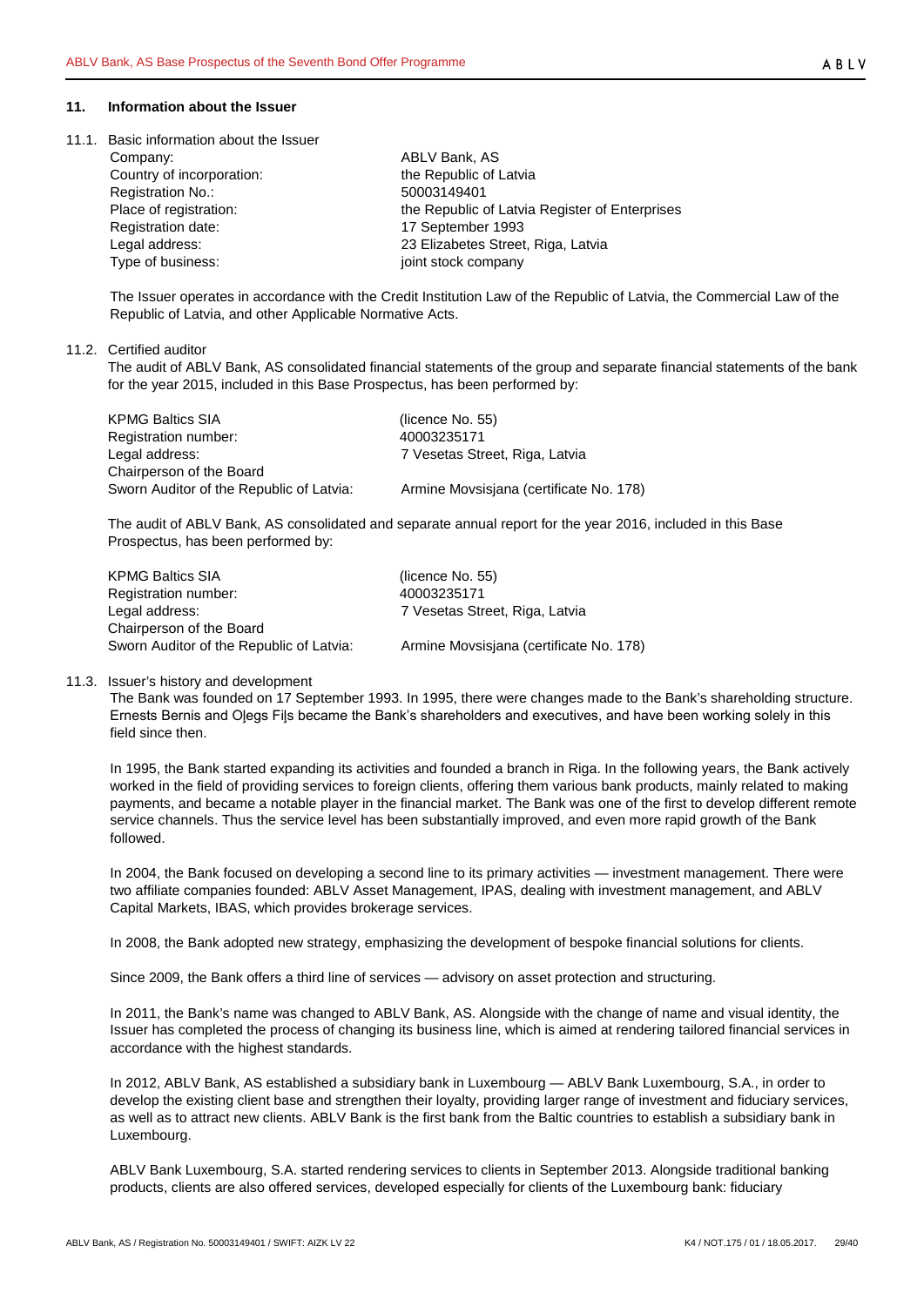## 11. Information about the Issuer

### 11.1. Basic information about the Issuer

| | |
|---|---|
| Company: | ABLV Bank, AS |
| Country of incorporation: | the Republic of Latvia |
| Registration No.: | 50003149401 |
| Place of registration: | the Republic of Latvia Register of Enterprises |
| Registration date: | 17 September 1993 |
| Legal address: | 23 Elizabetes Street, Riga, Latvia |
| Type of business: | joint stock company |

The Issuer operates in accordance with the Credit Institution Law of the Republic of Latvia, the Commercial Law of the Republic of Latvia, and other Applicable Normative Acts.

### 11.2. Certified auditor

The audit of ABLV Bank, AS consolidated financial statements of the group and separate financial statements of the bank for the year 2015, included in this Base Prospectus, has been performed by:

| | |
|---|---|
| KPMG Baltics SIA | (licence No. 55) |
| Registration number: | 40003235171 |
| Legal address: | 7 Vesetas Street, Riga, Latvia |
| Chairperson of the Board<br>Sworn Auditor of the Republic of Latvia: | Armine Movsisjana (certificate No. 178) |

The audit of ABLV Bank, AS consolidated and separate annual report for the year 2016, included in this Base Prospectus, has been performed by:

| | |
|---|---|
| KPMG Baltics SIA | (licence No. 55) |
| Registration number: | 40003235171 |
| Legal address: | 7 Vesetas Street, Riga, Latvia |
| Chairperson of the Board<br>Sworn Auditor of the Republic of Latvia: | Armine Movsisjana (certificate No. 178) |

### 11.3. Issuer's history and development

The Bank was founded on 17 September 1993. In 1995, there were changes made to the Bank's shareholding structure. Ernests Bernis and Oļegs Fiļs became the Bank's shareholders and executives, and have been working solely in this field since then.

In 1995, the Bank started expanding its activities and founded a branch in Riga. In the following years, the Bank actively worked in the field of providing services to foreign clients, offering them various bank products, mainly related to making payments, and became a notable player in the financial market. The Bank was one of the first to develop different remote service channels. Thus the service level has been substantially improved, and even more rapid growth of the Bank followed.

In 2004, the Bank focused on developing a second line to its primary activities — investment management. There were two affiliate companies founded: ABLV Asset Management, IPAS, dealing with investment management, and ABLV Capital Markets, IBAS, which provides brokerage services.

In 2008, the Bank adopted new strategy, emphasizing the development of bespoke financial solutions for clients.

Since 2009, the Bank offers a third line of services — advisory on asset protection and structuring.

In 2011, the Bank's name was changed to ABLV Bank, AS. Alongside with the change of name and visual identity, the Issuer has completed the process of changing its business line, which is aimed at rendering tailored financial services in accordance with the highest standards.

In 2012, ABLV Bank, AS established a subsidiary bank in Luxembourg — ABLV Bank Luxembourg, S.A., in order to develop the existing client base and strengthen their loyalty, providing larger range of investment and fiduciary services, as well as to attract new clients. ABLV Bank is the first bank from the Baltic countries to establish a subsidiary bank in Luxembourg.

ABLV Bank Luxembourg, S.A. started rendering services to clients in September 2013. Alongside traditional banking products, clients are also offered services, developed especially for clients of the Luxembourg bank: fiduciary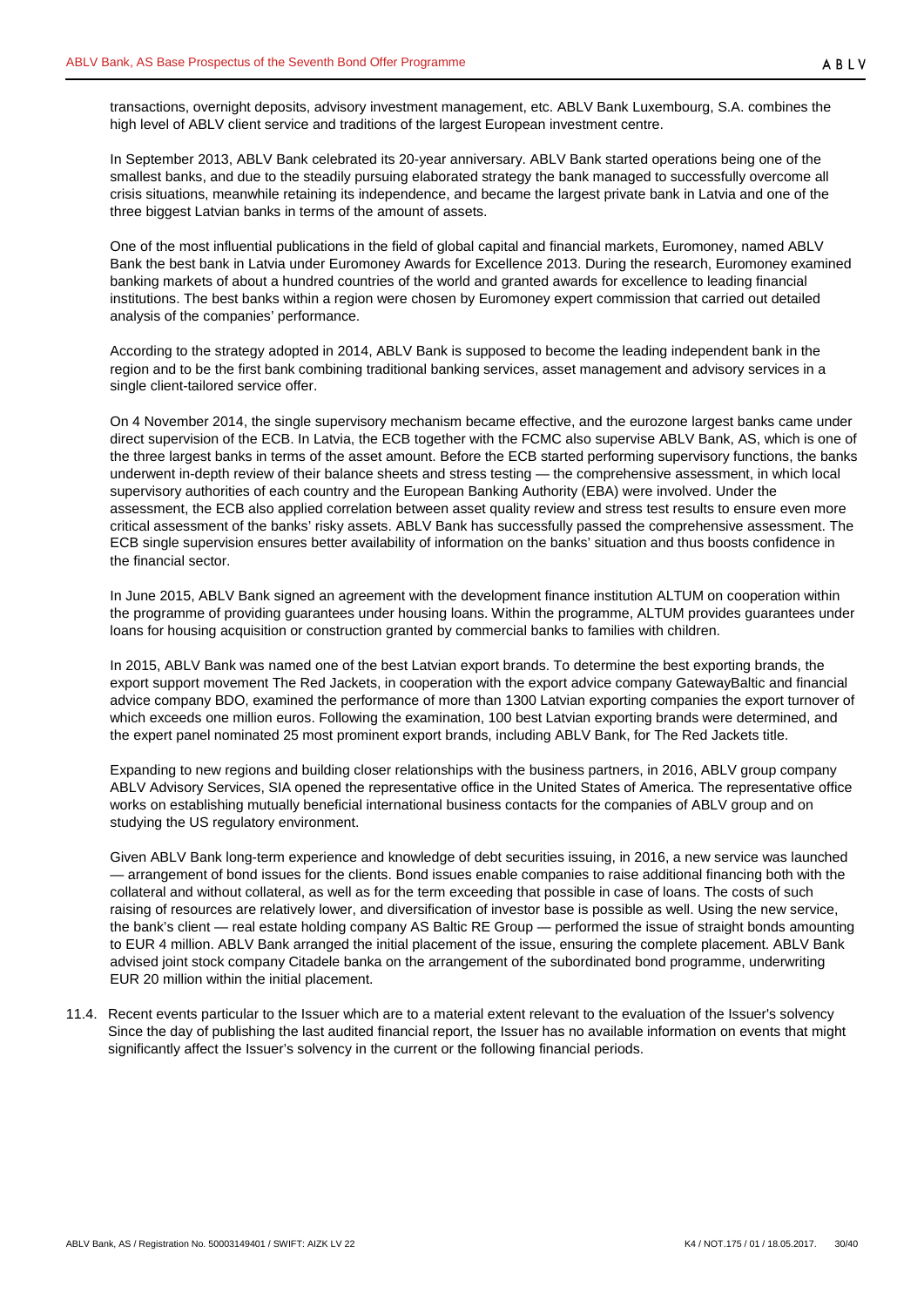transactions, overnight deposits, advisory investment management, etc. ABLV Bank Luxembourg, S.A. combines the high level of ABLV client service and traditions of the largest European investment centre.

In September 2013, ABLV Bank celebrated its 20-year anniversary. ABLV Bank started operations being one of the smallest banks, and due to the steadily pursuing elaborated strategy the bank managed to successfully overcome all crisis situations, meanwhile retaining its independence, and became the largest private bank in Latvia and one of the three biggest Latvian banks in terms of the amount of assets.

One of the most influential publications in the field of global capital and financial markets, Euromoney, named ABLV Bank the best bank in Latvia under Euromoney Awards for Excellence 2013. During the research, Euromoney examined banking markets of about a hundred countries of the world and granted awards for excellence to leading financial institutions. The best banks within a region were chosen by Euromoney expert commission that carried out detailed analysis of the companies' performance.

According to the strategy adopted in 2014, ABLV Bank is supposed to become the leading independent bank in the region and to be the first bank combining traditional banking services, asset management and advisory services in a single client-tailored service offer.

On 4 November 2014, the single supervisory mechanism became effective, and the eurozone largest banks came under direct supervision of the ECB. In Latvia, the ECB together with the FCMC also supervise ABLV Bank, AS, which is one of the three largest banks in terms of the asset amount. Before the ECB started performing supervisory functions, the banks underwent in-depth review of their balance sheets and stress testing — the comprehensive assessment, in which local supervisory authorities of each country and the European Banking Authority (EBA) were involved. Under the assessment, the ECB also applied correlation between asset quality review and stress test results to ensure even more critical assessment of the banks' risky assets. ABLV Bank has successfully passed the comprehensive assessment. The ECB single supervision ensures better availability of information on the banks' situation and thus boosts confidence in the financial sector.

In June 2015, ABLV Bank signed an agreement with the development finance institution ALTUM on cooperation within the programme of providing guarantees under housing loans. Within the programme, ALTUM provides guarantees under loans for housing acquisition or construction granted by commercial banks to families with children.

In 2015, ABLV Bank was named one of the best Latvian export brands. To determine the best exporting brands, the export support movement The Red Jackets, in cooperation with the export advice company GatewayBaltic and financial advice company BDO, examined the performance of more than 1300 Latvian exporting companies the export turnover of which exceeds one million euros. Following the examination, 100 best Latvian exporting brands were determined, and the expert panel nominated 25 most prominent export brands, including ABLV Bank, for The Red Jackets title.

Expanding to new regions and building closer relationships with the business partners, in 2016, ABLV group company ABLV Advisory Services, SIA opened the representative office in the United States of America. The representative office works on establishing mutually beneficial international business contacts for the companies of ABLV group and on studying the US regulatory environment.

Given ABLV Bank long-term experience and knowledge of debt securities issuing, in 2016, a new service was launched — arrangement of bond issues for the clients. Bond issues enable companies to raise additional financing both with the collateral and without collateral, as well as for the term exceeding that possible in case of loans. The costs of such raising of resources are relatively lower, and diversification of investor base is possible as well. Using the new service, the bank's client — real estate holding company AS Baltic RE Group — performed the issue of straight bonds amounting to EUR 4 million. ABLV Bank arranged the initial placement of the issue, ensuring the complete placement. ABLV Bank advised joint stock company Citadele banka on the arrangement of the subordinated bond programme, underwriting EUR 20 million within the initial placement.

11.4. Recent events particular to the Issuer which are to a material extent relevant to the evaluation of the Issuer's solvency

Since the day of publishing the last audited financial report, the Issuer has no available information on events that might significantly affect the Issuer's solvency in the current or the following financial periods.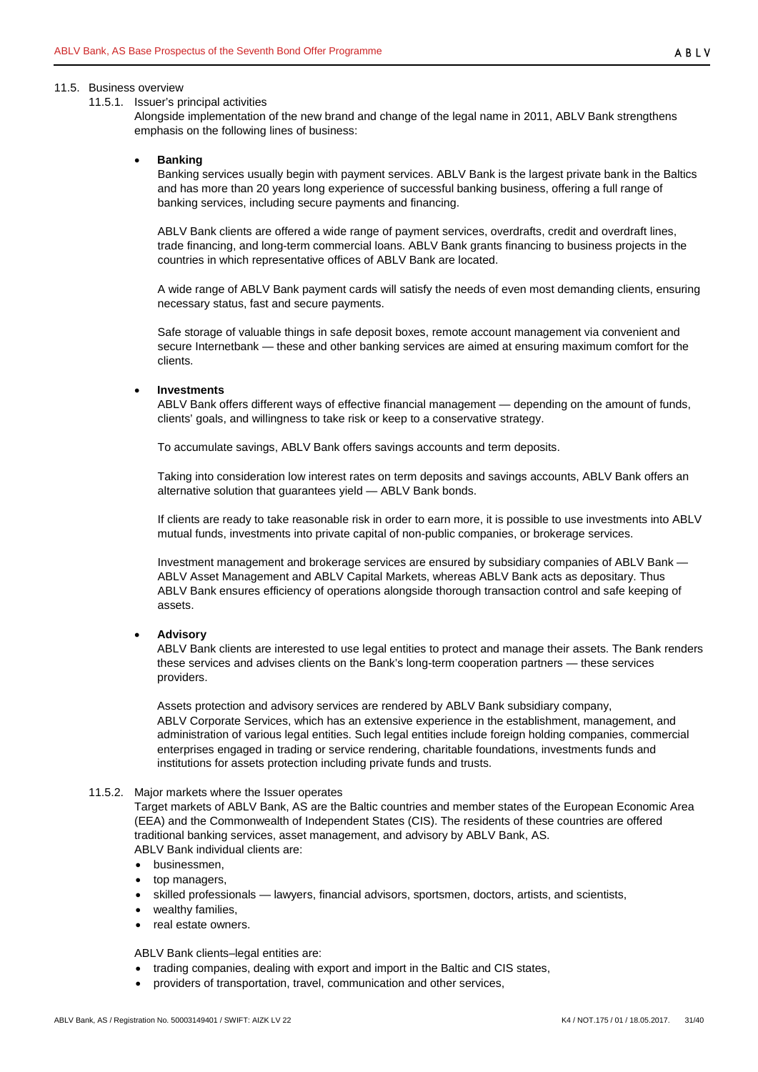### 11.5. Business overview

#### 11.5.1. Issuer's principal activities

Alongside implementation of the new brand and change of the legal name in 2011, ABLV Bank strengthens emphasis on the following lines of business:

- **Banking**

  Banking services usually begin with payment services. ABLV Bank is the largest private bank in the Baltics and has more than 20 years long experience of successful banking business, offering a full range of banking services, including secure payments and financing.

  ABLV Bank clients are offered a wide range of payment services, overdrafts, credit and overdraft lines, trade financing, and long-term commercial loans. ABLV Bank grants financing to business projects in the countries in which representative offices of ABLV Bank are located.

  A wide range of ABLV Bank payment cards will satisfy the needs of even most demanding clients, ensuring necessary status, fast and secure payments.

  Safe storage of valuable things in safe deposit boxes, remote account management via convenient and secure Internetbank — these and other banking services are aimed at ensuring maximum comfort for the clients.

- **Investments**

  ABLV Bank offers different ways of effective financial management — depending on the amount of funds, clients' goals, and willingness to take risk or keep to a conservative strategy.

  To accumulate savings, ABLV Bank offers savings accounts and term deposits.

  Taking into consideration low interest rates on term deposits and savings accounts, ABLV Bank offers an alternative solution that guarantees yield — ABLV Bank bonds.

  If clients are ready to take reasonable risk in order to earn more, it is possible to use investments into ABLV mutual funds, investments into private capital of non-public companies, or brokerage services.

  Investment management and brokerage services are ensured by subsidiary companies of ABLV Bank — ABLV Asset Management and ABLV Capital Markets, whereas ABLV Bank acts as depositary. Thus ABLV Bank ensures efficiency of operations alongside thorough transaction control and safe keeping of assets.

- **Advisory**

  ABLV Bank clients are interested to use legal entities to protect and manage their assets. The Bank renders these services and advises clients on the Bank's long-term cooperation partners — these services providers.

  Assets protection and advisory services are rendered by ABLV Bank subsidiary company, ABLV Corporate Services, which has an extensive experience in the establishment, management, and administration of various legal entities. Such legal entities include foreign holding companies, commercial enterprises engaged in trading or service rendering, charitable foundations, investments funds and institutions for assets protection including private funds and trusts.

#### 11.5.2. Major markets where the Issuer operates

Target markets of ABLV Bank, AS are the Baltic countries and member states of the European Economic Area (EEA) and the Commonwealth of Independent States (CIS). The residents of these countries are offered traditional banking services, asset management, and advisory by ABLV Bank, AS.
ABLV Bank individual clients are:

- businessmen,
- top managers,
- skilled professionals — lawyers, financial advisors, sportsmen, doctors, artists, and scientists,
- wealthy families,
- real estate owners.

ABLV Bank clients–legal entities are:

- trading companies, dealing with export and import in the Baltic and CIS states,
- providers of transportation, travel, communication and other services,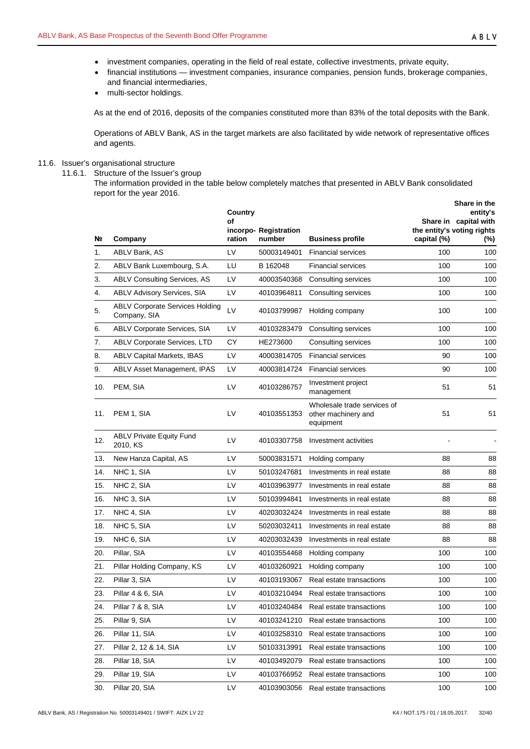- investment companies, operating in the field of real estate, collective investments, private equity,
- financial institutions — investment companies, insurance companies, pension funds, brokerage companies, and financial intermediaries,
- multi-sector holdings.

As at the end of 2016, deposits of the companies constituted more than 83% of the total deposits with the Bank.

Operations of ABLV Bank, AS in the target markets are also facilitated by wide network of representative offices and agents.

## 11.6. Issuer's organisational structure

### 11.6.1. Structure of the Issuer's group

The information provided in the table below completely matches that presented in ABLV Bank consolidated report for the year 2016.

| № | Company | Country of incorporation | Registration number | Business profile | Share in the entity's capital (%) | Share in the entity's capital with voting rights (%) |
|---|---|---|---|---|---|---|
| 1. | ABLV Bank, AS | LV | 50003149401 | Financial services | 100 | 100 |
| 2. | ABLV Bank Luxembourg, S.A. | LU | B 162048 | Financial services | 100 | 100 |
| 3. | ABLV Consulting Services, AS | LV | 40003540368 | Consulting services | 100 | 100 |
| 4. | ABLV Advisory Services, SIA | LV | 40103964811 | Consulting services | 100 | 100 |
| 5. | ABLV Corporate Services Holding Company, SIA | LV | 40103799987 | Holding company | 100 | 100 |
| 6. | ABLV Corporate Services, SIA | LV | 40103283479 | Consulting services | 100 | 100 |
| 7. | ABLV Corporate Services, LTD | CY | HE273600 | Consulting services | 100 | 100 |
| 8. | ABLV Capital Markets, IBAS | LV | 40003814705 | Financial services | 90 | 100 |
| 9. | ABLV Asset Management, IPAS | LV | 40003814724 | Financial services | 90 | 100 |
| 10. | PEM, SIA | LV | 40103286757 | Investment project management | 51 | 51 |
| 11. | PEM 1, SIA | LV | 40103551353 | Wholesale trade services of other machinery and equipment | 51 | 51 |
| 12. | ABLV Private Equity Fund 2010, KS | LV | 40103307758 | Investment activities | - | - |
| 13. | New Hanza Capital, AS | LV | 50003831571 | Holding company | 88 | 88 |
| 14. | NHC 1, SIA | LV | 50103247681 | Investments in real estate | 88 | 88 |
| 15. | NHC 2, SIA | LV | 40103963977 | Investments in real estate | 88 | 88 |
| 16. | NHC 3, SIA | LV | 50103994841 | Investments in real estate | 88 | 88 |
| 17. | NHC 4, SIA | LV | 40203032424 | Investments in real estate | 88 | 88 |
| 18. | NHC 5, SIA | LV | 50203032411 | Investments in real estate | 88 | 88 |
| 19. | NHC 6, SIA | LV | 40203032439 | Investments in real estate | 88 | 88 |
| 20. | Pillar, SIA | LV | 40103554468 | Holding company | 100 | 100 |
| 21. | Pillar Holding Company, KS | LV | 40103260921 | Holding company | 100 | 100 |
| 22. | Pillar 3, SIA | LV | 40103193067 | Real estate transactions | 100 | 100 |
| 23. | Pillar 4 & 6, SIA | LV | 40103210494 | Real estate transactions | 100 | 100 |
| 24. | Pillar 7 & 8, SIA | LV | 40103240484 | Real estate transactions | 100 | 100 |
| 25. | Pillar 9, SIA | LV | 40103241210 | Real estate transactions | 100 | 100 |
| 26. | Pillar 11, SIA | LV | 40103258310 | Real estate transactions | 100 | 100 |
| 27. | Pillar 2, 12 & 14, SIA | LV | 50103313991 | Real estate transactions | 100 | 100 |
| 28. | Pillar 18, SIA | LV | 40103492079 | Real estate transactions | 100 | 100 |
| 29. | Pillar 19, SIA | LV | 40103766952 | Real estate transactions | 100 | 100 |
| 30. | Pillar 20, SIA | LV | 40103903056 | Real estate transactions | 100 | 100 |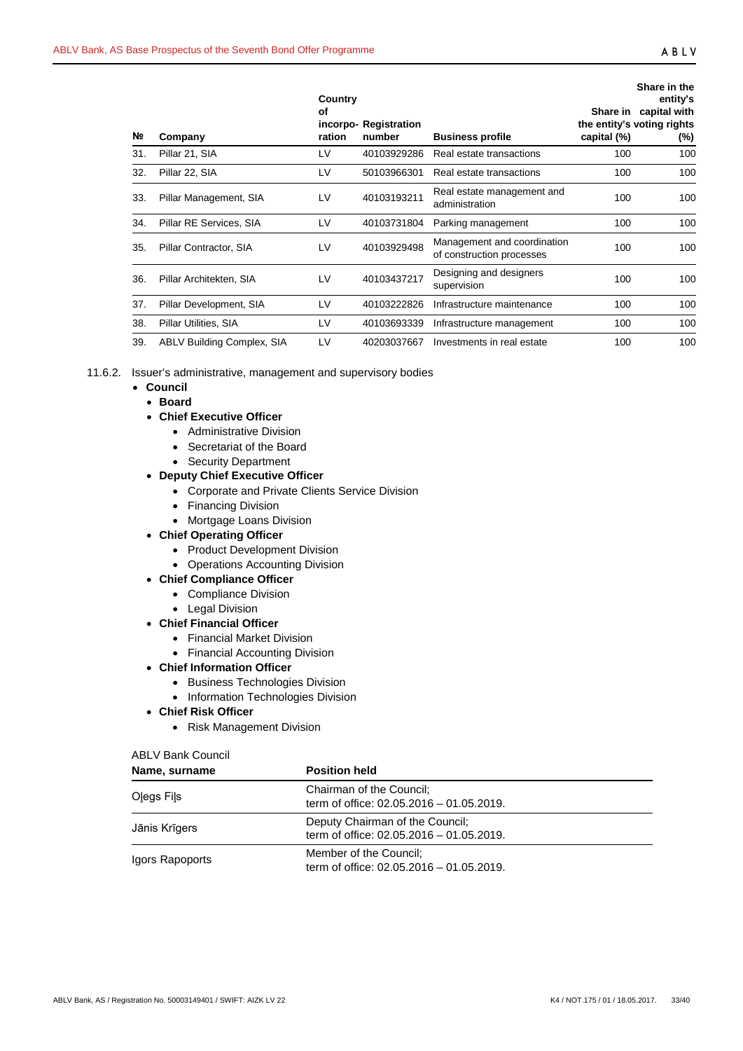| № | Company | Country of incorporation | Registration number | Business profile | Share in the entity's capital (%) | Share in the entity's capital with voting rights (%) |
|---|---|---|---|---|---|---|
| 31. | Pillar 21, SIA | LV | 40103929286 | Real estate transactions | 100 | 100 |
| 32. | Pillar 22, SIA | LV | 50103966301 | Real estate transactions | 100 | 100 |
| 33. | Pillar Management, SIA | LV | 40103193211 | Real estate management and administration | 100 | 100 |
| 34. | Pillar RE Services, SIA | LV | 40103731804 | Parking management | 100 | 100 |
| 35. | Pillar Contractor, SIA | LV | 40103929498 | Management and coordination of construction processes | 100 | 100 |
| 36. | Pillar Architekten, SIA | LV | 40103437217 | Designing and designers supervision | 100 | 100 |
| 37. | Pillar Development, SIA | LV | 40103222826 | Infrastructure maintenance | 100 | 100 |
| 38. | Pillar Utilities, SIA | LV | 40103693339 | Infrastructure management | 100 | 100 |
| 39. | ABLV Building Complex, SIA | LV | 40203037667 | Investments in real estate | 100 | 100 |

11.6.2. Issuer's administrative, management and supervisory bodies

- **Council**
  - **Board**
  - **Chief Executive Officer**
    - Administrative Division
    - Secretariat of the Board
    - Security Department
  - **Deputy Chief Executive Officer**
    - Corporate and Private Clients Service Division
    - Financing Division
    - Mortgage Loans Division
  - **Chief Operating Officer**
    - Product Development Division
    - Operations Accounting Division
  - **Chief Compliance Officer**
    - Compliance Division
    - Legal Division
  - **Chief Financial Officer**
    - Financial Market Division
    - Financial Accounting Division
  - **Chief Information Officer**
    - Business Technologies Division
    - Information Technologies Division
  - **Chief Risk Officer**
    - Risk Management Division

ABLV Bank Council

| Name, surname | Position held |
|---|---|
| Oļegs Fiļs | Chairman of the Council; term of office: 02.05.2016 – 01.05.2019. |
| Jānis Krīgers | Deputy Chairman of the Council; term of office: 02.05.2016 – 01.05.2019. |
| Igors Rapoports | Member of the Council; term of office: 02.05.2016 – 01.05.2019. |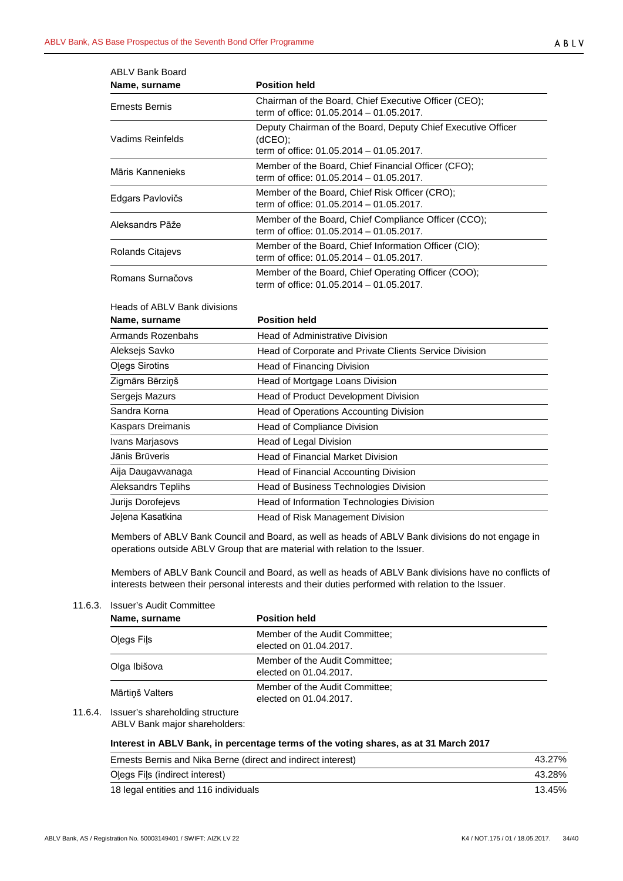ABLV Bank Board

| Name, surname | Position held |
|---|---|
| Ernests Bernis | Chairman of the Board, Chief Executive Officer (CEO); term of office: 01.05.2014 – 01.05.2017. |
| Vadims Reinfelds | Deputy Chairman of the Board, Deputy Chief Executive Officer (dCEO); term of office: 01.05.2014 – 01.05.2017. |
| Māris Kannenieks | Member of the Board, Chief Financial Officer (CFO); term of office: 01.05.2014 – 01.05.2017. |
| Edgars Pavlovičs | Member of the Board, Chief Risk Officer (CRO); term of office: 01.05.2014 – 01.05.2017. |
| Aleksandrs Pāže | Member of the Board, Chief Compliance Officer (CCO); term of office: 01.05.2014 – 01.05.2017. |
| Rolands Citajevs | Member of the Board, Chief Information Officer (CIO); term of office: 01.05.2014 – 01.05.2017. |
| Romans Surnačovs | Member of the Board, Chief Operating Officer (COO); term of office: 01.05.2014 – 01.05.2017. |

Heads of ABLV Bank divisions

| Name, surname | Position held |
|---|---|
| Armands Rozenbahs | Head of Administrative Division |
| Aleksejs Savko | Head of Corporate and Private Clients Service Division |
| Oļegs Sirotins | Head of Financing Division |
| Zigmārs Bērziņš | Head of Mortgage Loans Division |
| Sergejs Mazurs | Head of Product Development Division |
| Sandra Korna | Head of Operations Accounting Division |
| Kaspars Dreimanis | Head of Compliance Division |
| Ivans Marjasovs | Head of Legal Division |
| Jānis Brūveris | Head of Financial Market Division |
| Aija Daugavvanaga | Head of Financial Accounting Division |
| Aleksandrs Teplihs | Head of Business Technologies Division |
| Jurijs Dorofejevs | Head of Information Technologies Division |
| Jeļena Kasatkina | Head of Risk Management Division |

Members of ABLV Bank Council and Board, as well as heads of ABLV Bank divisions do not engage in operations outside ABLV Group that are material with relation to the Issuer.

Members of ABLV Bank Council and Board, as well as heads of ABLV Bank divisions have no conflicts of interests between their personal interests and their duties performed with relation to the Issuer.

11.6.3. Issuer's Audit Committee

| Name, surname | Position held |
|---|---|
| Oļegs Fiļs | Member of the Audit Committee; elected on 01.04.2017. |
| Olga Ibišova | Member of the Audit Committee; elected on 01.04.2017. |
| Mārtiņš Valters | Member of the Audit Committee; elected on 01.04.2017. |

11.6.4. Issuer's shareholding structure

ABLV Bank major shareholders:

**Interest in ABLV Bank, in percentage terms of the voting shares, as at 31 March 2017**

| | |
|---|---|
| Ernests Bernis and Nika Berne (direct and indirect interest) | 43.27% |
| Oļegs Fiļs (indirect interest) | 43.28% |
| 18 legal entities and 116 individuals | 13.45% |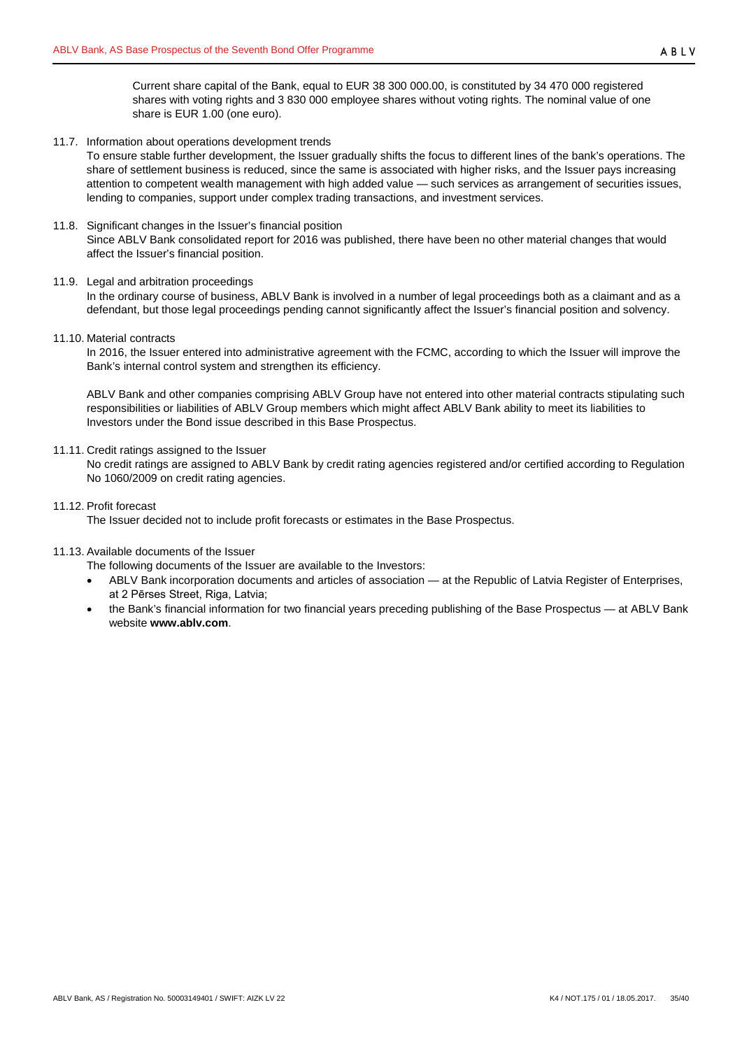Current share capital of the Bank, equal to EUR 38 300 000.00, is constituted by 34 470 000 registered shares with voting rights and 3 830 000 employee shares without voting rights. The nominal value of one share is EUR 1.00 (one euro).

11.7. Information about operations development trends

To ensure stable further development, the Issuer gradually shifts the focus to different lines of the bank's operations. The share of settlement business is reduced, since the same is associated with higher risks, and the Issuer pays increasing attention to competent wealth management with high added value — such services as arrangement of securities issues, lending to companies, support under complex trading transactions, and investment services.

11.8. Significant changes in the Issuer's financial position

Since ABLV Bank consolidated report for 2016 was published, there have been no other material changes that would affect the Issuer's financial position.

11.9. Legal and arbitration proceedings

In the ordinary course of business, ABLV Bank is involved in a number of legal proceedings both as a claimant and as a defendant, but those legal proceedings pending cannot significantly affect the Issuer's financial position and solvency.

11.10. Material contracts

In 2016, the Issuer entered into administrative agreement with the FCMC, according to which the Issuer will improve the Bank's internal control system and strengthen its efficiency.

ABLV Bank and other companies comprising ABLV Group have not entered into other material contracts stipulating such responsibilities or liabilities of ABLV Group members which might affect ABLV Bank ability to meet its liabilities to Investors under the Bond issue described in this Base Prospectus.

11.11. Credit ratings assigned to the Issuer

No credit ratings are assigned to ABLV Bank by credit rating agencies registered and/or certified according to Regulation No 1060/2009 on credit rating agencies.

11.12. Profit forecast

The Issuer decided not to include profit forecasts or estimates in the Base Prospectus.

11.13. Available documents of the Issuer

The following documents of the Issuer are available to the Investors:

- ABLV Bank incorporation documents and articles of association — at the Republic of Latvia Register of Enterprises, at 2 Pērses Street, Riga, Latvia;
- the Bank's financial information for two financial years preceding publishing of the Base Prospectus — at ABLV Bank website **www.ablv.com**.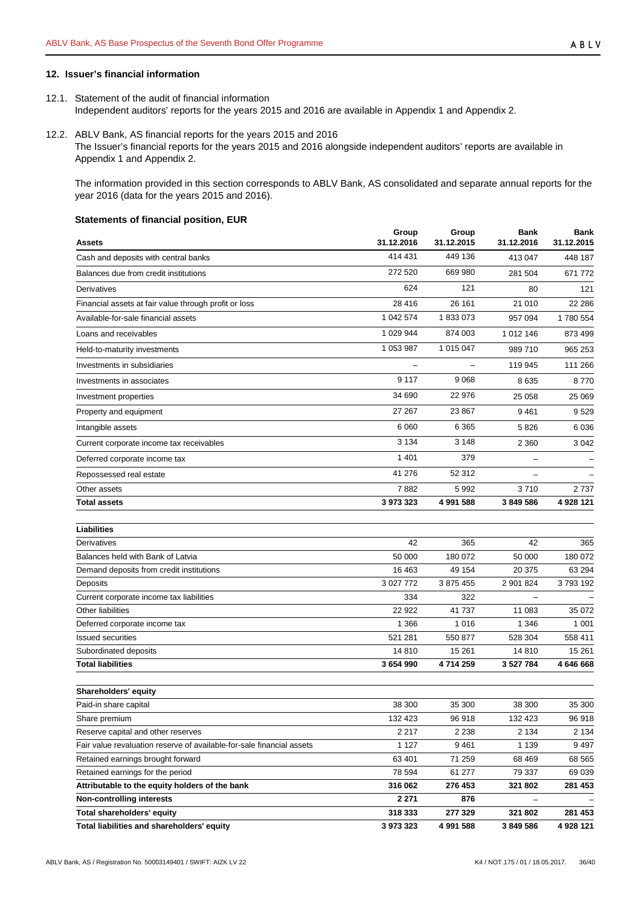## 12. Issuer's financial information

12.1. Statement of the audit of financial information

Independent auditors' reports for the years 2015 and 2016 are available in Appendix 1 and Appendix 2.

12.2. ABLV Bank, AS financial reports for the years 2015 and 2016

The Issuer's financial reports for the years 2015 and 2016 alongside independent auditors' reports are available in Appendix 1 and Appendix 2.

The information provided in this section corresponds to ABLV Bank, AS consolidated and separate annual reports for the year 2016 (data for the years 2015 and 2016).

### Statements of financial position, EUR

| Assets | Group 31.12.2016 | Group 31.12.2015 | Bank 31.12.2016 | Bank 31.12.2015 |
|---|---|---|---|---|
| Cash and deposits with central banks | 414 431 | 449 136 | 413 047 | 448 187 |
| Balances due from credit institutions | 272 520 | 669 980 | 281 504 | 671 772 |
| Derivatives | 624 | 121 | 80 | 121 |
| Financial assets at fair value through profit or loss | 28 416 | 26 161 | 21 010 | 22 286 |
| Available-for-sale financial assets | 1 042 574 | 1 833 073 | 957 094 | 1 780 554 |
| Loans and receivables | 1 029 944 | 874 003 | 1 012 146 | 873 499 |
| Held-to-maturity investments | 1 053 987 | 1 015 047 | 989 710 | 965 253 |
| Investments in subsidiaries | – | – | 119 945 | 111 266 |
| Investments in associates | 9 117 | 9 068 | 8 635 | 8 770 |
| Investment properties | 34 690 | 22 976 | 25 058 | 25 069 |
| Property and equipment | 27 267 | 23 867 | 9 461 | 9 529 |
| Intangible assets | 6 060 | 6 365 | 5 826 | 6 036 |
| Current corporate income tax receivables | 3 134 | 3 148 | 2 360 | 3 042 |
| Deferred corporate income tax | 1 401 | 379 | – | – |
| Repossessed real estate | 41 276 | 52 312 | – | – |
| Other assets | 7 882 | 5 992 | 3 710 | 2 737 |
| **Total assets** | **3 973 323** | **4 991 588** | **3 849 586** | **4 928 121** |
| **Liabilities** | | | | |
| Derivatives | 42 | 365 | 42 | 365 |
| Balances held with Bank of Latvia | 50 000 | 180 072 | 50 000 | 180 072 |
| Demand deposits from credit institutions | 16 463 | 49 154 | 20 375 | 63 294 |
| Deposits | 3 027 772 | 3 875 455 | 2 901 824 | 3 793 192 |
| Current corporate income tax liabilities | 334 | 322 | – | – |
| Other liabilities | 22 922 | 41 737 | 11 083 | 35 072 |
| Deferred corporate income tax | 1 366 | 1 016 | 1 346 | 1 001 |
| Issued securities | 521 281 | 550 877 | 528 304 | 558 411 |
| Subordinated deposits | 14 810 | 15 261 | 14 810 | 15 261 |
| **Total liabilities** | **3 654 990** | **4 714 259** | **3 527 784** | **4 646 668** |
| **Shareholders' equity** | | | | |
| Paid-in share capital | 38 300 | 35 300 | 38 300 | 35 300 |
| Share premium | 132 423 | 96 918 | 132 423 | 96 918 |
| Reserve capital and other reserves | 2 217 | 2 238 | 2 134 | 2 134 |
| Fair value revaluation reserve of available-for-sale financial assets | 1 127 | 9 461 | 1 139 | 9 497 |
| Retained earnings brought forward | 63 401 | 71 259 | 68 469 | 68 565 |
| Retained earnings for the period | 78 594 | 61 277 | 79 337 | 69 039 |
| **Attributable to the equity holders of the bank** | **316 062** | **276 453** | **321 802** | **281 453** |
| **Non-controlling interests** | **2 271** | **876** | – | – |
| **Total shareholders' equity** | **318 333** | **277 329** | **321 802** | **281 453** |
| **Total liabilities and shareholders' equity** | **3 973 323** | **4 991 588** | **3 849 586** | **4 928 121** |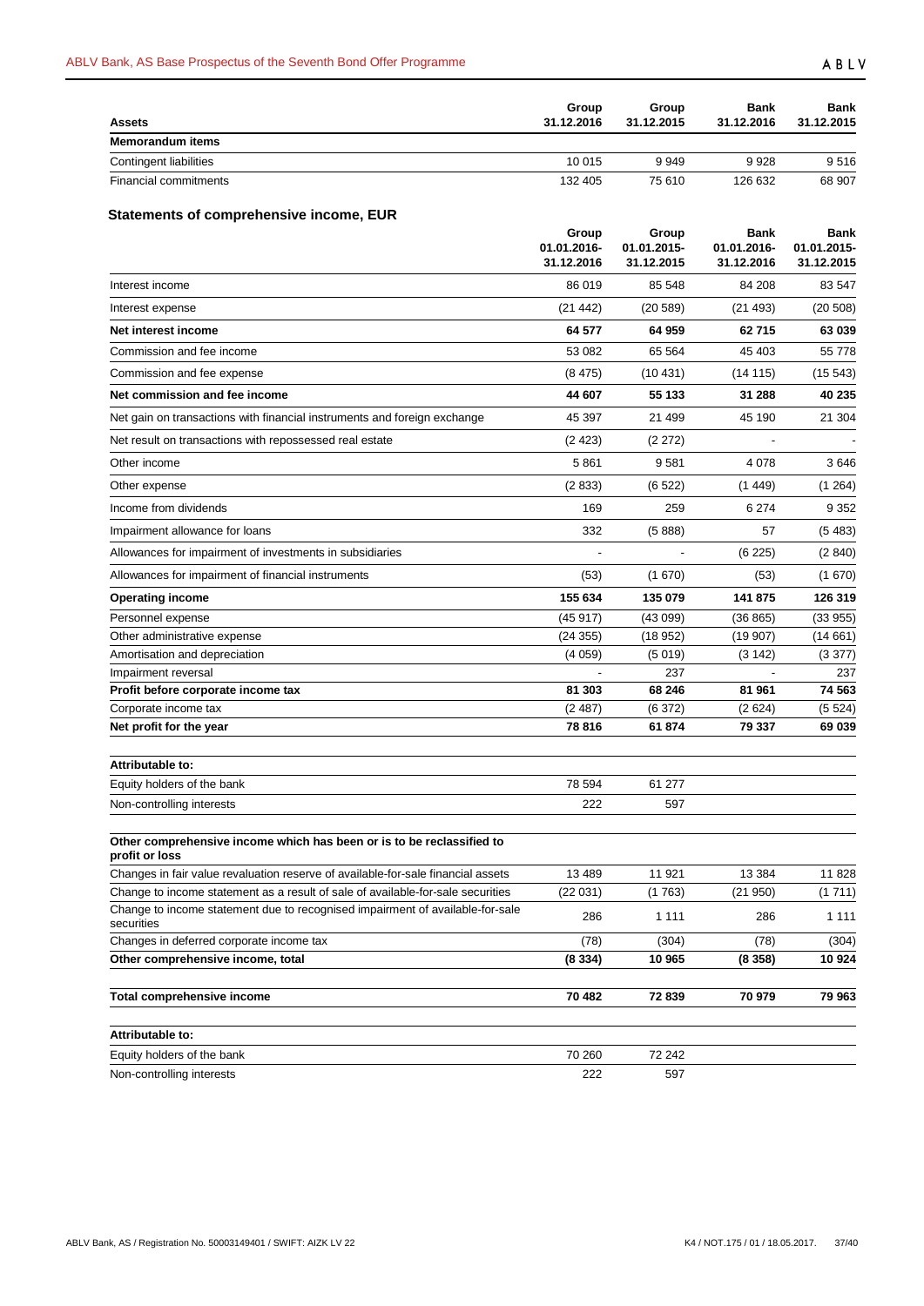| Assets | Group 31.12.2016 | Group 31.12.2015 | Bank 31.12.2016 | Bank 31.12.2015 |
|---|---|---|---|---|
| **Memorandum items** | | | | |
| Contingent liabilities | 10 015 | 9 949 | 9 928 | 9 516 |
| Financial commitments | 132 405 | 75 610 | 126 632 | 68 907 |

## Statements of comprehensive income, EUR

| | Group 01.01.2016-31.12.2016 | Group 01.01.2015-31.12.2015 | Bank 01.01.2016-31.12.2016 | Bank 01.01.2015-31.12.2015 |
|---|---|---|---|---|
| Interest income | 86 019 | 85 548 | 84 208 | 83 547 |
| Interest expense | (21 442) | (20 589) | (21 493) | (20 508) |
| **Net interest income** | **64 577** | **64 959** | **62 715** | **63 039** |
| Commission and fee income | 53 082 | 65 564 | 45 403 | 55 778 |
| Commission and fee expense | (8 475) | (10 431) | (14 115) | (15 543) |
| **Net commission and fee income** | **44 607** | **55 133** | **31 288** | **40 235** |
| Net gain on transactions with financial instruments and foreign exchange | 45 397 | 21 499 | 45 190 | 21 304 |
| Net result on transactions with repossessed real estate | (2 423) | (2 272) | - | - |
| Other income | 5 861 | 9 581 | 4 078 | 3 646 |
| Other expense | (2 833) | (6 522) | (1 449) | (1 264) |
| Income from dividends | 169 | 259 | 6 274 | 9 352 |
| Impairment allowance for loans | 332 | (5 888) | 57 | (5 483) |
| Allowances for impairment of investments in subsidiaries | - | - | (6 225) | (2 840) |
| Allowances for impairment of financial instruments | (53) | (1 670) | (53) | (1 670) |
| **Operating income** | **155 634** | **135 079** | **141 875** | **126 319** |
| Personnel expense | (45 917) | (43 099) | (36 865) | (33 955) |
| Other administrative expense | (24 355) | (18 952) | (19 907) | (14 661) |
| Amortisation and depreciation | (4 059) | (5 019) | (3 142) | (3 377) |
| Impairment reversal | - | 237 | - | 237 |
| **Profit before corporate income tax** | **81 303** | **68 246** | **81 961** | **74 563** |
| Corporate income tax | (2 487) | (6 372) | (2 624) | (5 524) |
| **Net profit for the year** | **78 816** | **61 874** | **79 337** | **69 039** |
| | | | | |
| **Attributable to:** | | | | |
| Equity holders of the bank | 78 594 | 61 277 | | |
| Non-controlling interests | 222 | 597 | | |
| | | | | |
| **Other comprehensive income which has been or is to be reclassified to profit or loss** | | | | |
| Changes in fair value revaluation reserve of available-for-sale financial assets | 13 489 | 11 921 | 13 384 | 11 828 |
| Change to income statement as a result of sale of available-for-sale securities | (22 031) | (1 763) | (21 950) | (1 711) |
| Change to income statement due to recognised impairment of available-for-sale securities | 286 | 1 111 | 286 | 1 111 |
| Changes in deferred corporate income tax | (78) | (304) | (78) | (304) |
| **Other comprehensive income, total** | **(8 334)** | **10 965** | **(8 358)** | **10 924** |
| | | | | |
| **Total comprehensive income** | **70 482** | **72 839** | **70 979** | **79 963** |
| | | | | |
| **Attributable to:** | | | | |
| Equity holders of the bank | 70 260 | 72 242 | | |
| Non-controlling interests | 222 | 597 | | |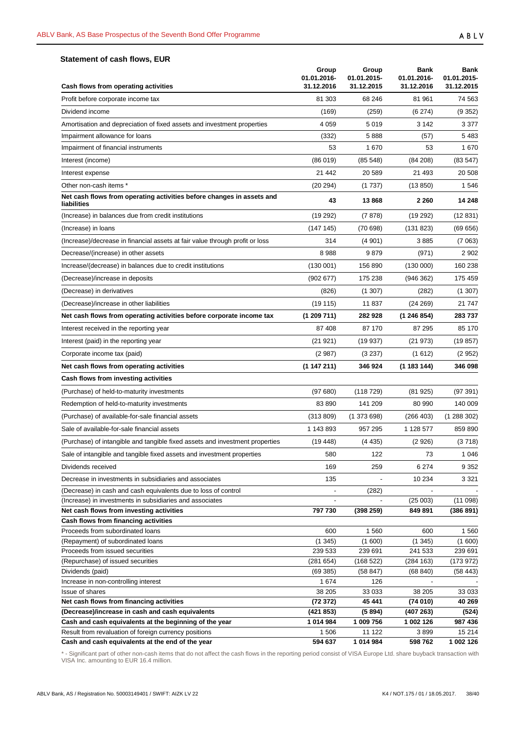### Statement of cash flows, EUR

| Cash flows from operating activities | Group 01.01.2016-31.12.2016 | Group 01.01.2015-31.12.2015 | Bank 01.01.2016-31.12.2016 | Bank 01.01.2015-31.12.2015 |
|---|---|---|---|---|
| Profit before corporate income tax | 81 303 | 68 246 | 81 961 | 74 563 |
| Dividend income | (169) | (259) | (6 274) | (9 352) |
| Amortisation and depreciation of fixed assets and investment properties | 4 059 | 5 019 | 3 142 | 3 377 |
| Impairment allowance for loans | (332) | 5 888 | (57) | 5 483 |
| Impairment of financial instruments | 53 | 1 670 | 53 | 1 670 |
| Interest (income) | (86 019) | (85 548) | (84 208) | (83 547) |
| Interest expense | 21 442 | 20 589 | 21 493 | 20 508 |
| Other non-cash items * | (20 294) | (1 737) | (13 850) | 1 546 |
| **Net cash flows from operating activities before changes in assets and liabilities** | **43** | **13 868** | **2 260** | **14 248** |
| (Increase) in balances due from credit institutions | (19 292) | (7 878) | (19 292) | (12 831) |
| (Increase) in loans | (147 145) | (70 698) | (131 823) | (69 656) |
| (Increase)/decrease in financial assets at fair value through profit or loss | 314 | (4 901) | 3 885 | (7 063) |
| Decrease/(increase) in other assets | 8 988 | 9 879 | (971) | 2 902 |
| Increase/(decrease) in balances due to credit institutions | (130 001) | 156 890 | (130 000) | 160 238 |
| (Decrease)/increase in deposits | (902 677) | 175 238 | (946 362) | 175 459 |
| (Decrease) in derivatives | (826) | (1 307) | (282) | (1 307) |
| (Decrease)/increase in other liabilities | (19 115) | 11 837 | (24 269) | 21 747 |
| **Net cash flows from operating activities before corporate income tax** | **(1 209 711)** | **282 928** | **(1 246 854)** | **283 737** |
| Interest received in the reporting year | 87 408 | 87 170 | 87 295 | 85 170 |
| Interest (paid) in the reporting year | (21 921) | (19 937) | (21 973) | (19 857) |
| Corporate income tax (paid) | (2 987) | (3 237) | (1 612) | (2 952) |
| **Net cash flows from operating activities** | **(1 147 211)** | **346 924** | **(1 183 144)** | **346 098** |
| **Cash flows from investing activities** | | | | |
| (Purchase) of held-to-maturity investments | (97 680) | (118 729) | (81 925) | (97 391) |
| Redemption of held-to-maturity investments | 83 890 | 141 209 | 80 990 | 140 009 |
| (Purchase) of available-for-sale financial assets | (313 809) | (1 373 698) | (266 403) | (1 288 302) |
| Sale of available-for-sale financial assets | 1 143 893 | 957 295 | 1 128 577 | 859 890 |
| (Purchase) of intangible and tangible fixed assets and investment properties | (19 448) | (4 435) | (2 926) | (3 718) |
| Sale of intangible and tangible fixed assets and investment properties | 580 | 122 | 73 | 1 046 |
| Dividends received | 169 | 259 | 6 274 | 9 352 |
| Decrease in investments in subsidiaries and associates | 135 | - | 10 234 | 3 321 |
| (Decrease) in cash and cash equivalents due to loss of control | - | (282) | - | - |
| (Increase) in investments in subsidiaries and associates | - | - | (25 003) | (11 098) |
| **Net cash flows from investing activities** | **797 730** | **(398 259)** | **849 891** | **(386 891)** |
| **Cash flows from financing activities** | | | | |
| Proceeds from subordinated loans | 600 | 1 560 | 600 | 1 560 |
| (Repayment) of subordinated loans | (1 345) | (1 600) | (1 345) | (1 600) |
| Proceeds from issued securities | 239 533 | 239 691 | 241 533 | 239 691 |
| (Repurchase) of issued securities | (281 654) | (168 522) | (284 163) | (173 972) |
| Dividends (paid) | (69 385) | (58 847) | (68 840) | (58 443) |
| Increase in non-controlling interest | 1 674 | 126 | - | - |
| Issue of shares | 38 205 | 33 033 | 38 205 | 33 033 |
| **Net cash flows from financing activities** | **(72 372)** | **45 441** | **(74 010)** | **40 269** |
| **(Decrease)/increase in cash and cash equivalents** | **(421 853)** | **(5 894)** | **(407 263)** | **(524)** |
| **Cash and cash equivalents at the beginning of the year** | **1 014 984** | **1 009 756** | **1 002 126** | **987 436** |
| Result from revaluation of foreign currency positions | 1 506 | 11 122 | 3 899 | 15 214 |
| **Cash and cash equivalents at the end of the year** | **594 637** | **1 014 984** | **598 762** | **1 002 126** |

* - Significant part of other non-cash items that do not affect the cash flows in the reporting period consist of VISA Europe Ltd. share buyback transaction with VISA Inc. amounting to EUR 16.4 million.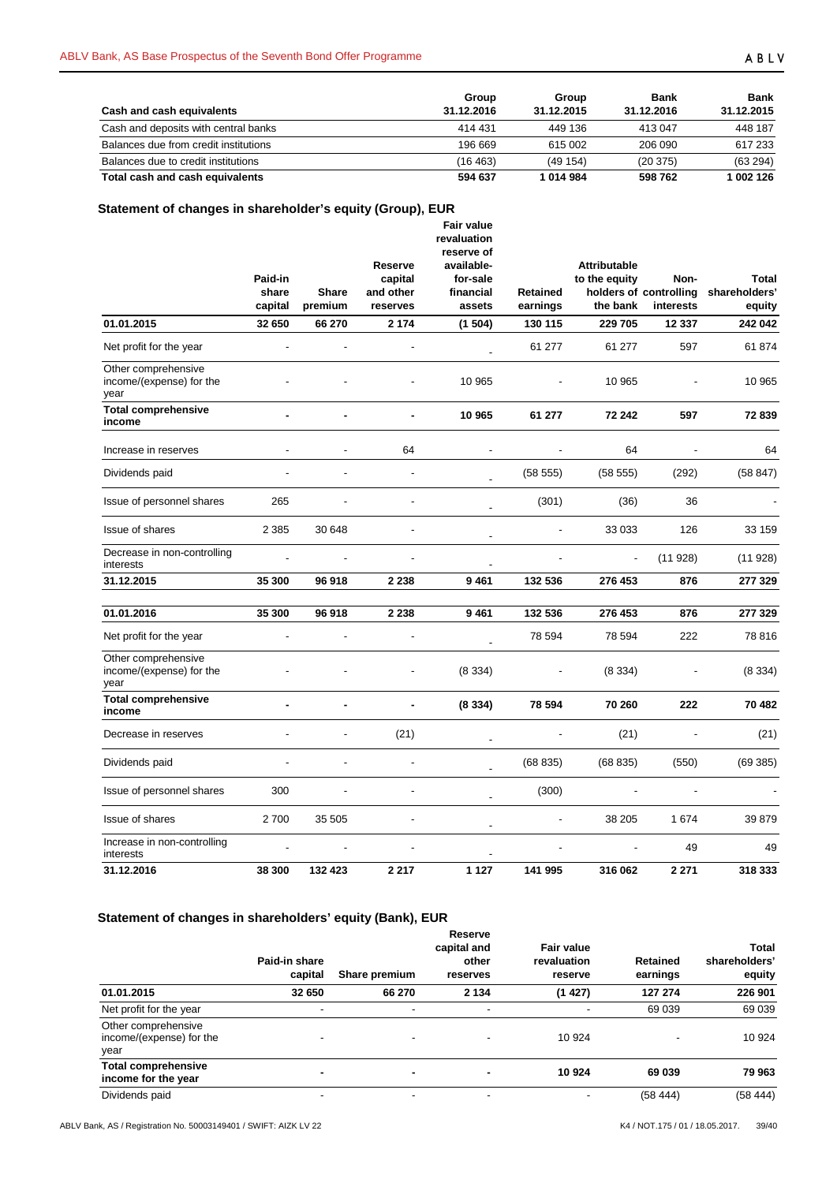| Cash and cash equivalents | Group 31.12.2016 | Group 31.12.2015 | Bank 31.12.2016 | Bank 31.12.2015 |
|---|---|---|---|---|
| Cash and deposits with central banks | 414 431 | 449 136 | 413 047 | 448 187 |
| Balances due from credit institutions | 196 669 | 615 002 | 206 090 | 617 233 |
| Balances due to credit institutions | (16 463) | (49 154) | (20 375) | (63 294) |
| **Total cash and cash equivalents** | **594 637** | **1 014 984** | **598 762** | **1 002 126** |

## Statement of changes in shareholder's equity (Group), EUR

| | Paid-in share capital | Share premium | Reserve capital and other reserves | Fair value revaluation reserve of available-for-sale financial assets | Retained earnings | Attributable to the equity holders of the bank | Non-controlling interests | Total shareholders' equity |
|---|---|---|---|---|---|---|---|---|
| **01.01.2015** | **32 650** | **66 270** | **2 174** | **(1 504)** | **130 115** | **229 705** | **12 337** | **242 042** |
| Net profit for the year | - | - | - | - | 61 277 | 61 277 | 597 | 61 874 |
| Other comprehensive income/(expense) for the year | - | - | - | 10 965 | - | 10 965 | - | 10 965 |
| **Total comprehensive income** | **-** | **-** | **-** | **10 965** | **61 277** | **72 242** | **597** | **72 839** |
| Increase in reserves | - | - | 64 | - | - | 64 | - | 64 |
| Dividends paid | - | - | - | - | (58 555) | (58 555) | (292) | (58 847) |
| Issue of personnel shares | 265 | - | - | - | (301) | (36) | 36 | - |
| Issue of shares | 2 385 | 30 648 | - | - | - | 33 033 | 126 | 33 159 |
| Decrease in non-controlling interests | - | - | - | - | - | - | (11 928) | (11 928) |
| **31.12.2015** | **35 300** | **96 918** | **2 238** | **9 461** | **132 536** | **276 453** | **876** | **277 329** |
| **01.01.2016** | **35 300** | **96 918** | **2 238** | **9 461** | **132 536** | **276 453** | **876** | **277 329** |
| Net profit for the year | - | - | - | - | 78 594 | 78 594 | 222 | 78 816 |
| Other comprehensive income/(expense) for the year | - | - | - | (8 334) | - | (8 334) | - | (8 334) |
| **Total comprehensive income** | **-** | **-** | **-** | **(8 334)** | **78 594** | **70 260** | **222** | **70 482** |
| Decrease in reserves | - | - | (21) | - | - | (21) | - | (21) |
| Dividends paid | - | - | - | - | (68 835) | (68 835) | (550) | (69 385) |
| Issue of personnel shares | 300 | - | - | - | (300) | - | - | - |
| Issue of shares | 2 700 | 35 505 | - | - | - | 38 205 | 1 674 | 39 879 |
| Increase in non-controlling interests | - | - | - | - | - | - | 49 | 49 |
| **31.12.2016** | **38 300** | **132 423** | **2 217** | **1 127** | **141 995** | **316 062** | **2 271** | **318 333** |

## Statement of changes in shareholders' equity (Bank), EUR

| | Paid-in share capital | Share premium | Reserve capital and other reserves | Fair value revaluation reserve | Retained earnings | Total shareholders' equity |
|---|---|---|---|---|---|---|
| **01.01.2015** | **32 650** | **66 270** | **2 134** | **(1 427)** | **127 274** | **226 901** |
| Net profit for the year | - | - | - | - | 69 039 | 69 039 |
| Other comprehensive income/(expense) for the year | - | - | - | 10 924 | - | 10 924 |
| **Total comprehensive income for the year** | **-** | **-** | **-** | **10 924** | **69 039** | **79 963** |
| Dividends paid | - | - | - | - | (58 444) | (58 444) |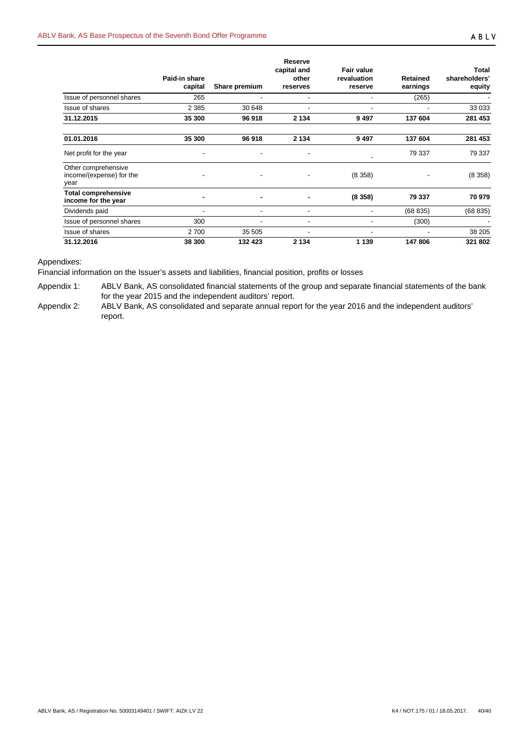| | Paid-in share capital | Share premium | Reserve capital and other reserves | Fair value revaluation reserve | Retained earnings | Total shareholders' equity |
|---|---|---|---|---|---|---|
| Issue of personnel shares | 265 | - | - | - | (265) | - |
| Issue of shares | 2 385 | 30 648 | - | - | - | 33 033 |
| **31.12.2015** | **35 300** | **96 918** | **2 134** | **9 497** | **137 604** | **281 453** |
| **01.01.2016** | **35 300** | **96 918** | **2 134** | **9 497** | **137 604** | **281 453** |
| Net profit for the year | - | - | - | - | 79 337 | 79 337 |
| Other comprehensive income/(expense) for the year | - | - | - | (8 358) | - | (8 358) |
| **Total comprehensive income for the year** | **-** | **-** | **-** | **(8 358)** | **79 337** | **70 979** |
| Dividends paid | - | - | - | - | (68 835) | (68 835) |
| Issue of personnel shares | 300 | - | - | - | (300) | - |
| Issue of shares | 2 700 | 35 505 | - | - | - | 38 205 |
| **31.12.2016** | **38 300** | **132 423** | **2 134** | **1 139** | **147 806** | **321 802** |

Appendixes:

Financial information on the Issuer's assets and liabilities, financial position, profits or losses

Appendix 1: ABLV Bank, AS consolidated financial statements of the group and separate financial statements of the bank for the year 2015 and the independent auditors' report.

Appendix 2: ABLV Bank, AS consolidated and separate annual report for the year 2016 and the independent auditors' report.